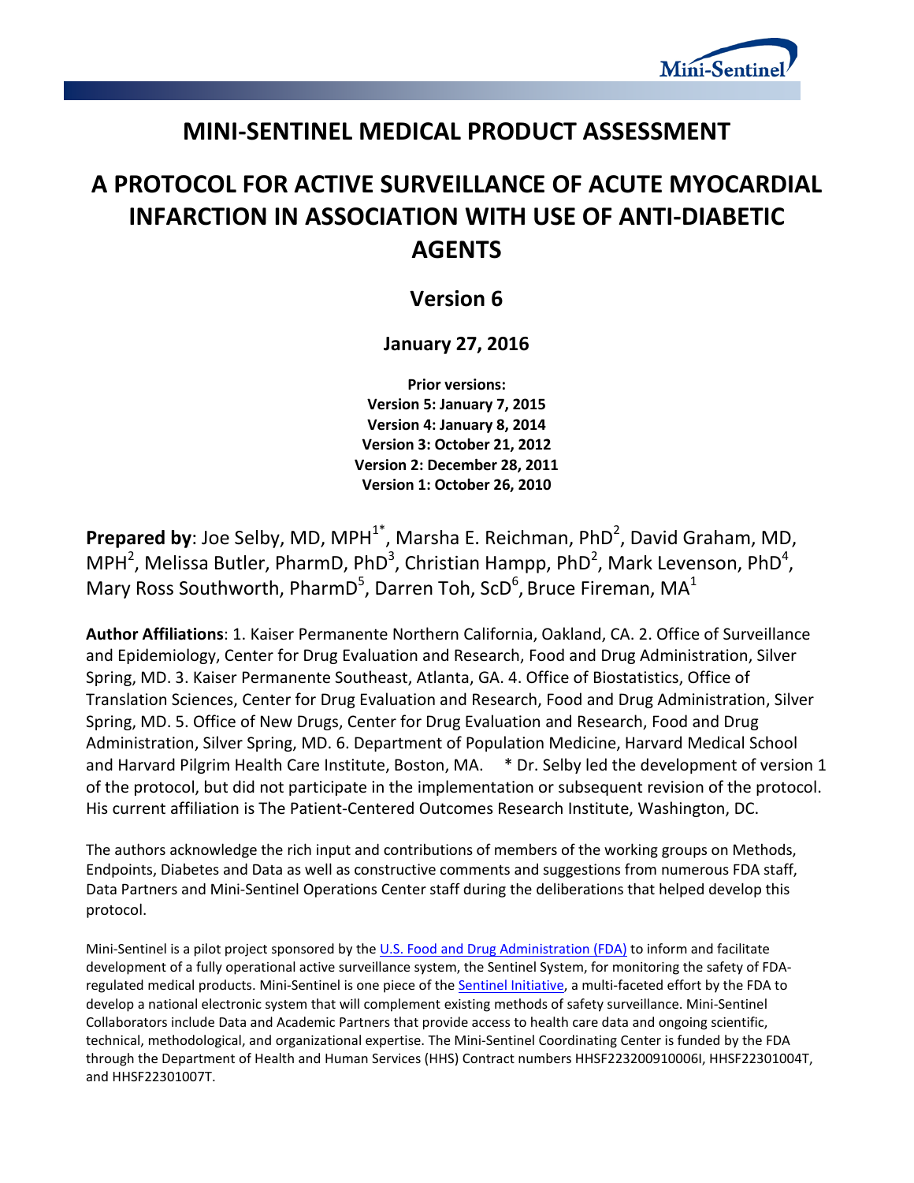# MINI-SENTINEL MEDICAL PRODUCT ASSESSMENT

# A PROTOCOL FOR ACTIVE SURVEILLANCE OF ACUTE MYOCARDIAL INFARCTION IN ASSOCIATION WITH USE OF ANTI-DIABETIC AGENTS

## Version 6

**January 27, 2016**

**Prior versions:**
**Version 5: January 7, 2015**
**Version 4: January 8, 2014**
**Version 3: October 21, 2012**
**Version 2: December 28, 2011**
**Version 1: October 26, 2010**

**Prepared by**: Joe Selby, MD, MPH[1*], Marsha E. Reichman, PhD[2], David Graham, MD, MPH[2], Melissa Butler, PharmD, PhD[3], Christian Hampp, PhD[2], Mark Levenson, PhD[4], Mary Ross Southworth, PharmD[5], Darren Toh, ScD[6], Bruce Fireman, MA[1]

**Author Affiliations**: 1. Kaiser Permanente Northern California, Oakland, CA. 2. Office of Surveillance and Epidemiology, Center for Drug Evaluation and Research, Food and Drug Administration, Silver Spring, MD. 3. Kaiser Permanente Southeast, Atlanta, GA. 4. Office of Biostatistics, Office of Translation Sciences, Center for Drug Evaluation and Research, Food and Drug Administration, Silver Spring, MD. 5. Office of New Drugs, Center for Drug Evaluation and Research, Food and Drug Administration, Silver Spring, MD. 6. Department of Population Medicine, Harvard Medical School and Harvard Pilgrim Health Care Institute, Boston, MA. * Dr. Selby led the development of version 1 of the protocol, but did not participate in the implementation or subsequent revision of the protocol. His current affiliation is The Patient-Centered Outcomes Research Institute, Washington, DC.

The authors acknowledge the rich input and contributions of members of the working groups on Methods, Endpoints, Diabetes and Data as well as constructive comments and suggestions from numerous FDA staff, Data Partners and Mini-Sentinel Operations Center staff during the deliberations that helped develop this protocol.

Mini-Sentinel is a pilot project sponsored by the U.S. Food and Drug Administration (FDA) to inform and facilitate development of a fully operational active surveillance system, the Sentinel System, for monitoring the safety of FDA-regulated medical products. Mini-Sentinel is one piece of the Sentinel Initiative, a multi-faceted effort by the FDA to develop a national electronic system that will complement existing methods of safety surveillance. Mini-Sentinel Collaborators include Data and Academic Partners that provide access to health care data and ongoing scientific, technical, methodological, and organizational expertise. The Mini-Sentinel Coordinating Center is funded by the FDA through the Department of Health and Human Services (HHS) Contract numbers HHSF223200910006I, HHSF22301004T, and HHSF22301007T.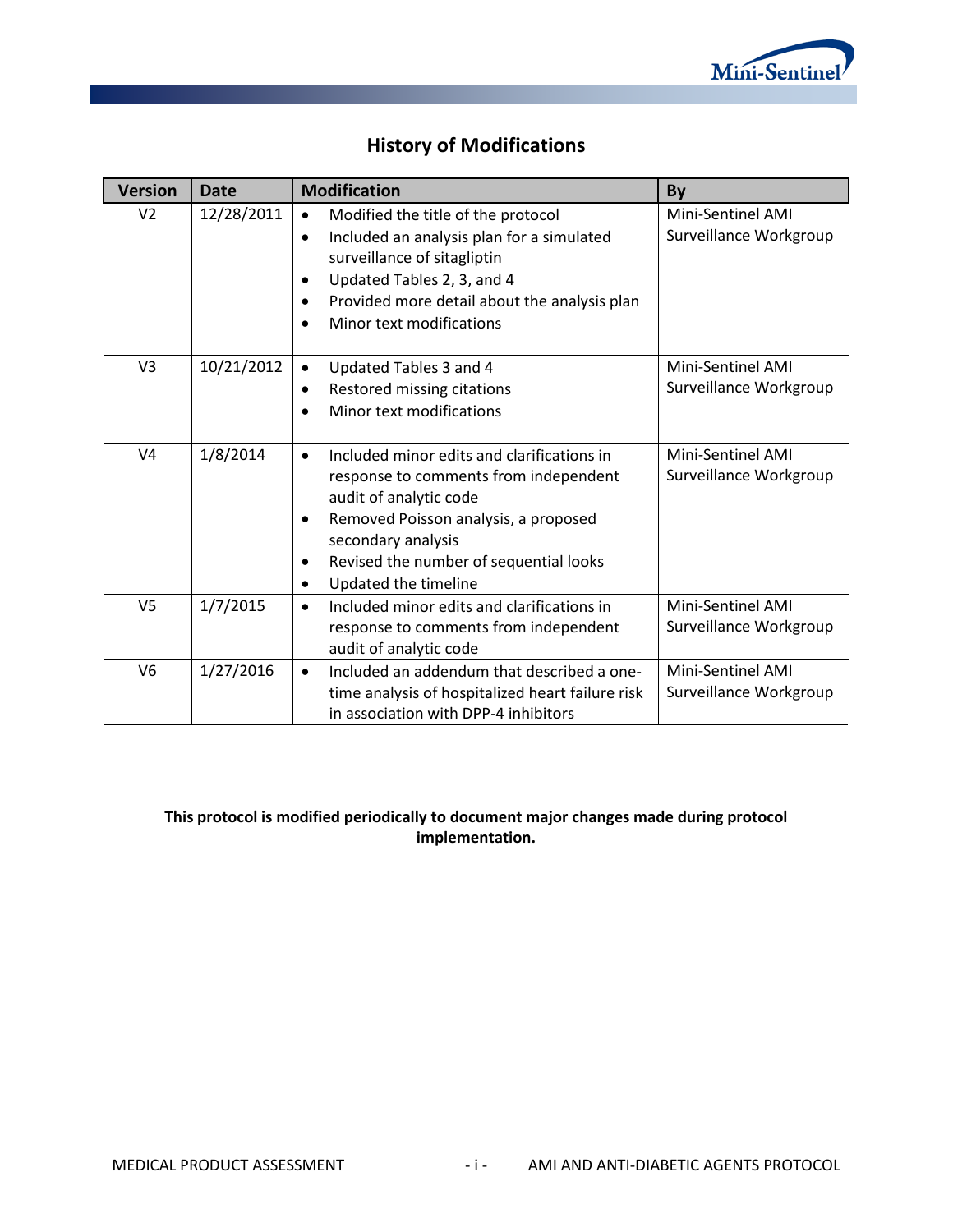## History of Modifications

| Version | Date | Modification | By |
|---|---|---|---|
| V2 | 12/28/2011 | • Modified the title of the protocol<br>• Included an analysis plan for a simulated surveillance of sitagliptin<br>• Updated Tables 2, 3, and 4<br>• Provided more detail about the analysis plan<br>• Minor text modifications | Mini-Sentinel AMI Surveillance Workgroup |
| V3 | 10/21/2012 | • Updated Tables 3 and 4<br>• Restored missing citations<br>• Minor text modifications | Mini-Sentinel AMI Surveillance Workgroup |
| V4 | 1/8/2014 | • Included minor edits and clarifications in response to comments from independent audit of analytic code<br>• Removed Poisson analysis, a proposed secondary analysis<br>• Revised the number of sequential looks<br>• Updated the timeline | Mini-Sentinel AMI Surveillance Workgroup |
| V5 | 1/7/2015 | • Included minor edits and clarifications in response to comments from independent audit of analytic code | Mini-Sentinel AMI Surveillance Workgroup |
| V6 | 1/27/2016 | • Included an addendum that described a one-time analysis of hospitalized heart failure risk in association with DPP-4 inhibitors | Mini-Sentinel AMI Surveillance Workgroup |

**This protocol is modified periodically to document major changes made during protocol implementation.**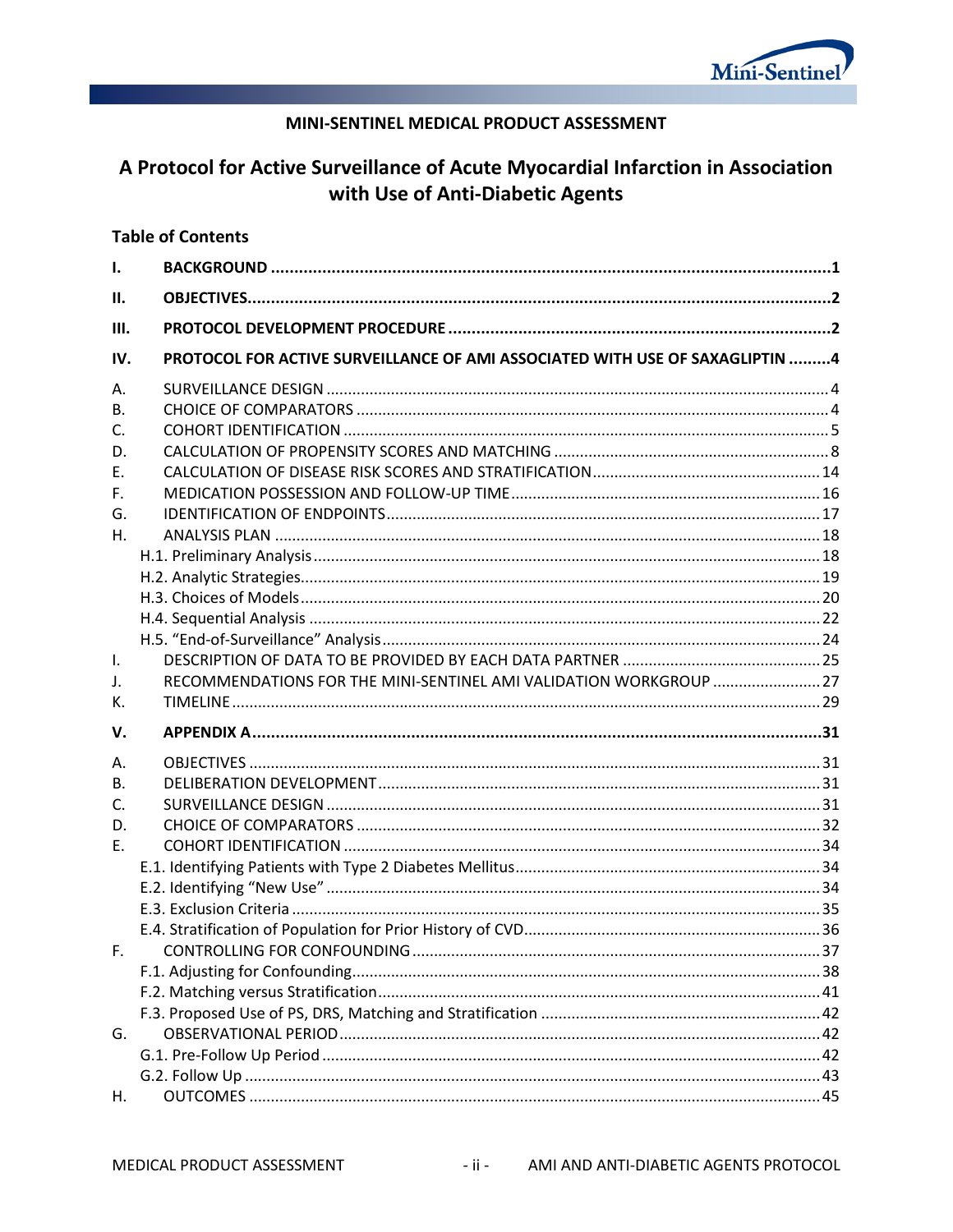**MINI-SENTINEL MEDICAL PRODUCT ASSESSMENT**

# A Protocol for Active Surveillance of Acute Myocardial Infarction in Association with Use of Anti-Diabetic Agents

## Table of Contents

**I. BACKGROUND ....................................................................................................................1**

**II. OBJECTIVES......................................................................................................................2**

**III. PROTOCOL DEVELOPMENT PROCEDURE .......................................................................2**

**IV. PROTOCOL FOR ACTIVE SURVEILLANCE OF AMI ASSOCIATED WITH USE OF SAXAGLIPTIN .........4**

A. SURVEILLANCE DESIGN ........................................................................................................4
B. CHOICE OF COMPARATORS ..................................................................................................4
C. COHORT IDENTIFICATION .....................................................................................................5
D. CALCULATION OF PROPENSITY SCORES AND MATCHING ....................................................8
E. CALCULATION OF DISEASE RISK SCORES AND STRATIFICATION .........................................14
F. MEDICATION POSSESSION AND FOLLOW-UP TIME .............................................................16
G. IDENTIFICATION OF ENDPOINTS .........................................................................................17
H. ANALYSIS PLAN ...................................................................................................................18
- H.1. Preliminary Analysis .......................................................................................................18
- H.2. Analytic Strategies..........................................................................................................19
- H.3. Choices of Models ..........................................................................................................20
- H.4. Sequential Analysis ........................................................................................................22
- H.5. "End-of-Surveillance" Analysis .......................................................................................24

I. DESCRIPTION OF DATA TO BE PROVIDED BY EACH DATA PARTNER ....................................25
J. RECOMMENDATIONS FOR THE MINI-SENTINEL AMI VALIDATION WORKGROUP ................27
K. TIMELINE ............................................................................................................................29

**V. APPENDIX A ....................................................................................................................31**

A. OBJECTIVES ........................................................................................................................31
B. DELIBERATION DEVELOPMENT ...........................................................................................31
C. SURVEILLANCE DESIGN .......................................................................................................31
D. CHOICE OF COMPARATORS ................................................................................................32
E. COHORT IDENTIFICATION ...................................................................................................34
- E.1. Identifying Patients with Type 2 Diabetes Mellitus .........................................................34
- E.2. Identifying "New Use" .....................................................................................................34
- E.3. Exclusion Criteria ...........................................................................................................35
- E.4. Stratification of Population for Prior History of CVD ......................................................36

F. CONTROLLING FOR CONFOUNDING ....................................................................................37
- F.1. Adjusting for Confounding ..............................................................................................38
- F.2. Matching versus Stratification ........................................................................................41
- F.3. Proposed Use of PS, DRS, Matching and Stratification ..................................................42

G. OBSERVATIONAL PERIOD ....................................................................................................42
- G.1. Pre-Follow Up Period .....................................................................................................42
- G.2. Follow Up .......................................................................................................................43

H. OUTCOMES .........................................................................................................................45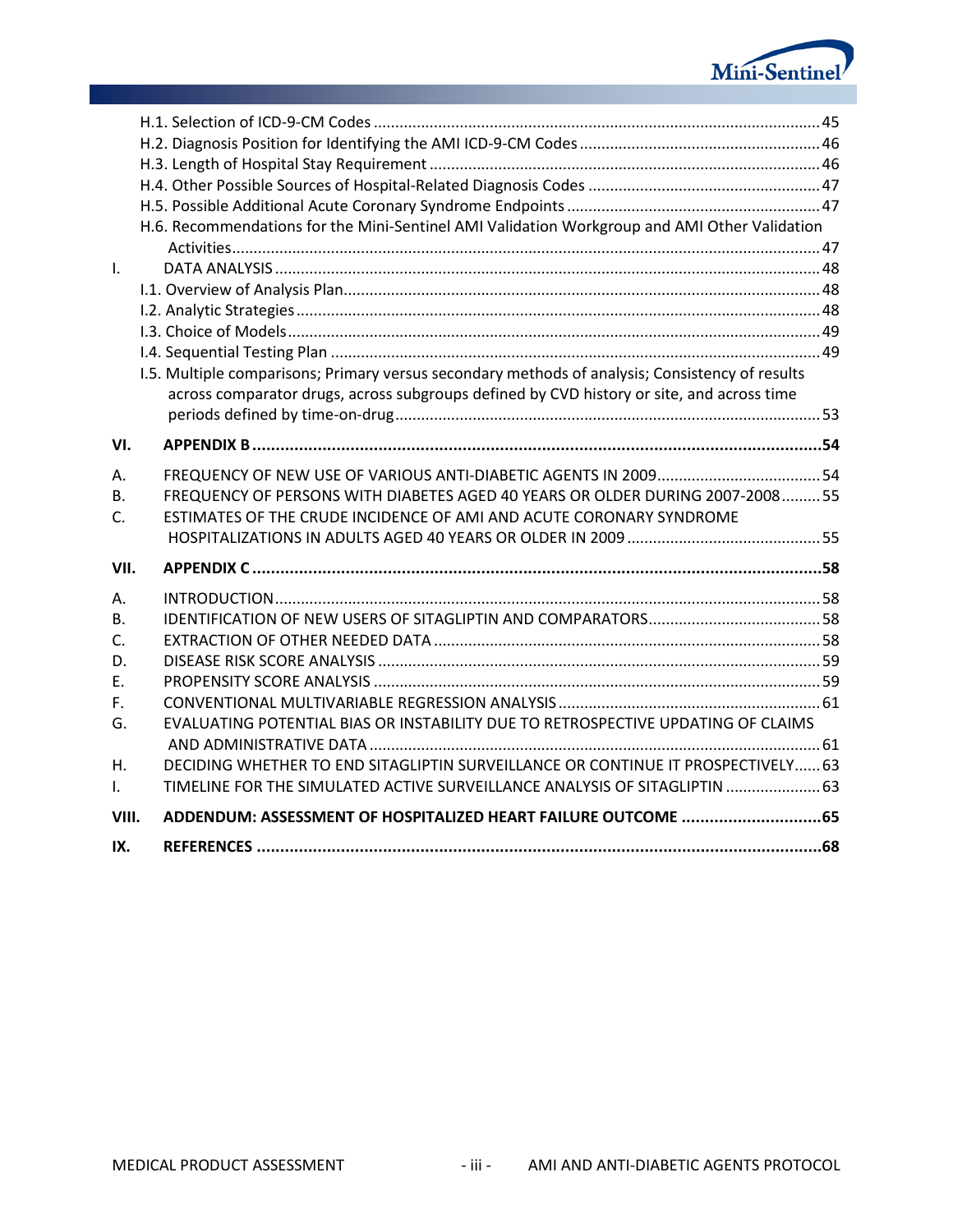H.1. Selection of ICD-9-CM Codes ........................................................................................................ 45
H.2. Diagnosis Position for Identifying the AMI ICD-9-CM Codes ........................................................ 46
H.3. Length of Hospital Stay Requirement ........................................................................................... 46
H.4. Other Possible Sources of Hospital-Related Diagnosis Codes ...................................................... 47
H.5. Possible Additional Acute Coronary Syndrome Endpoints ........................................................... 47
H.6. Recommendations for the Mini-Sentinel AMI Validation Workgroup and AMI Other Validation Activities ......................................................................................................................................... 47

I. DATA ANALYSIS .............................................................................................................................. 48
I.1. Overview of Analysis Plan ............................................................................................................. 48
I.2. Analytic Strategies ......................................................................................................................... 48
I.3. Choice of Models ........................................................................................................................... 49
I.4. Sequential Testing Plan ................................................................................................................. 49
I.5. Multiple comparisons; Primary versus secondary methods of analysis; Consistency of results across comparator drugs, across subgroups defined by CVD history or site, and across time periods defined by time-on-drug .................................................................................................. 53

**VI. APPENDIX B ............................................................................................................................. 54**

A. FREQUENCY OF NEW USE OF VARIOUS ANTI-DIABETIC AGENTS IN 2009 ...................................... 54
B. FREQUENCY OF PERSONS WITH DIABETES AGED 40 YEARS OR OLDER DURING 2007-2008 ......... 55
C. ESTIMATES OF THE CRUDE INCIDENCE OF AMI AND ACUTE CORONARY SYNDROME HOSPITALIZATIONS IN ADULTS AGED 40 YEARS OR OLDER IN 2009 ............................................. 55

**VII. APPENDIX C ............................................................................................................................ 58**

A. INTRODUCTION ............................................................................................................................. 58
B. IDENTIFICATION OF NEW USERS OF SITAGLIPTIN AND COMPARATORS ........................................ 58
C. EXTRACTION OF OTHER NEEDED DATA .......................................................................................... 58
D. DISEASE RISK SCORE ANALYSIS ....................................................................................................... 59
E. PROPENSITY SCORE ANALYSIS ........................................................................................................ 59
F. CONVENTIONAL MULTIVARIABLE REGRESSION ANALYSIS ............................................................. 61
G. EVALUATING POTENTIAL BIAS OR INSTABILITY DUE TO RETROSPECTIVE UPDATING OF CLAIMS AND ADMINISTRATIVE DATA ......................................................................................................... 61
H. DECIDING WHETHER TO END SITAGLIPTIN SURVEILLANCE OR CONTINUE IT PROSPECTIVELY ...... 63
I. TIMELINE FOR THE SIMULATED ACTIVE SURVEILLANCE ANALYSIS OF SITAGLIPTIN ...................... 63

**VIII. ADDENDUM: ASSESSMENT OF HOSPITALIZED HEART FAILURE OUTCOME .............................. 65**

**IX. REFERENCES ........................................................................................................................... 68**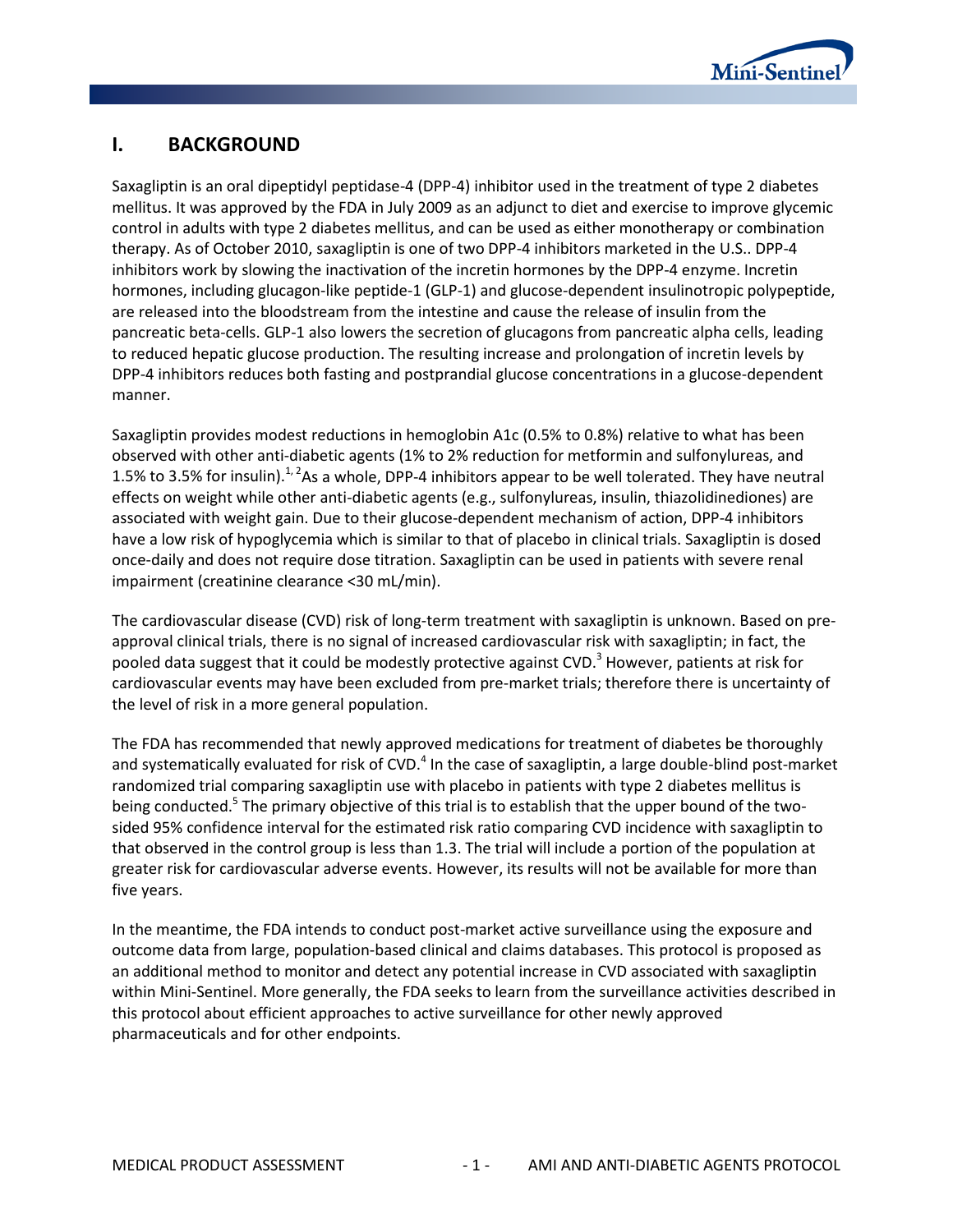# I. BACKGROUND

Saxagliptin is an oral dipeptidyl peptidase-4 (DPP-4) inhibitor used in the treatment of type 2 diabetes mellitus. It was approved by the FDA in July 2009 as an adjunct to diet and exercise to improve glycemic control in adults with type 2 diabetes mellitus, and can be used as either monotherapy or combination therapy. As of October 2010, saxagliptin is one of two DPP-4 inhibitors marketed in the U.S.. DPP-4 inhibitors work by slowing the inactivation of the incretin hormones by the DPP-4 enzyme. Incretin hormones, including glucagon-like peptide-1 (GLP-1) and glucose-dependent insulinotropic polypeptide, are released into the bloodstream from the intestine and cause the release of insulin from the pancreatic beta-cells. GLP-1 also lowers the secretion of glucagons from pancreatic alpha cells, leading to reduced hepatic glucose production. The resulting increase and prolongation of incretin levels by DPP-4 inhibitors reduces both fasting and postprandial glucose concentrations in a glucose-dependent manner.

Saxagliptin provides modest reductions in hemoglobin A1c (0.5% to 0.8%) relative to what has been observed with other anti-diabetic agents (1% to 2% reduction for metformin and sulfonylureas, and 1.5% to 3.5% for insulin).[1, 2] As a whole, DPP-4 inhibitors appear to be well tolerated. They have neutral effects on weight while other anti-diabetic agents (e.g., sulfonylureas, insulin, thiazolidinediones) are associated with weight gain. Due to their glucose-dependent mechanism of action, DPP-4 inhibitors have a low risk of hypoglycemia which is similar to that of placebo in clinical trials. Saxagliptin is dosed once-daily and does not require dose titration. Saxagliptin can be used in patients with severe renal impairment (creatinine clearance <30 mL/min).

The cardiovascular disease (CVD) risk of long-term treatment with saxagliptin is unknown. Based on pre-approval clinical trials, there is no signal of increased cardiovascular risk with saxagliptin; in fact, the pooled data suggest that it could be modestly protective against CVD.[3] However, patients at risk for cardiovascular events may have been excluded from pre-market trials; therefore there is uncertainty of the level of risk in a more general population.

The FDA has recommended that newly approved medications for treatment of diabetes be thoroughly and systematically evaluated for risk of CVD.[4] In the case of saxagliptin, a large double-blind post-market randomized trial comparing saxagliptin use with placebo in patients with type 2 diabetes mellitus is being conducted.[5] The primary objective of this trial is to establish that the upper bound of the two-sided 95% confidence interval for the estimated risk ratio comparing CVD incidence with saxagliptin to that observed in the control group is less than 1.3. The trial will include a portion of the population at greater risk for cardiovascular adverse events. However, its results will not be available for more than five years.

In the meantime, the FDA intends to conduct post-market active surveillance using the exposure and outcome data from large, population-based clinical and claims databases. This protocol is proposed as an additional method to monitor and detect any potential increase in CVD associated with saxagliptin within Mini-Sentinel. More generally, the FDA seeks to learn from the surveillance activities described in this protocol about efficient approaches to active surveillance for other newly approved pharmaceuticals and for other endpoints.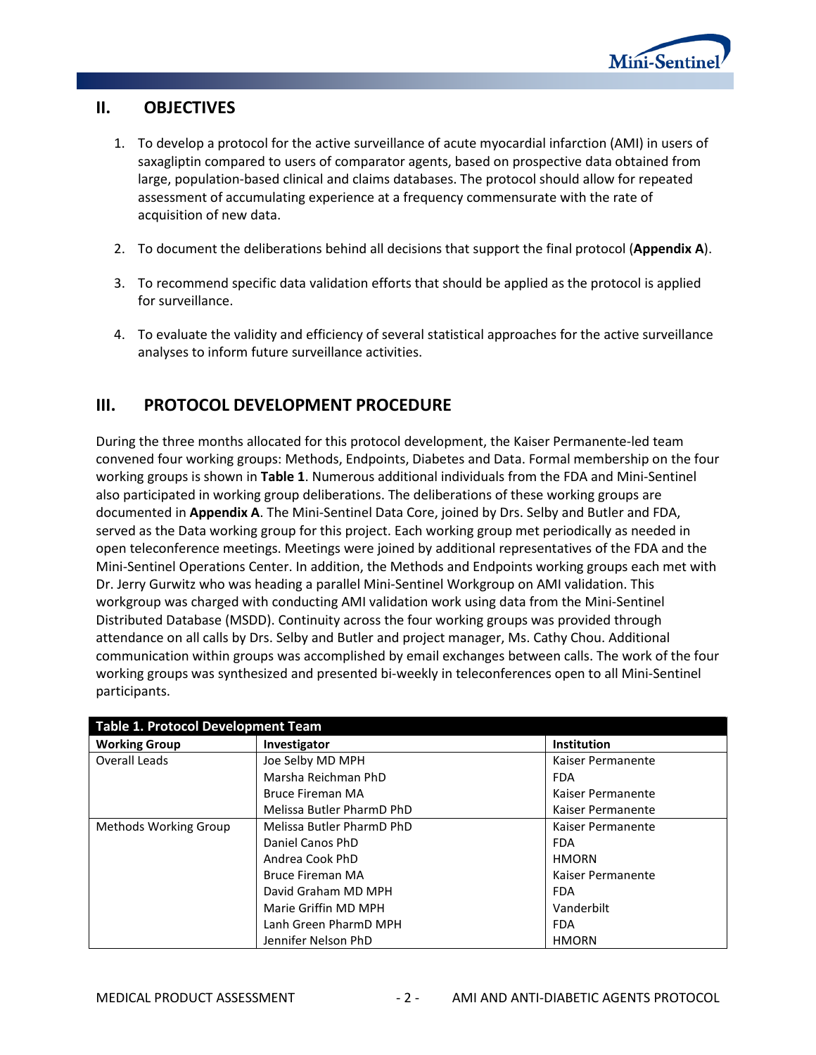## II. OBJECTIVES

1. To develop a protocol for the active surveillance of acute myocardial infarction (AMI) in users of saxagliptin compared to users of comparator agents, based on prospective data obtained from large, population-based clinical and claims databases. The protocol should allow for repeated assessment of accumulating experience at a frequency commensurate with the rate of acquisition of new data.

2. To document the deliberations behind all decisions that support the final protocol (**Appendix A**).

3. To recommend specific data validation efforts that should be applied as the protocol is applied for surveillance.

4. To evaluate the validity and efficiency of several statistical approaches for the active surveillance analyses to inform future surveillance activities.

## III. PROTOCOL DEVELOPMENT PROCEDURE

During the three months allocated for this protocol development, the Kaiser Permanente-led team convened four working groups: Methods, Endpoints, Diabetes and Data. Formal membership on the four working groups is shown in **Table 1**. Numerous additional individuals from the FDA and Mini-Sentinel also participated in working group deliberations. The deliberations of these working groups are documented in **Appendix A**. The Mini-Sentinel Data Core, joined by Drs. Selby and Butler and FDA, served as the Data working group for this project. Each working group met periodically as needed in open teleconference meetings. Meetings were joined by additional representatives of the FDA and the Mini-Sentinel Operations Center. In addition, the Methods and Endpoints working groups each met with Dr. Jerry Gurwitz who was heading a parallel Mini-Sentinel Workgroup on AMI validation. This workgroup was charged with conducting AMI validation work using data from the Mini-Sentinel Distributed Database (MSDD). Continuity across the four working groups was provided through attendance on all calls by Drs. Selby and Butler and project manager, Ms. Cathy Chou. Additional communication within groups was accomplished by email exchanges between calls. The work of the four working groups was synthesized and presented bi-weekly in teleconferences open to all Mini-Sentinel participants.

**Table 1. Protocol Development Team**

| Working Group | Investigator | Institution |
|---|---|---|
| Overall Leads | Joe Selby MD MPH | Kaiser Permanente |
| | Marsha Reichman PhD | FDA |
| | Bruce Fireman MA | Kaiser Permanente |
| | Melissa Butler PharmD PhD | Kaiser Permanente |
| Methods Working Group | Melissa Butler PharmD PhD | Kaiser Permanente |
| | Daniel Canos PhD | FDA |
| | Andrea Cook PhD | HMORN |
| | Bruce Fireman MA | Kaiser Permanente |
| | David Graham MD MPH | FDA |
| | Marie Griffin MD MPH | Vanderbilt |
| | Lanh Green PharmD MPH | FDA |
| | Jennifer Nelson PhD | HMORN |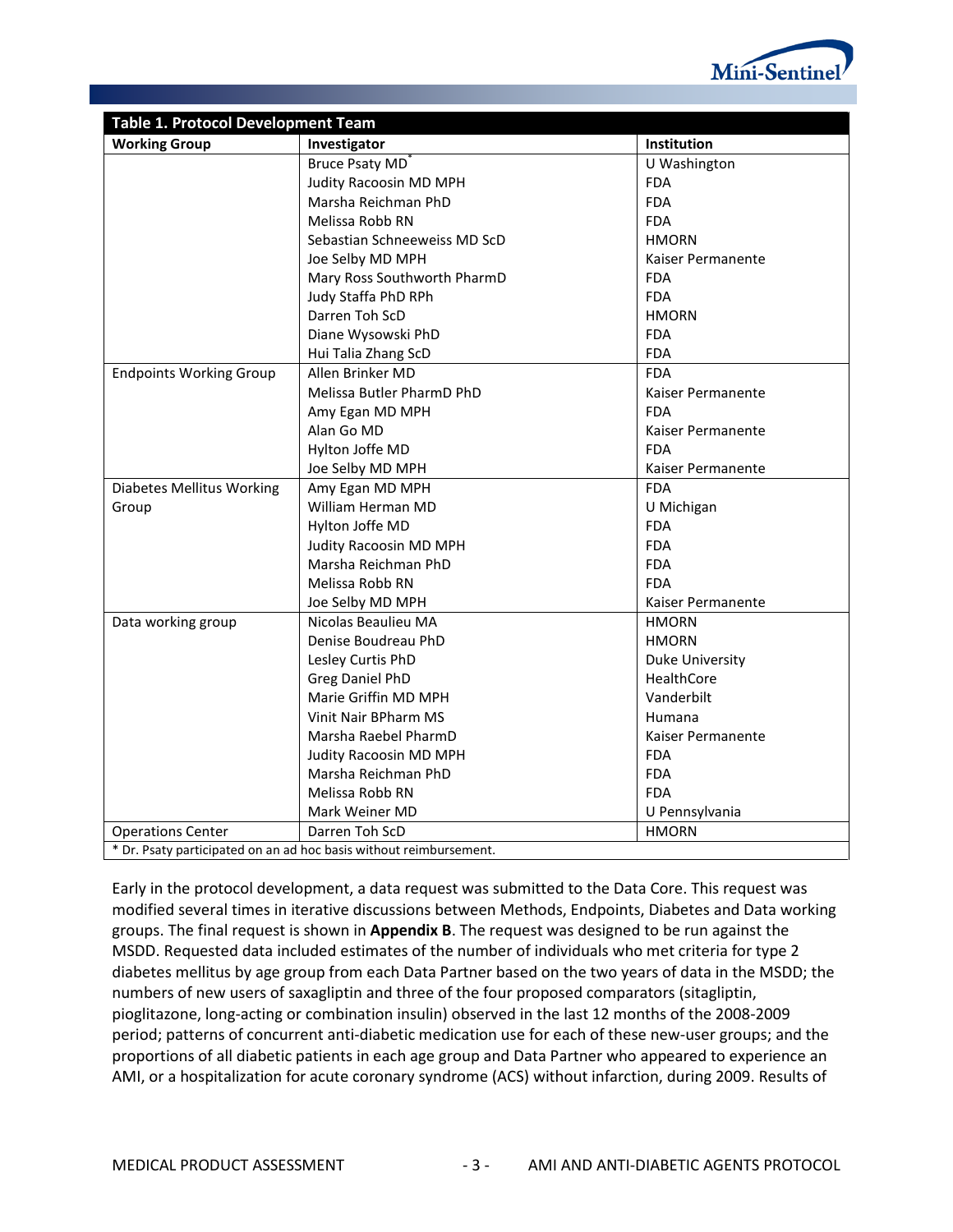**Table 1. Protocol Development Team**

| Working Group | Investigator | Institution |
|---|---|---|
| | Bruce Psaty MD* | U Washington |
| | Judity Racoosin MD MPH | FDA |
| | Marsha Reichman PhD | FDA |
| | Melissa Robb RN | FDA |
| | Sebastian Schneeweiss MD ScD | HMORN |
| | Joe Selby MD MPH | Kaiser Permanente |
| | Mary Ross Southworth PharmD | FDA |
| | Judy Staffa PhD RPh | FDA |
| | Darren Toh ScD | HMORN |
| | Diane Wysowski PhD | FDA |
| | Hui Talia Zhang ScD | FDA |
| Endpoints Working Group | Allen Brinker MD | FDA |
| | Melissa Butler PharmD PhD | Kaiser Permanente |
| | Amy Egan MD MPH | FDA |
| | Alan Go MD | Kaiser Permanente |
| | Hylton Joffe MD | FDA |
| | Joe Selby MD MPH | Kaiser Permanente |
| Diabetes Mellitus Working Group | Amy Egan MD MPH | FDA |
| | William Herman MD | U Michigan |
| | Hylton Joffe MD | FDA |
| | Judity Racoosin MD MPH | FDA |
| | Marsha Reichman PhD | FDA |
| | Melissa Robb RN | FDA |
| | Joe Selby MD MPH | Kaiser Permanente |
| Data working group | Nicolas Beaulieu MA | HMORN |
| | Denise Boudreau PhD | HMORN |
| | Lesley Curtis PhD | Duke University |
| | Greg Daniel PhD | HealthCore |
| | Marie Griffin MD MPH | Vanderbilt |
| | Vinit Nair BPharm MS | Humana |
| | Marsha Raebel PharmD | Kaiser Permanente |
| | Judity Racoosin MD MPH | FDA |
| | Marsha Reichman PhD | FDA |
| | Melissa Robb RN | FDA |
| | Mark Weiner MD | U Pennsylvania |
| Operations Center | Darren Toh ScD | HMORN |

\* Dr. Psaty participated on an ad hoc basis without reimbursement.

Early in the protocol development, a data request was submitted to the Data Core. This request was modified several times in iterative discussions between Methods, Endpoints, Diabetes and Data working groups. The final request is shown in **Appendix B**. The request was designed to be run against the MSDD. Requested data included estimates of the number of individuals who met criteria for type 2 diabetes mellitus by age group from each Data Partner based on the two years of data in the MSDD; the numbers of new users of saxagliptin and three of the four proposed comparators (sitagliptin, pioglitazone, long-acting or combination insulin) observed in the last 12 months of the 2008-2009 period; patterns of concurrent anti-diabetic medication use for each of these new-user groups; and the proportions of all diabetic patients in each age group and Data Partner who appeared to experience an AMI, or a hospitalization for acute coronary syndrome (ACS) without infarction, during 2009. Results of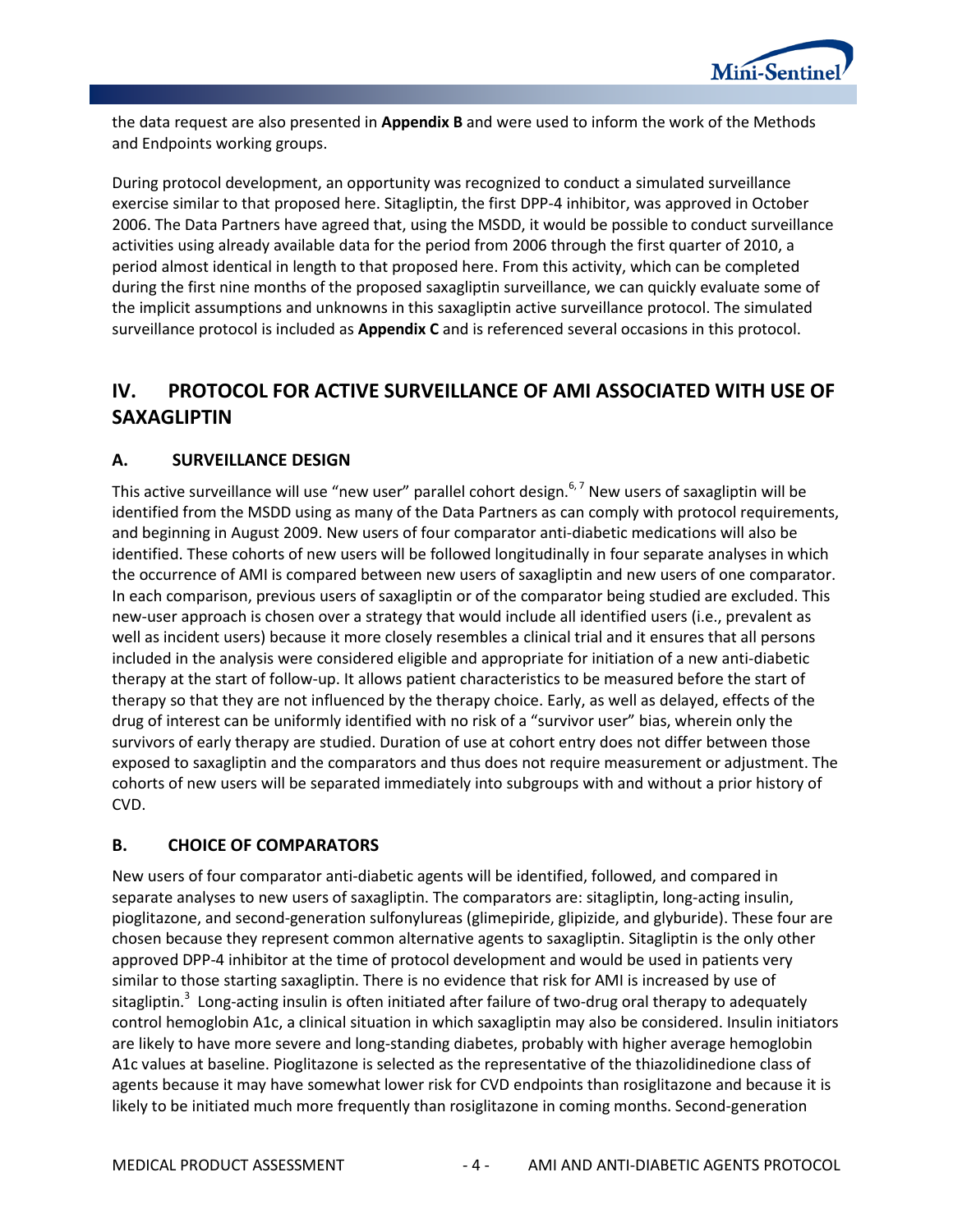the data request are also presented in **Appendix B** and were used to inform the work of the Methods and Endpoints working groups.

During protocol development, an opportunity was recognized to conduct a simulated surveillance exercise similar to that proposed here. Sitagliptin, the first DPP-4 inhibitor, was approved in October 2006. The Data Partners have agreed that, using the MSDD, it would be possible to conduct surveillance activities using already available data for the period from 2006 through the first quarter of 2010, a period almost identical in length to that proposed here. From this activity, which can be completed during the first nine months of the proposed saxagliptin surveillance, we can quickly evaluate some of the implicit assumptions and unknowns in this saxagliptin active surveillance protocol. The simulated surveillance protocol is included as **Appendix C** and is referenced several occasions in this protocol.

# IV. PROTOCOL FOR ACTIVE SURVEILLANCE OF AMI ASSOCIATED WITH USE OF SAXAGLIPTIN

## A. SURVEILLANCE DESIGN

This active surveillance will use "new user" parallel cohort design.[6, 7] New users of saxagliptin will be identified from the MSDD using as many of the Data Partners as can comply with protocol requirements, and beginning in August 2009. New users of four comparator anti-diabetic medications will also be identified. These cohorts of new users will be followed longitudinally in four separate analyses in which the occurrence of AMI is compared between new users of saxagliptin and new users of one comparator. In each comparison, previous users of saxagliptin or of the comparator being studied are excluded. This new-user approach is chosen over a strategy that would include all identified users (i.e., prevalent as well as incident users) because it more closely resembles a clinical trial and it ensures that all persons included in the analysis were considered eligible and appropriate for initiation of a new anti-diabetic therapy at the start of follow-up. It allows patient characteristics to be measured before the start of therapy so that they are not influenced by the therapy choice. Early, as well as delayed, effects of the drug of interest can be uniformly identified with no risk of a "survivor user" bias, wherein only the survivors of early therapy are studied. Duration of use at cohort entry does not differ between those exposed to saxagliptin and the comparators and thus does not require measurement or adjustment. The cohorts of new users will be separated immediately into subgroups with and without a prior history of CVD.

## B. CHOICE OF COMPARATORS

New users of four comparator anti-diabetic agents will be identified, followed, and compared in separate analyses to new users of saxagliptin. The comparators are: sitagliptin, long-acting insulin, pioglitazone, and second-generation sulfonylureas (glimepiride, glipizide, and glyburide). These four are chosen because they represent common alternative agents to saxagliptin. Sitagliptin is the only other approved DPP-4 inhibitor at the time of protocol development and would be used in patients very similar to those starting saxagliptin. There is no evidence that risk for AMI is increased by use of sitagliptin.[3] Long-acting insulin is often initiated after failure of two-drug oral therapy to adequately control hemoglobin A1c, a clinical situation in which saxagliptin may also be considered. Insulin initiators are likely to have more severe and long-standing diabetes, probably with higher average hemoglobin A1c values at baseline. Pioglitazone is selected as the representative of the thiazolidinedione class of agents because it may have somewhat lower risk for CVD endpoints than rosiglitazone and because it is likely to be initiated much more frequently than rosiglitazone in coming months. Second-generation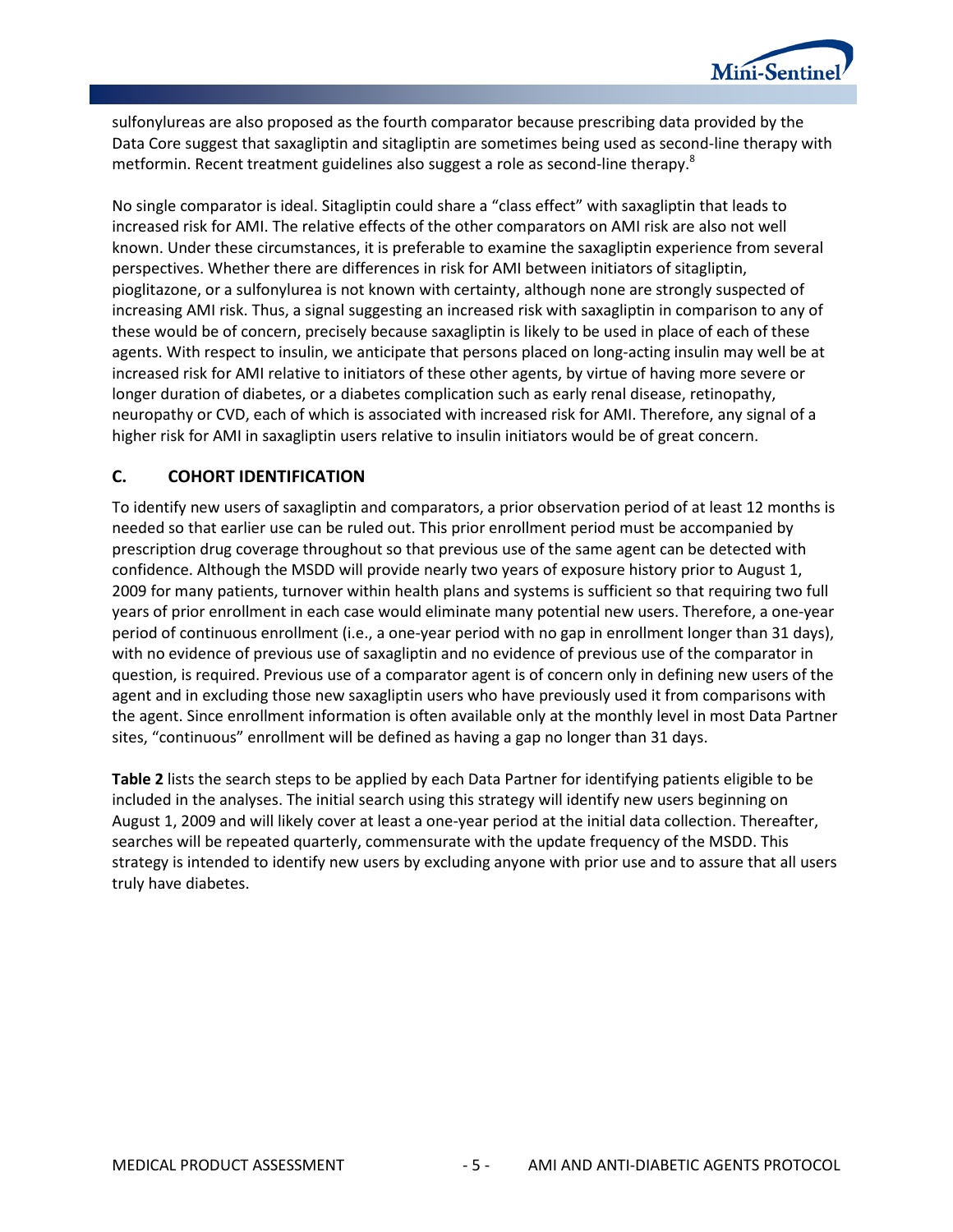sulfonylureas are also proposed as the fourth comparator because prescribing data provided by the Data Core suggest that saxagliptin and sitagliptin are sometimes being used as second-line therapy with metformin. Recent treatment guidelines also suggest a role as second-line therapy.[8]

No single comparator is ideal. Sitagliptin could share a "class effect" with saxagliptin that leads to increased risk for AMI. The relative effects of the other comparators on AMI risk are also not well known. Under these circumstances, it is preferable to examine the saxagliptin experience from several perspectives. Whether there are differences in risk for AMI between initiators of sitagliptin, pioglitazone, or a sulfonylurea is not known with certainty, although none are strongly suspected of increasing AMI risk. Thus, a signal suggesting an increased risk with saxagliptin in comparison to any of these would be of concern, precisely because saxagliptin is likely to be used in place of each of these agents. With respect to insulin, we anticipate that persons placed on long-acting insulin may well be at increased risk for AMI relative to initiators of these other agents, by virtue of having more severe or longer duration of diabetes, or a diabetes complication such as early renal disease, retinopathy, neuropathy or CVD, each of which is associated with increased risk for AMI. Therefore, any signal of a higher risk for AMI in saxagliptin users relative to insulin initiators would be of great concern.

## C. COHORT IDENTIFICATION

To identify new users of saxagliptin and comparators, a prior observation period of at least 12 months is needed so that earlier use can be ruled out. This prior enrollment period must be accompanied by prescription drug coverage throughout so that previous use of the same agent can be detected with confidence. Although the MSDD will provide nearly two years of exposure history prior to August 1, 2009 for many patients, turnover within health plans and systems is sufficient so that requiring two full years of prior enrollment in each case would eliminate many potential new users. Therefore, a one-year period of continuous enrollment (i.e., a one-year period with no gap in enrollment longer than 31 days), with no evidence of previous use of saxagliptin and no evidence of previous use of the comparator in question, is required. Previous use of a comparator agent is of concern only in defining new users of the agent and in excluding those new saxagliptin users who have previously used it from comparisons with the agent. Since enrollment information is often available only at the monthly level in most Data Partner sites, "continuous" enrollment will be defined as having a gap no longer than 31 days.

**Table 2** lists the search steps to be applied by each Data Partner for identifying patients eligible to be included in the analyses. The initial search using this strategy will identify new users beginning on August 1, 2009 and will likely cover at least a one-year period at the initial data collection. Thereafter, searches will be repeated quarterly, commensurate with the update frequency of the MSDD. This strategy is intended to identify new users by excluding anyone with prior use and to assure that all users truly have diabetes.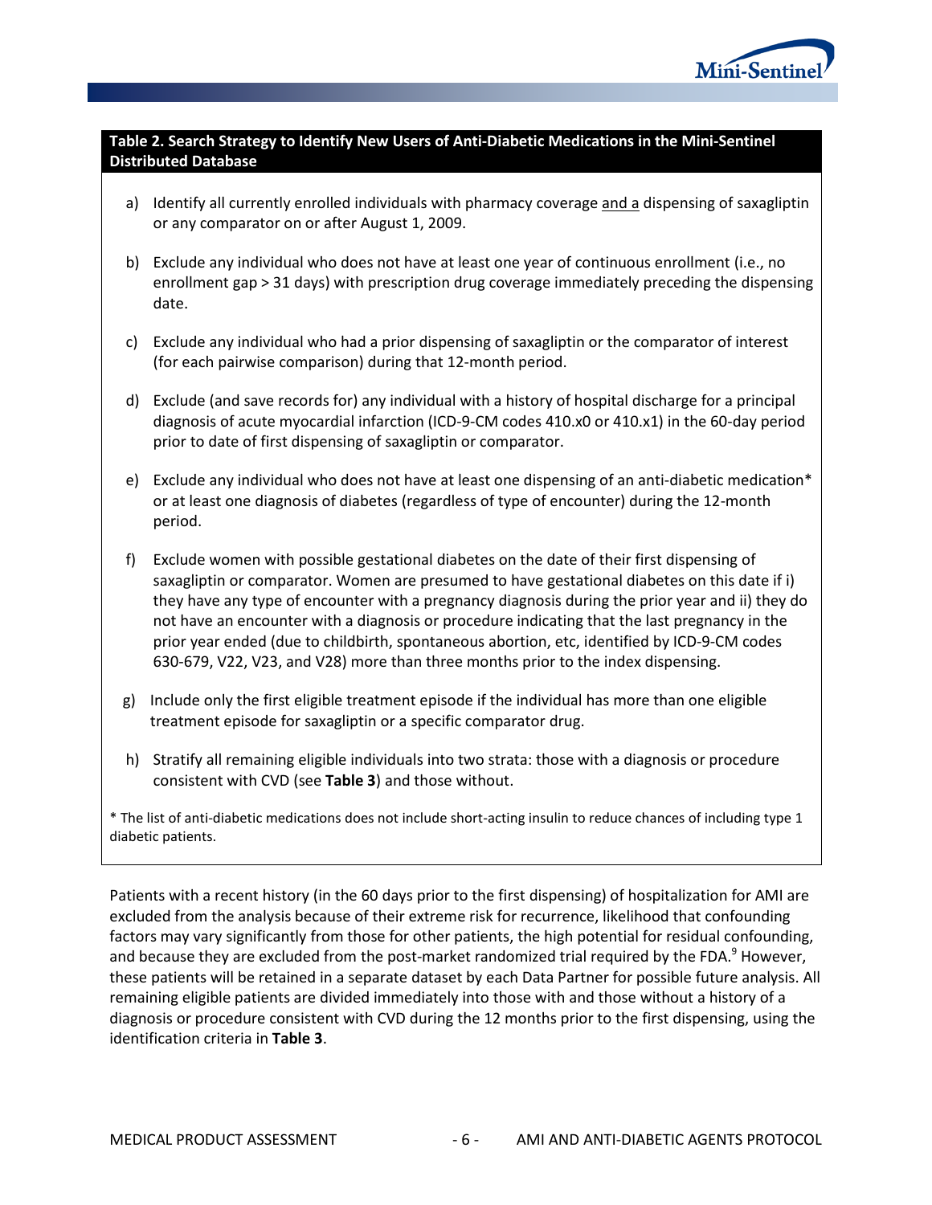**Table 2. Search Strategy to Identify New Users of Anti-Diabetic Medications in the Mini-Sentinel Distributed Database**

a) Identify all currently enrolled individuals with pharmacy coverage and a dispensing of saxagliptin or any comparator on or after August 1, 2009.

b) Exclude any individual who does not have at least one year of continuous enrollment (i.e., no enrollment gap > 31 days) with prescription drug coverage immediately preceding the dispensing date.

c) Exclude any individual who had a prior dispensing of saxagliptin or the comparator of interest (for each pairwise comparison) during that 12-month period.

d) Exclude (and save records for) any individual with a history of hospital discharge for a principal diagnosis of acute myocardial infarction (ICD-9-CM codes 410.x0 or 410.x1) in the 60-day period prior to date of first dispensing of saxagliptin or comparator.

e) Exclude any individual who does not have at least one dispensing of an anti-diabetic medication* or at least one diagnosis of diabetes (regardless of type of encounter) during the 12-month period.

f) Exclude women with possible gestational diabetes on the date of their first dispensing of saxagliptin or comparator. Women are presumed to have gestational diabetes on this date if i) they have any type of encounter with a pregnancy diagnosis during the prior year and ii) they do not have an encounter with a diagnosis or procedure indicating that the last pregnancy in the prior year ended (due to childbirth, spontaneous abortion, etc, identified by ICD-9-CM codes 630-679, V22, V23, and V28) more than three months prior to the index dispensing.

g) Include only the first eligible treatment episode if the individual has more than one eligible treatment episode for saxagliptin or a specific comparator drug.

h) Stratify all remaining eligible individuals into two strata: those with a diagnosis or procedure consistent with CVD (see **Table 3**) and those without.

* The list of anti-diabetic medications does not include short-acting insulin to reduce chances of including type 1 diabetic patients.

Patients with a recent history (in the 60 days prior to the first dispensing) of hospitalization for AMI are excluded from the analysis because of their extreme risk for recurrence, likelihood that confounding factors may vary significantly from those for other patients, the high potential for residual confounding, and because they are excluded from the post-market randomized trial required by the FDA.[9] However, these patients will be retained in a separate dataset by each Data Partner for possible future analysis. All remaining eligible patients are divided immediately into those with and those without a history of a diagnosis or procedure consistent with CVD during the 12 months prior to the first dispensing, using the identification criteria in **Table 3**.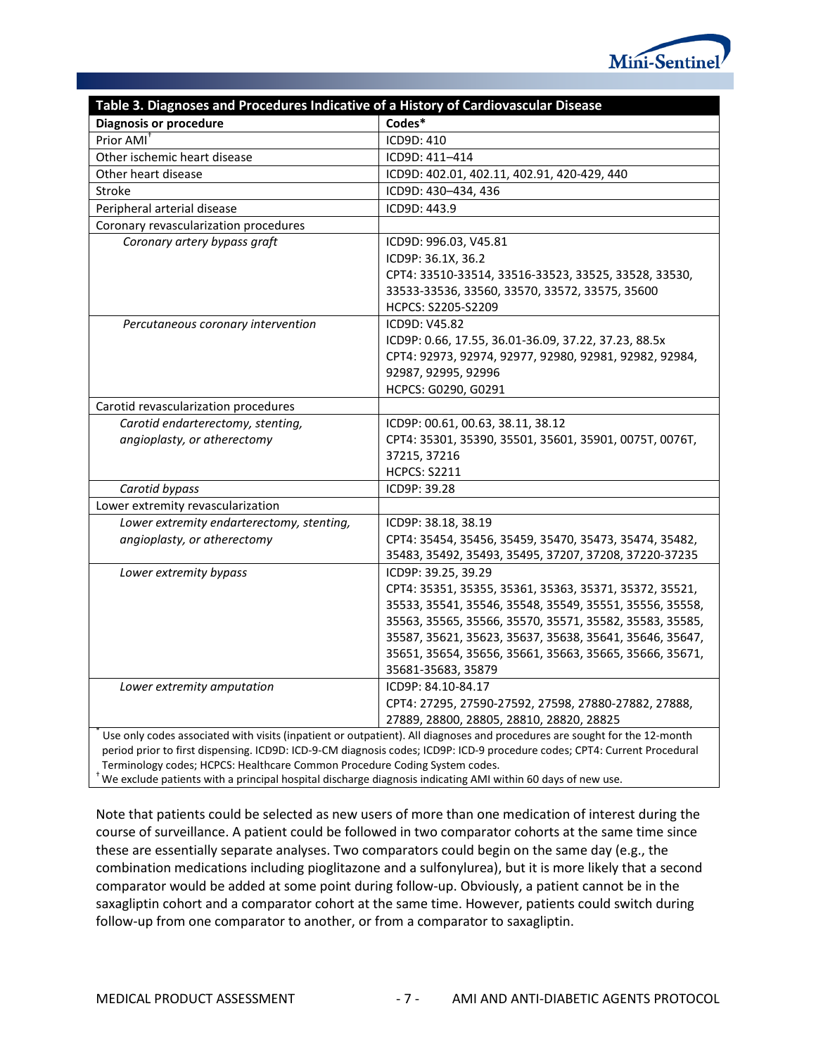| Table 3. Diagnoses and Procedures Indicative of a History of Cardiovascular Disease | |
|---|---|
| **Diagnosis or procedure** | **Codes*** |
| Prior AMI[†] | ICD9D: 410 |
| Other ischemic heart disease | ICD9D: 411–414 |
| Other heart disease | ICD9D: 402.01, 402.11, 402.91, 420-429, 440 |
| Stroke | ICD9D: 430–434, 436 |
| Peripheral arterial disease | ICD9D: 443.9 |
| Coronary revascularization procedures | |
| *Coronary artery bypass graft* | ICD9D: 996.03, V45.81<br>ICD9P: 36.1X, 36.2<br>CPT4: 33510-33514, 33516-33523, 33525, 33528, 33530, 33533-33536, 33560, 33570, 33572, 33575, 35600<br>HCPCS: S2205-S2209 |
| *Percutaneous coronary intervention* | ICD9D: V45.82<br>ICD9P: 0.66, 17.55, 36.01-36.09, 37.22, 37.23, 88.5x<br>CPT4: 92973, 92974, 92977, 92980, 92981, 92982, 92984, 92987, 92995, 92996<br>HCPCS: G0290, G0291 |
| Carotid revascularization procedures | |
| *Carotid endarterectomy, stenting, angioplasty, or atherectomy* | ICD9P: 00.61, 00.63, 38.11, 38.12<br>CPT4: 35301, 35390, 35501, 35601, 35901, 0075T, 0076T, 37215, 37216<br>HCPCS: S2211 |
| *Carotid bypass* | ICD9P: 39.28 |
| Lower extremity revascularization | |
| *Lower extremity endarterectomy, stenting, angioplasty, or atherectomy* | ICD9P: 38.18, 38.19<br>CPT4: 35454, 35456, 35459, 35470, 35473, 35474, 35482, 35483, 35492, 35493, 35495, 37207, 37208, 37220-37235 |
| *Lower extremity bypass* | ICD9P: 39.25, 39.29<br>CPT4: 35351, 35355, 35361, 35363, 35371, 35372, 35521, 35533, 35541, 35546, 35548, 35549, 35551, 35556, 35558, 35563, 35565, 35566, 35570, 35571, 35582, 35583, 35585, 35587, 35621, 35623, 35637, 35638, 35641, 35646, 35647, 35651, 35654, 35656, 35661, 35663, 35665, 35666, 35671, 35681-35683, 35879 |
| *Lower extremity amputation* | ICD9P: 84.10-84.17<br>CPT4: 27295, 27590-27592, 27598, 27880-27882, 27888, 27889, 28800, 28805, 28810, 28820, 28825 |

[*] Use only codes associated with visits (inpatient or outpatient). All diagnoses and procedures are sought for the 12-month period prior to first dispensing. ICD9D: ICD-9-CM diagnosis codes; ICD9P: ICD-9 procedure codes; CPT4: Current Procedural Terminology codes; HCPCS: Healthcare Common Procedure Coding System codes.
[†] We exclude patients with a principal hospital discharge diagnosis indicating AMI within 60 days of new use.

Note that patients could be selected as new users of more than one medication of interest during the course of surveillance. A patient could be followed in two comparator cohorts at the same time since these are essentially separate analyses. Two comparators could begin on the same day (e.g., the combination medications including pioglitazone and a sulfonylurea), but it is more likely that a second comparator would be added at some point during follow-up. Obviously, a patient cannot be in the saxagliptin cohort and a comparator cohort at the same time. However, patients could switch during follow-up from one comparator to another, or from a comparator to saxagliptin.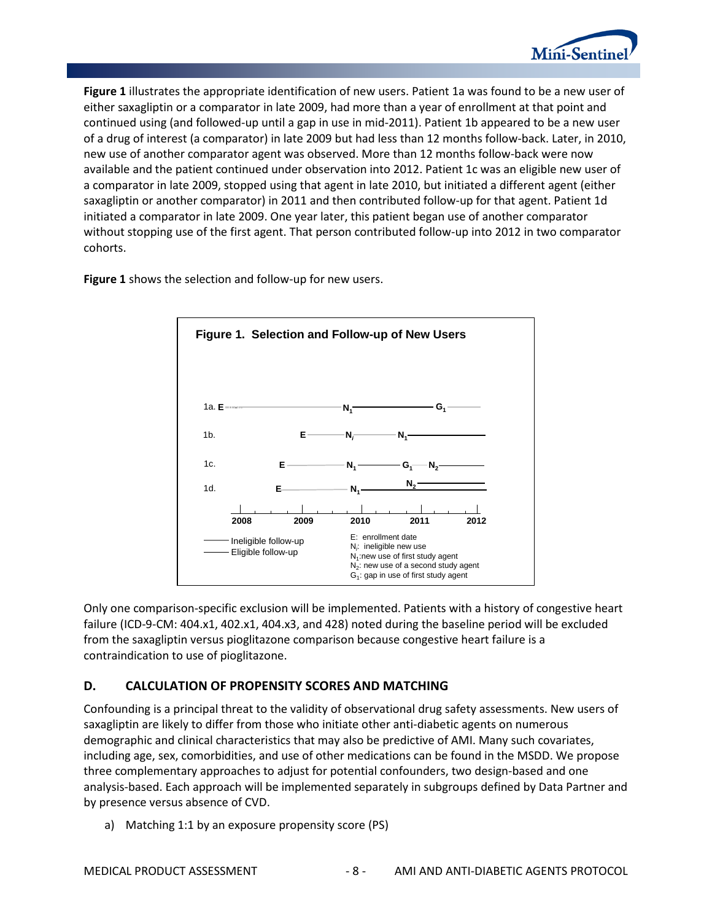**Figure 1** illustrates the appropriate identification of new users. Patient 1a was found to be a new user of either saxagliptin or a comparator in late 2009, had more than a year of enrollment at that point and continued using (and followed-up until a gap in use in mid-2011). Patient 1b appeared to be a new user of a drug of interest (a comparator) in late 2009 but had less than 12 months follow-back. Later, in 2010, new use of another comparator agent was observed. More than 12 months follow-back were now available and the patient continued under observation into 2012. Patient 1c was an eligible new user of a comparator in late 2009, stopped using that agent in late 2010, but initiated a different agent (either saxagliptin or another comparator) in 2011 and then contributed follow-up for that agent. Patient 1d initiated a comparator in late 2009. One year later, this patient began use of another comparator without stopping use of the first agent. That person contributed follow-up into 2012 in two comparator cohorts.

**Figure 1** shows the selection and follow-up for new users.

**Figure 1. Selection and Follow-up of New Users**

1a. E —— $N_1$ —— $G_1$ ——

1b. E —— $N_i$ —— $N_1$ ——

1c. E —— $N_1$ —— $G_1$ —— $N_2$ ——

1d. E —— $N_1$ ——; $N_2$ ——

2008 2009 2010 2011 2012

—— Ineligible follow-up
—— Eligible follow-up

E: enrollment date
$N_i$: ineligible new use
$N_1$: new use of first study agent
$N_2$: new use of a second study agent
$G_1$: gap in use of first study agent

Only one comparison-specific exclusion will be implemented. Patients with a history of congestive heart failure (ICD-9-CM: 404.x1, 402.x1, 404.x3, and 428) noted during the baseline period will be excluded from the saxagliptin versus pioglitazone comparison because congestive heart failure is a contraindication to use of pioglitazone.

## D. CALCULATION OF PROPENSITY SCORES AND MATCHING

Confounding is a principal threat to the validity of observational drug safety assessments. New users of saxagliptin are likely to differ from those who initiate other anti-diabetic agents on numerous demographic and clinical characteristics that may also be predictive of AMI. Many such covariates, including age, sex, comorbidities, and use of other medications can be found in the MSDD. We propose three complementary approaches to adjust for potential confounders, two design-based and one analysis-based. Each approach will be implemented separately in subgroups defined by Data Partner and by presence versus absence of CVD.

a) Matching 1:1 by an exposure propensity score (PS)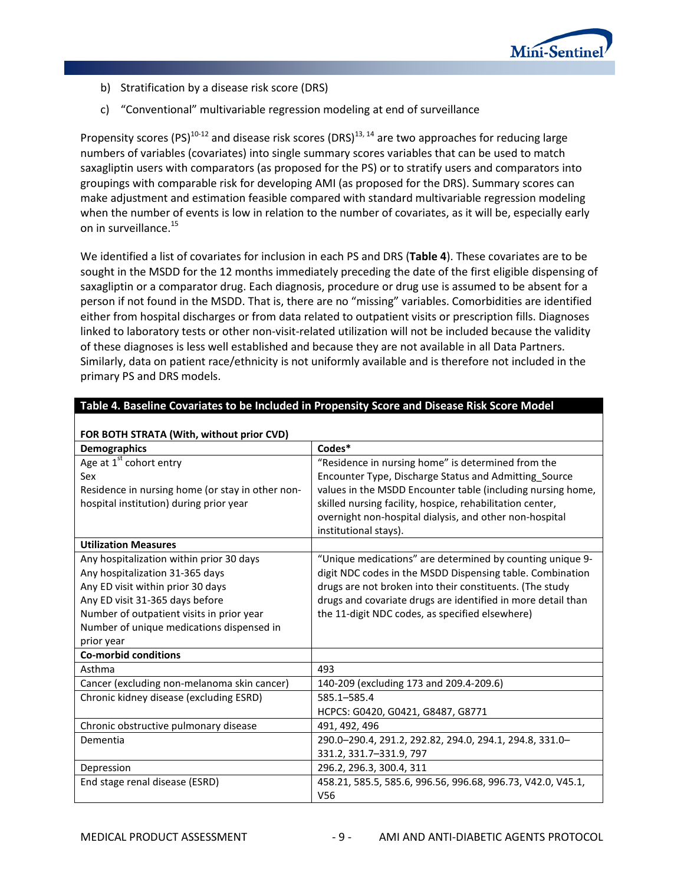b) Stratification by a disease risk score (DRS)

c) "Conventional" multivariable regression modeling at end of surveillance

Propensity scores (PS)[10-12] and disease risk scores (DRS)[13, 14] are two approaches for reducing large numbers of variables (covariates) into single summary scores variables that can be used to match saxagliptin users with comparators (as proposed for the PS) or to stratify users and comparators into groupings with comparable risk for developing AMI (as proposed for the DRS). Summary scores can make adjustment and estimation feasible compared with standard multivariable regression modeling when the number of events is low in relation to the number of covariates, as it will be, especially early on in surveillance.[15]

We identified a list of covariates for inclusion in each PS and DRS (**Table 4**). These covariates are to be sought in the MSDD for the 12 months immediately preceding the date of the first eligible dispensing of saxagliptin or a comparator drug. Each diagnosis, procedure or drug use is assumed to be absent for a person if not found in the MSDD. That is, there are no "missing" variables. Comorbidities are identified either from hospital discharges or from data related to outpatient visits or prescription fills. Diagnoses linked to laboratory tests or other non-visit-related utilization will not be included because the validity of these diagnoses is less well established and because they are not available in all Data Partners. Similarly, data on patient race/ethnicity is not uniformly available and is therefore not included in the primary PS and DRS models.

**Table 4. Baseline Covariates to be Included in Propensity Score and Disease Risk Score Model**

| **FOR BOTH STRATA (With, without prior CVD)** | |
|---|---|
| **Demographics** | **Codes*** |
| Age at 1st cohort entry<br>Sex<br>Residence in nursing home (or stay in other non-hospital institution) during prior year | "Residence in nursing home" is determined from the Encounter Type, Discharge Status and Admitting_Source values in the MSDD Encounter table (including nursing home, skilled nursing facility, hospice, rehabilitation center, overnight non-hospital dialysis, and other non-hospital institutional stays). |
| **Utilization Measures** | |
| Any hospitalization within prior 30 days<br>Any hospitalization 31-365 days<br>Any ED visit within prior 30 days<br>Any ED visit 31-365 days before<br>Number of outpatient visits in prior year<br>Number of unique medications dispensed in prior year | "Unique medications" are determined by counting unique 9-digit NDC codes in the MSDD Dispensing table. Combination drugs are not broken into their constituents. (The study drugs and covariate drugs are identified in more detail than the 11-digit NDC codes, as specified elsewhere) |
| **Co-morbid conditions** | |
| Asthma | 493 |
| Cancer (excluding non-melanoma skin cancer) | 140-209 (excluding 173 and 209.4-209.6) |
| Chronic kidney disease (excluding ESRD) | 585.1–585.4<br>HCPCS: G0420, G0421, G8487, G8771 |
| Chronic obstructive pulmonary disease | 491, 492, 496 |
| Dementia | 290.0–290.4, 291.2, 292.82, 294.0, 294.1, 294.8, 331.0–331.2, 331.7–331.9, 797 |
| Depression | 296.2, 296.3, 300.4, 311 |
| End stage renal disease (ESRD) | 458.21, 585.5, 585.6, 996.56, 996.68, 996.73, V42.0, V45.1, V56 |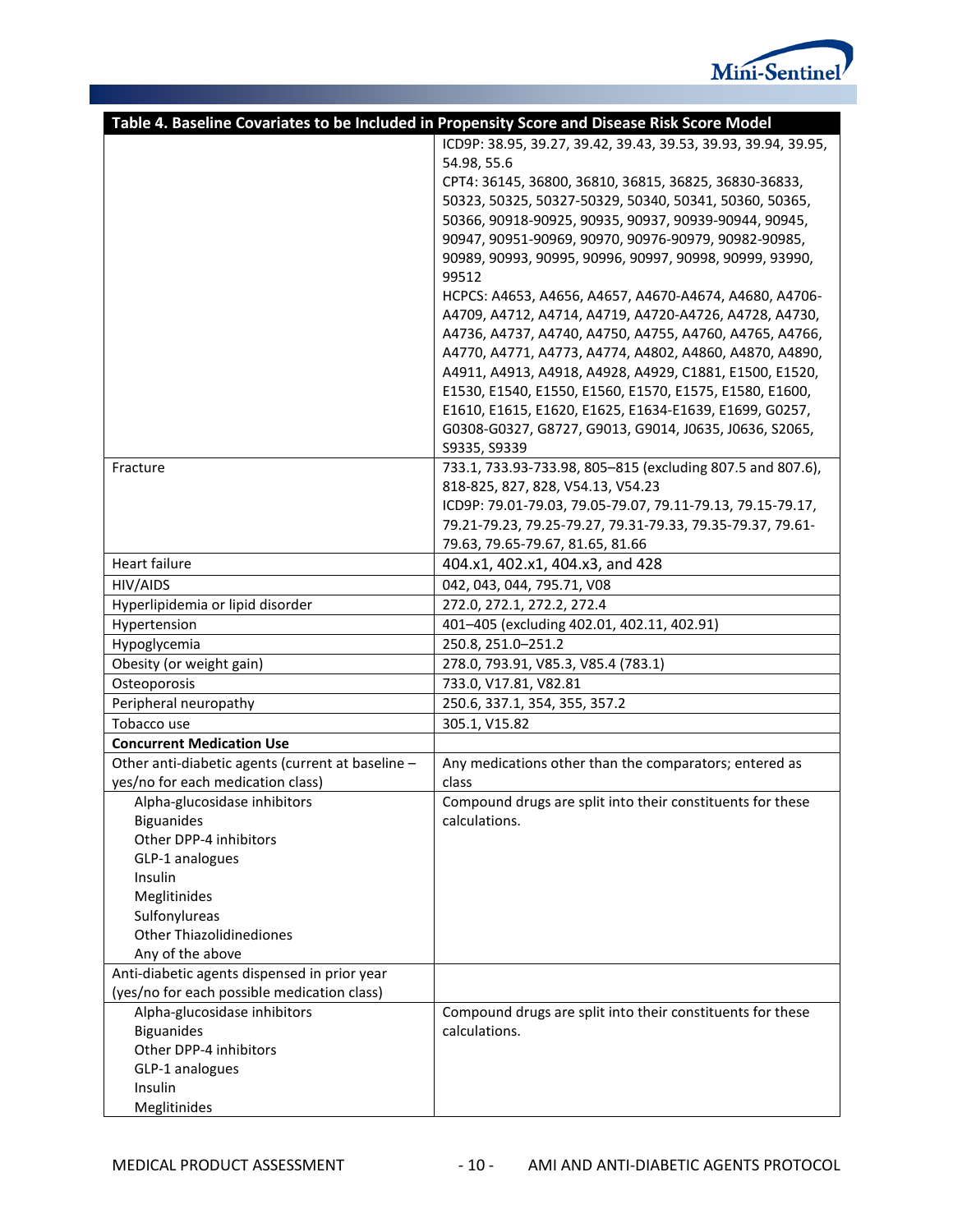| Table 4. Baseline Covariates to be Included in Propensity Score and Disease Risk Score Model | |
|---|---|
| | ICD9P: 38.95, 39.27, 39.42, 39.43, 39.53, 39.93, 39.94, 39.95, 54.98, 55.6<br>CPT4: 36145, 36800, 36810, 36815, 36825, 36830-36833, 50323, 50325, 50327-50329, 50340, 50341, 50360, 50365, 50366, 90918-90925, 90935, 90937, 90939-90944, 90945, 90947, 90951-90969, 90970, 90976-90979, 90982-90985, 90989, 90993, 90995, 90996, 90997, 90998, 90999, 93990, 99512<br>HCPCS: A4653, A4656, A4657, A4670-A4674, A4680, A4706-A4709, A4712, A4714, A4719, A4720-A4726, A4728, A4730, A4736, A4737, A4740, A4750, A4755, A4760, A4765, A4766, A4770, A4771, A4773, A4774, A4802, A4860, A4870, A4890, A4911, A4913, A4918, A4928, A4929, C1881, E1500, E1520, E1530, E1540, E1550, E1560, E1570, E1575, E1580, E1600, E1610, E1615, E1620, E1625, E1634-E1639, E1699, G0257, G0308-G0327, G8727, G9013, G9014, J0635, J0636, S2065, S9335, S9339 |
| Fracture | 733.1, 733.93-733.98, 805–815 (excluding 807.5 and 807.6), 818-825, 827, 828, V54.13, V54.23<br>ICD9P: 79.01-79.03, 79.05-79.07, 79.11-79.13, 79.15-79.17, 79.21-79.23, 79.25-79.27, 79.31-79.33, 79.35-79.37, 79.61-79.63, 79.65-79.67, 81.65, 81.66 |
| Heart failure | 404.x1, 402.x1, 404.x3, and 428 |
| HIV/AIDS | 042, 043, 044, 795.71, V08 |
| Hyperlipidemia or lipid disorder | 272.0, 272.1, 272.2, 272.4 |
| Hypertension | 401–405 (excluding 402.01, 402.11, 402.91) |
| Hypoglycemia | 250.8, 251.0–251.2 |
| Obesity (or weight gain) | 278.0, 793.91, V85.3, V85.4 (783.1) |
| Osteoporosis | 733.0, V17.81, V82.81 |
| Peripheral neuropathy | 250.6, 337.1, 354, 355, 357.2 |
| Tobacco use | 305.1, V15.82 |
| **Concurrent Medication Use** | |
| Other anti-diabetic agents (current at baseline – yes/no for each medication class) | Any medications other than the comparators; entered as class |
| Alpha-glucosidase inhibitors<br>Biguanides<br>Other DPP-4 inhibitors<br>GLP-1 analogues<br>Insulin<br>Meglitinides<br>Sulfonylureas<br>Other Thiazolidinediones<br>Any of the above | Compound drugs are split into their constituents for these calculations. |
| Anti-diabetic agents dispensed in prior year (yes/no for each possible medication class) | |
| Alpha-glucosidase inhibitors<br>Biguanides<br>Other DPP-4 inhibitors<br>GLP-1 analogues<br>Insulin<br>Meglitinides | Compound drugs are split into their constituents for these calculations. |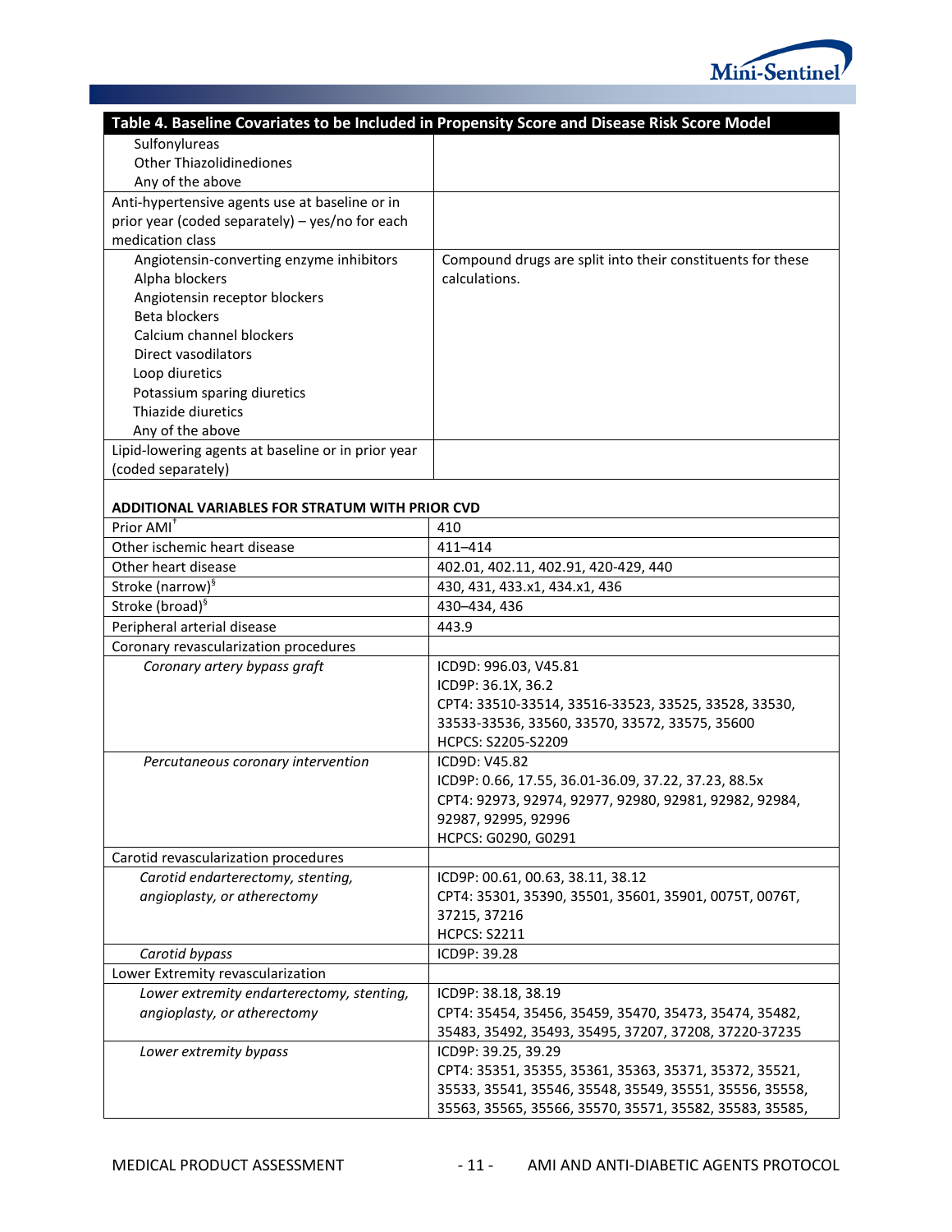| Table 4. Baseline Covariates to be Included in Propensity Score and Disease Risk Score Model | |
|---|---|
| Sulfonylureas<br>Other Thiazolidinediones<br>Any of the above | |
| Anti-hypertensive agents use at baseline or in prior year (coded separately) – yes/no for each medication class | |
| Angiotensin-converting enzyme inhibitors<br>Alpha blockers<br>Angiotensin receptor blockers<br>Beta blockers<br>Calcium channel blockers<br>Direct vasodilators<br>Loop diuretics<br>Potassium sparing diuretics<br>Thiazide diuretics<br>Any of the above | Compound drugs are split into their constituents for these calculations. |
| Lipid-lowering agents at baseline or in prior year (coded separately) | |
| **ADDITIONAL VARIABLES FOR STRATUM WITH PRIOR CVD** | |
| Prior AMI[†] | 410 |
| Other ischemic heart disease | 411–414 |
| Other heart disease | 402.01, 402.11, 402.91, 420-429, 440 |
| Stroke (narrow)[§] | 430, 431, 433.x1, 434.x1, 436 |
| Stroke (broad)[§] | 430–434, 436 |
| Peripheral arterial disease | 443.9 |
| Coronary revascularization procedures | |
| *Coronary artery bypass graft* | ICD9D: 996.03, V45.81<br>ICD9P: 36.1X, 36.2<br>CPT4: 33510-33514, 33516-33523, 33525, 33528, 33530, 33533-33536, 33560, 33570, 33572, 33575, 35600<br>HCPCS: S2205-S2209 |
| *Percutaneous coronary intervention* | ICD9D: V45.82<br>ICD9P: 0.66, 17.55, 36.01-36.09, 37.22, 37.23, 88.5x<br>CPT4: 92973, 92974, 92977, 92980, 92981, 92982, 92984, 92987, 92995, 92996<br>HCPCS: G0290, G0291 |
| Carotid revascularization procedures | |
| *Carotid endarterectomy, stenting, angioplasty, or atherectomy* | ICD9P: 00.61, 00.63, 38.11, 38.12<br>CPT4: 35301, 35390, 35501, 35601, 35901, 0075T, 0076T, 37215, 37216<br>HCPCS: S2211 |
| *Carotid bypass* | ICD9P: 39.28 |
| Lower Extremity revascularization | |
| *Lower extremity endarterectomy, stenting, angioplasty, or atherectomy* | ICD9P: 38.18, 38.19<br>CPT4: 35454, 35456, 35459, 35470, 35473, 35474, 35482, 35483, 35492, 35493, 35495, 37207, 37208, 37220-37235 |
| *Lower extremity bypass* | ICD9P: 39.25, 39.29<br>CPT4: 35351, 35355, 35361, 35363, 35371, 35372, 35521, 35533, 35541, 35546, 35548, 35549, 35551, 35556, 35558, 35563, 35565, 35566, 35570, 35571, 35582, 35583, 35585, |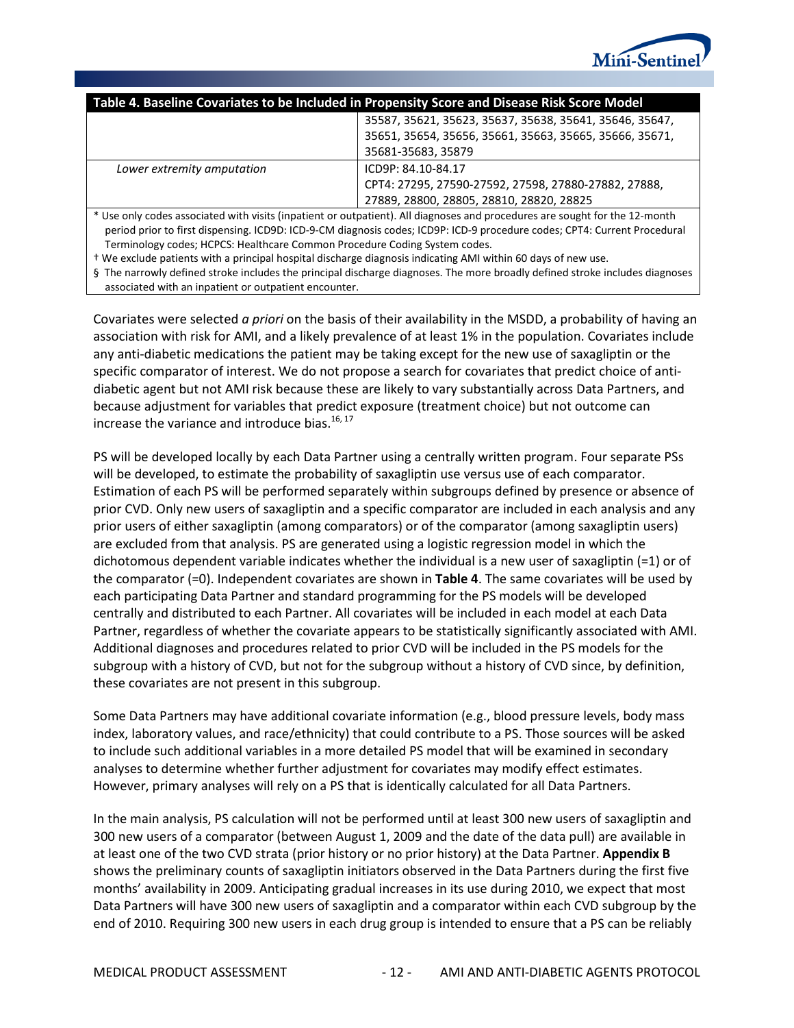| Table 4. Baseline Covariates to be Included in Propensity Score and Disease Risk Score Model | |
|---|---|
| | 35587, 35621, 35623, 35637, 35638, 35641, 35646, 35647, 35651, 35654, 35656, 35661, 35663, 35665, 35666, 35671, 35681-35683, 35879 |
| *Lower extremity amputation* | ICD9P: 84.10-84.17<br>CPT4: 27295, 27590-27592, 27598, 27880-27882, 27888, 27889, 28800, 28805, 28810, 28820, 28825 |

\* Use only codes associated with visits (inpatient or outpatient). All diagnoses and procedures are sought for the 12-month period prior to first dispensing. ICD9D: ICD-9-CM diagnosis codes; ICD9P: ICD-9 procedure codes; CPT4: Current Procedural Terminology codes; HCPCS: Healthcare Common Procedure Coding System codes.

† We exclude patients with a principal hospital discharge diagnosis indicating AMI within 60 days of new use.

§ The narrowly defined stroke includes the principal discharge diagnoses. The more broadly defined stroke includes diagnoses associated with an inpatient or outpatient encounter.

Covariates were selected *a priori* on the basis of their availability in the MSDD, a probability of having an association with risk for AMI, and a likely prevalence of at least 1% in the population. Covariates include any anti-diabetic medications the patient may be taking except for the new use of saxagliptin or the specific comparator of interest. We do not propose a search for covariates that predict choice of anti-diabetic agent but not AMI risk because these are likely to vary substantially across Data Partners, and because adjustment for variables that predict exposure (treatment choice) but not outcome can increase the variance and introduce bias.[16, 17]

PS will be developed locally by each Data Partner using a centrally written program. Four separate PSs will be developed, to estimate the probability of saxagliptin use versus use of each comparator. Estimation of each PS will be performed separately within subgroups defined by presence or absence of prior CVD. Only new users of saxagliptin and a specific comparator are included in each analysis and any prior users of either saxagliptin (among comparators) or of the comparator (among saxagliptin users) are excluded from that analysis. PS are generated using a logistic regression model in which the dichotomous dependent variable indicates whether the individual is a new user of saxagliptin (=1) or of the comparator (=0). Independent covariates are shown in **Table 4**. The same covariates will be used by each participating Data Partner and standard programming for the PS models will be developed centrally and distributed to each Partner. All covariates will be included in each model at each Data Partner, regardless of whether the covariate appears to be statistically significantly associated with AMI. Additional diagnoses and procedures related to prior CVD will be included in the PS models for the subgroup with a history of CVD, but not for the subgroup without a history of CVD since, by definition, these covariates are not present in this subgroup.

Some Data Partners may have additional covariate information (e.g., blood pressure levels, body mass index, laboratory values, and race/ethnicity) that could contribute to a PS. Those sources will be asked to include such additional variables in a more detailed PS model that will be examined in secondary analyses to determine whether further adjustment for covariates may modify effect estimates. However, primary analyses will rely on a PS that is identically calculated for all Data Partners.

In the main analysis, PS calculation will not be performed until at least 300 new users of saxagliptin and 300 new users of a comparator (between August 1, 2009 and the date of the data pull) are available in at least one of the two CVD strata (prior history or no prior history) at the Data Partner. **Appendix B** shows the preliminary counts of saxagliptin initiators observed in the Data Partners during the first five months' availability in 2009. Anticipating gradual increases in its use during 2010, we expect that most Data Partners will have 300 new users of saxagliptin and a comparator within each CVD subgroup by the end of 2010. Requiring 300 new users in each drug group is intended to ensure that a PS can be reliably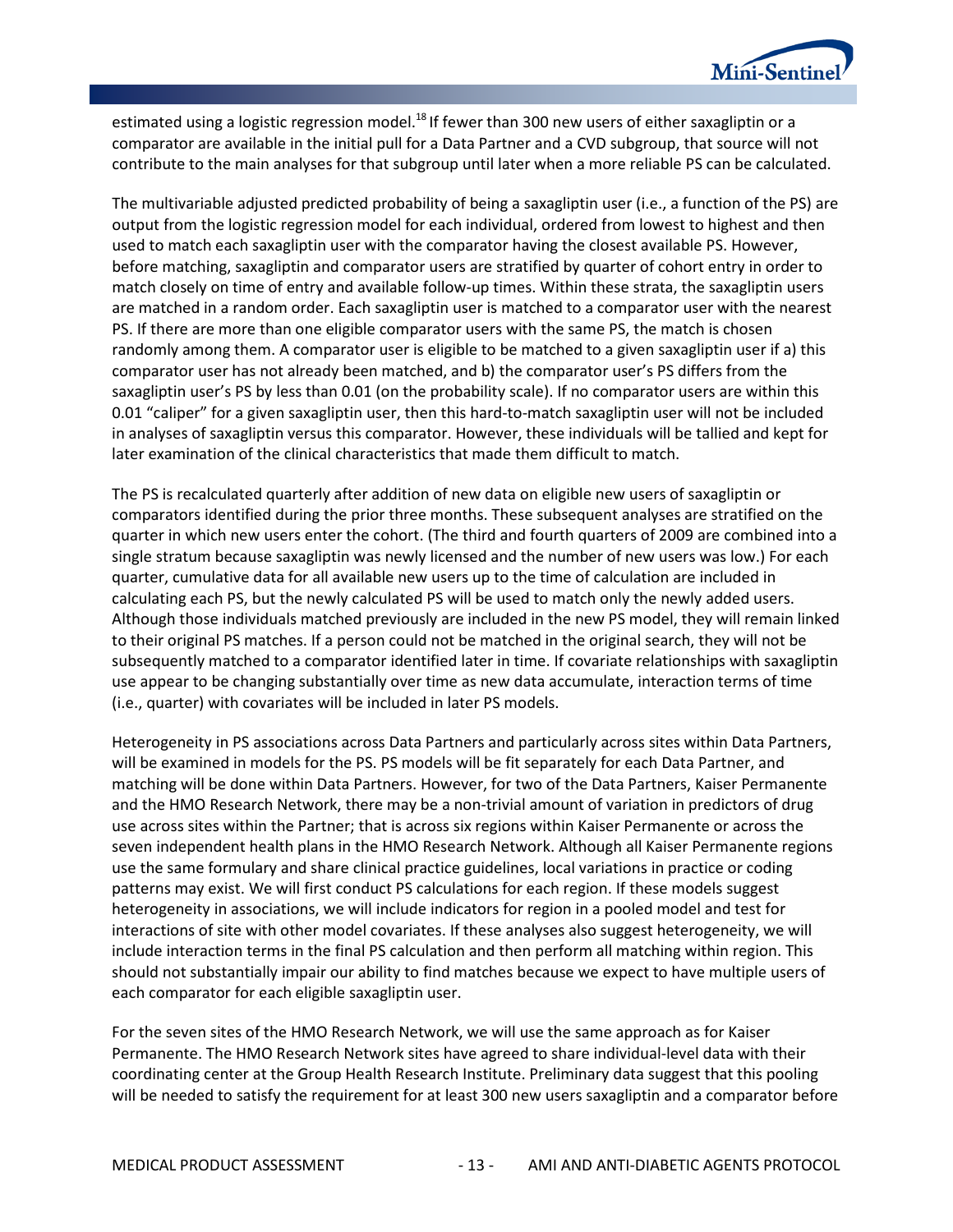estimated using a logistic regression model.[18] If fewer than 300 new users of either saxagliptin or a comparator are available in the initial pull for a Data Partner and a CVD subgroup, that source will not contribute to the main analyses for that subgroup until later when a more reliable PS can be calculated.

The multivariable adjusted predicted probability of being a saxagliptin user (i.e., a function of the PS) are output from the logistic regression model for each individual, ordered from lowest to highest and then used to match each saxagliptin user with the comparator having the closest available PS. However, before matching, saxagliptin and comparator users are stratified by quarter of cohort entry in order to match closely on time of entry and available follow-up times. Within these strata, the saxagliptin users are matched in a random order. Each saxagliptin user is matched to a comparator user with the nearest PS. If there are more than one eligible comparator users with the same PS, the match is chosen randomly among them. A comparator user is eligible to be matched to a given saxagliptin user if a) this comparator user has not already been matched, and b) the comparator user's PS differs from the saxagliptin user's PS by less than 0.01 (on the probability scale). If no comparator users are within this 0.01 "caliper" for a given saxagliptin user, then this hard-to-match saxagliptin user will not be included in analyses of saxagliptin versus this comparator. However, these individuals will be tallied and kept for later examination of the clinical characteristics that made them difficult to match.

The PS is recalculated quarterly after addition of new data on eligible new users of saxagliptin or comparators identified during the prior three months. These subsequent analyses are stratified on the quarter in which new users enter the cohort. (The third and fourth quarters of 2009 are combined into a single stratum because saxagliptin was newly licensed and the number of new users was low.) For each quarter, cumulative data for all available new users up to the time of calculation are included in calculating each PS, but the newly calculated PS will be used to match only the newly added users. Although those individuals matched previously are included in the new PS model, they will remain linked to their original PS matches. If a person could not be matched in the original search, they will not be subsequently matched to a comparator identified later in time. If covariate relationships with saxagliptin use appear to be changing substantially over time as new data accumulate, interaction terms of time (i.e., quarter) with covariates will be included in later PS models.

Heterogeneity in PS associations across Data Partners and particularly across sites within Data Partners, will be examined in models for the PS. PS models will be fit separately for each Data Partner, and matching will be done within Data Partners. However, for two of the Data Partners, Kaiser Permanente and the HMO Research Network, there may be a non-trivial amount of variation in predictors of drug use across sites within the Partner; that is across six regions within Kaiser Permanente or across the seven independent health plans in the HMO Research Network. Although all Kaiser Permanente regions use the same formulary and share clinical practice guidelines, local variations in practice or coding patterns may exist. We will first conduct PS calculations for each region. If these models suggest heterogeneity in associations, we will include indicators for region in a pooled model and test for interactions of site with other model covariates. If these analyses also suggest heterogeneity, we will include interaction terms in the final PS calculation and then perform all matching within region. This should not substantially impair our ability to find matches because we expect to have multiple users of each comparator for each eligible saxagliptin user.

For the seven sites of the HMO Research Network, we will use the same approach as for Kaiser Permanente. The HMO Research Network sites have agreed to share individual-level data with their coordinating center at the Group Health Research Institute. Preliminary data suggest that this pooling will be needed to satisfy the requirement for at least 300 new users saxagliptin and a comparator before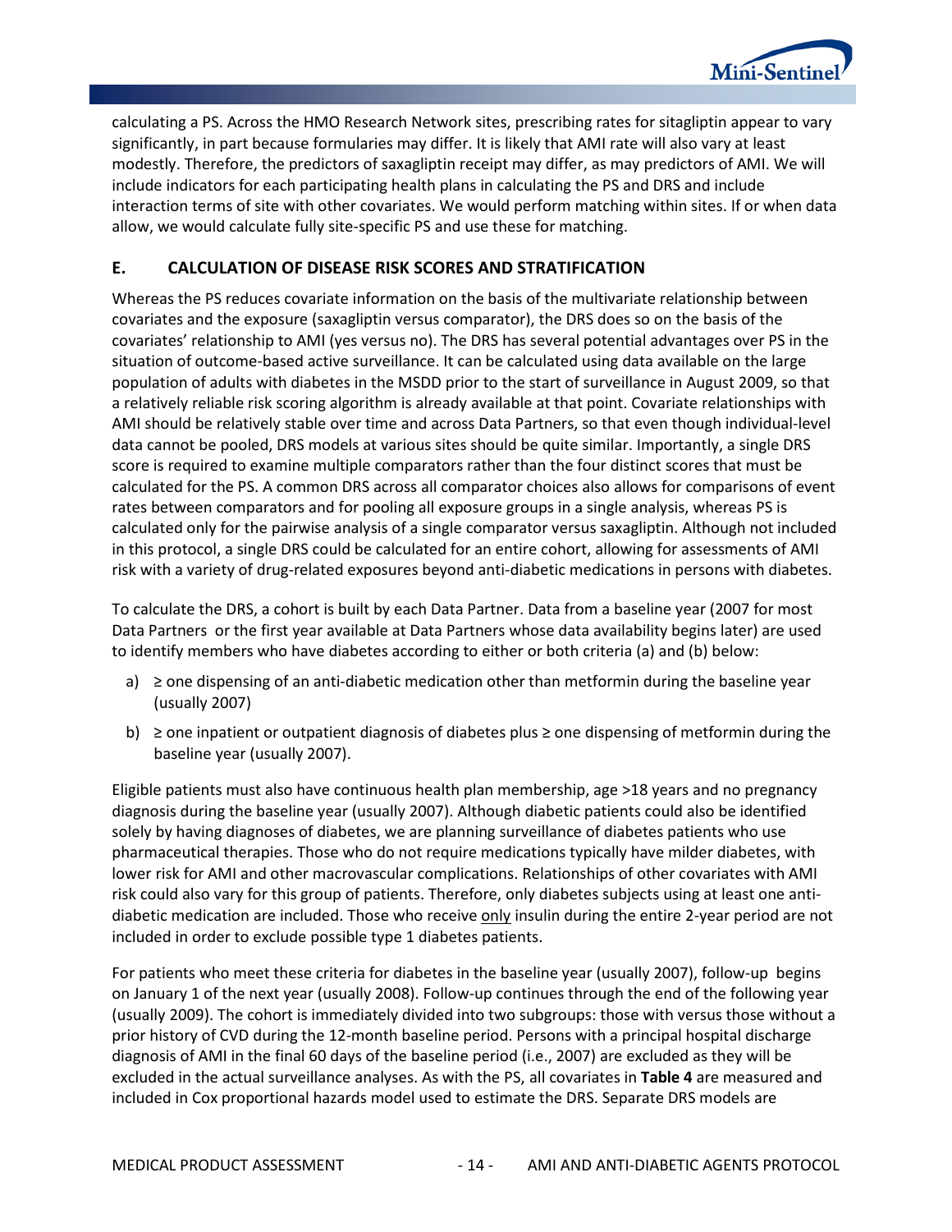calculating a PS. Across the HMO Research Network sites, prescribing rates for sitagliptin appear to vary significantly, in part because formularies may differ. It is likely that AMI rate will also vary at least modestly. Therefore, the predictors of saxagliptin receipt may differ, as may predictors of AMI. We will include indicators for each participating health plans in calculating the PS and DRS and include interaction terms of site with other covariates. We would perform matching within sites. If or when data allow, we would calculate fully site-specific PS and use these for matching.

## E. CALCULATION OF DISEASE RISK SCORES AND STRATIFICATION

Whereas the PS reduces covariate information on the basis of the multivariate relationship between covariates and the exposure (saxagliptin versus comparator), the DRS does so on the basis of the covariates' relationship to AMI (yes versus no). The DRS has several potential advantages over PS in the situation of outcome-based active surveillance. It can be calculated using data available on the large population of adults with diabetes in the MSDD prior to the start of surveillance in August 2009, so that a relatively reliable risk scoring algorithm is already available at that point. Covariate relationships with AMI should be relatively stable over time and across Data Partners, so that even though individual-level data cannot be pooled, DRS models at various sites should be quite similar. Importantly, a single DRS score is required to examine multiple comparators rather than the four distinct scores that must be calculated for the PS. A common DRS across all comparator choices also allows for comparisons of event rates between comparators and for pooling all exposure groups in a single analysis, whereas PS is calculated only for the pairwise analysis of a single comparator versus saxagliptin. Although not included in this protocol, a single DRS could be calculated for an entire cohort, allowing for assessments of AMI risk with a variety of drug-related exposures beyond anti-diabetic medications in persons with diabetes.

To calculate the DRS, a cohort is built by each Data Partner. Data from a baseline year (2007 for most Data Partners or the first year available at Data Partners whose data availability begins later) are used to identify members who have diabetes according to either or both criteria (a) and (b) below:

a) ≥ one dispensing of an anti-diabetic medication other than metformin during the baseline year (usually 2007)
b) ≥ one inpatient or outpatient diagnosis of diabetes plus ≥ one dispensing of metformin during the baseline year (usually 2007).

Eligible patients must also have continuous health plan membership, age >18 years and no pregnancy diagnosis during the baseline year (usually 2007). Although diabetic patients could also be identified solely by having diagnoses of diabetes, we are planning surveillance of diabetes patients who use pharmaceutical therapies. Those who do not require medications typically have milder diabetes, with lower risk for AMI and other macrovascular complications. Relationships of other covariates with AMI risk could also vary for this group of patients. Therefore, only diabetes subjects using at least one anti-diabetic medication are included. Those who receive only insulin during the entire 2-year period are not included in order to exclude possible type 1 diabetes patients.

For patients who meet these criteria for diabetes in the baseline year (usually 2007), follow-up begins on January 1 of the next year (usually 2008). Follow-up continues through the end of the following year (usually 2009). The cohort is immediately divided into two subgroups: those with versus those without a prior history of CVD during the 12-month baseline period. Persons with a principal hospital discharge diagnosis of AMI in the final 60 days of the baseline period (i.e., 2007) are excluded as they will be excluded in the actual surveillance analyses. As with the PS, all covariates in **Table 4** are measured and included in Cox proportional hazards model used to estimate the DRS. Separate DRS models are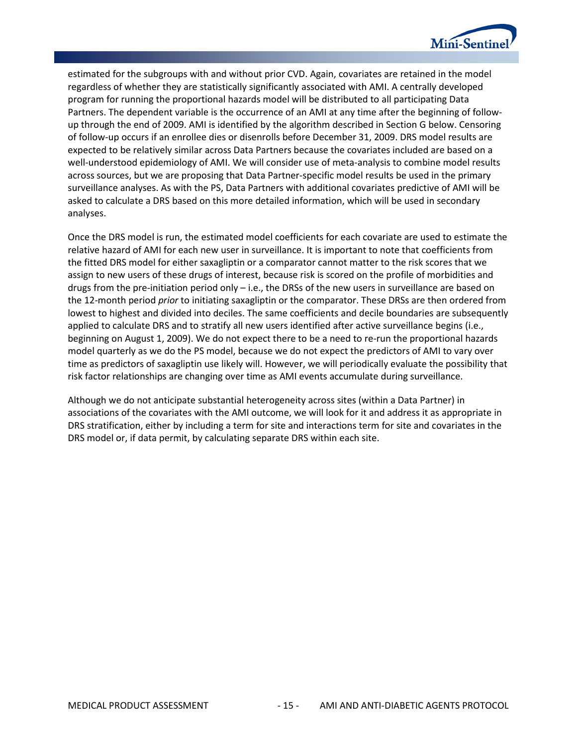estimated for the subgroups with and without prior CVD. Again, covariates are retained in the model regardless of whether they are statistically significantly associated with AMI. A centrally developed program for running the proportional hazards model will be distributed to all participating Data Partners. The dependent variable is the occurrence of an AMI at any time after the beginning of follow-up through the end of 2009. AMI is identified by the algorithm described in Section G below. Censoring of follow-up occurs if an enrollee dies or disenrolls before December 31, 2009. DRS model results are expected to be relatively similar across Data Partners because the covariates included are based on a well-understood epidemiology of AMI. We will consider use of meta-analysis to combine model results across sources, but we are proposing that Data Partner-specific model results be used in the primary surveillance analyses. As with the PS, Data Partners with additional covariates predictive of AMI will be asked to calculate a DRS based on this more detailed information, which will be used in secondary analyses.

Once the DRS model is run, the estimated model coefficients for each covariate are used to estimate the relative hazard of AMI for each new user in surveillance. It is important to note that coefficients from the fitted DRS model for either saxagliptin or a comparator cannot matter to the risk scores that we assign to new users of these drugs of interest, because risk is scored on the profile of morbidities and drugs from the pre-initiation period only – i.e., the DRSs of the new users in surveillance are based on the 12-month period *prior* to initiating saxagliptin or the comparator. These DRSs are then ordered from lowest to highest and divided into deciles. The same coefficients and decile boundaries are subsequently applied to calculate DRS and to stratify all new users identified after active surveillance begins (i.e., beginning on August 1, 2009). We do not expect there to be a need to re-run the proportional hazards model quarterly as we do the PS model, because we do not expect the predictors of AMI to vary over time as predictors of saxagliptin use likely will. However, we will periodically evaluate the possibility that risk factor relationships are changing over time as AMI events accumulate during surveillance.

Although we do not anticipate substantial heterogeneity across sites (within a Data Partner) in associations of the covariates with the AMI outcome, we will look for it and address it as appropriate in DRS stratification, either by including a term for site and interactions term for site and covariates in the DRS model or, if data permit, by calculating separate DRS within each site.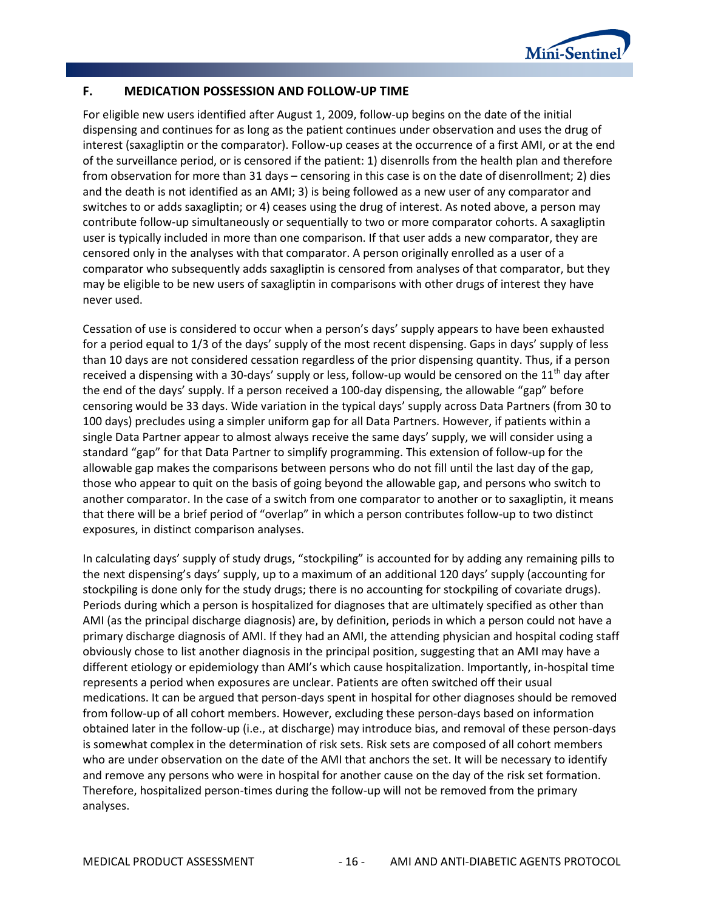## F. MEDICATION POSSESSION AND FOLLOW-UP TIME

For eligible new users identified after August 1, 2009, follow-up begins on the date of the initial dispensing and continues for as long as the patient continues under observation and uses the drug of interest (saxagliptin or the comparator). Follow-up ceases at the occurrence of a first AMI, or at the end of the surveillance period, or is censored if the patient: 1) disenrolls from the health plan and therefore from observation for more than 31 days – censoring in this case is on the date of disenrollment; 2) dies and the death is not identified as an AMI; 3) is being followed as a new user of any comparator and switches to or adds saxagliptin; or 4) ceases using the drug of interest. As noted above, a person may contribute follow-up simultaneously or sequentially to two or more comparator cohorts. A saxagliptin user is typically included in more than one comparison. If that user adds a new comparator, they are censored only in the analyses with that comparator. A person originally enrolled as a user of a comparator who subsequently adds saxagliptin is censored from analyses of that comparator, but they may be eligible to be new users of saxagliptin in comparisons with other drugs of interest they have never used.

Cessation of use is considered to occur when a person's days' supply appears to have been exhausted for a period equal to 1/3 of the days' supply of the most recent dispensing. Gaps in days' supply of less than 10 days are not considered cessation regardless of the prior dispensing quantity. Thus, if a person received a dispensing with a 30-days' supply or less, follow-up would be censored on the 11th day after the end of the days' supply. If a person received a 100-day dispensing, the allowable "gap" before censoring would be 33 days. Wide variation in the typical days' supply across Data Partners (from 30 to 100 days) precludes using a simpler uniform gap for all Data Partners. However, if patients within a single Data Partner appear to almost always receive the same days' supply, we will consider using a standard "gap" for that Data Partner to simplify programming. This extension of follow-up for the allowable gap makes the comparisons between persons who do not fill until the last day of the gap, those who appear to quit on the basis of going beyond the allowable gap, and persons who switch to another comparator. In the case of a switch from one comparator to another or to saxagliptin, it means that there will be a brief period of "overlap" in which a person contributes follow-up to two distinct exposures, in distinct comparison analyses.

In calculating days' supply of study drugs, "stockpiling" is accounted for by adding any remaining pills to the next dispensing's days' supply, up to a maximum of an additional 120 days' supply (accounting for stockpiling is done only for the study drugs; there is no accounting for stockpiling of covariate drugs). Periods during which a person is hospitalized for diagnoses that are ultimately specified as other than AMI (as the principal discharge diagnosis) are, by definition, periods in which a person could not have a primary discharge diagnosis of AMI. If they had an AMI, the attending physician and hospital coding staff obviously chose to list another diagnosis in the principal position, suggesting that an AMI may have a different etiology or epidemiology than AMI's which cause hospitalization. Importantly, in-hospital time represents a period when exposures are unclear. Patients are often switched off their usual medications. It can be argued that person-days spent in hospital for other diagnoses should be removed from follow-up of all cohort members. However, excluding these person-days based on information obtained later in the follow-up (i.e., at discharge) may introduce bias, and removal of these person-days is somewhat complex in the determination of risk sets. Risk sets are composed of all cohort members who are under observation on the date of the AMI that anchors the set. It will be necessary to identify and remove any persons who were in hospital for another cause on the day of the risk set formation. Therefore, hospitalized person-times during the follow-up will not be removed from the primary analyses.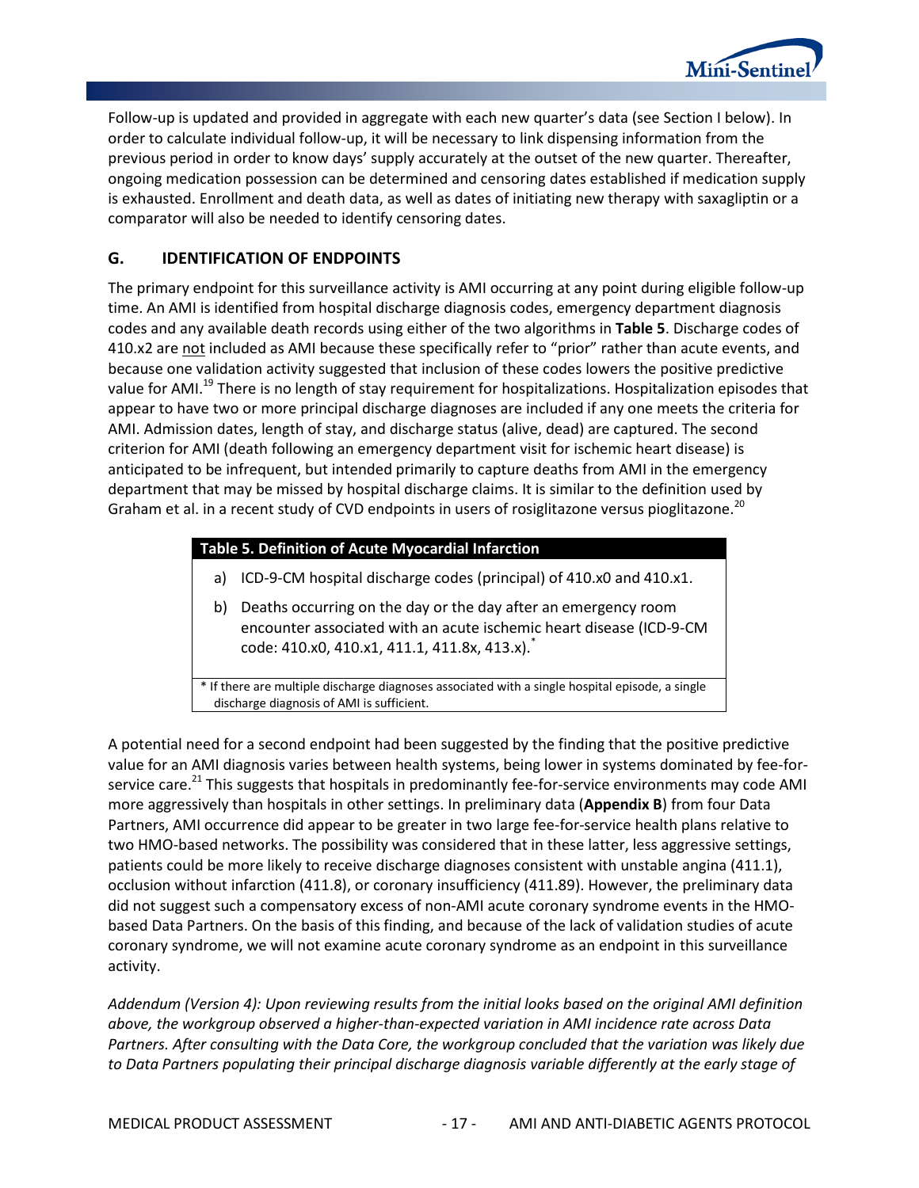Follow-up is updated and provided in aggregate with each new quarter's data (see Section I below). In order to calculate individual follow-up, it will be necessary to link dispensing information from the previous period in order to know days' supply accurately at the outset of the new quarter. Thereafter, ongoing medication possession can be determined and censoring dates established if medication supply is exhausted. Enrollment and death data, as well as dates of initiating new therapy with saxagliptin or a comparator will also be needed to identify censoring dates.

## G. IDENTIFICATION OF ENDPOINTS

The primary endpoint for this surveillance activity is AMI occurring at any point during eligible follow-up time. An AMI is identified from hospital discharge diagnosis codes, emergency department diagnosis codes and any available death records using either of the two algorithms in **Table 5**. Discharge codes of 410.x2 are not included as AMI because these specifically refer to "prior" rather than acute events, and because one validation activity suggested that inclusion of these codes lowers the positive predictive value for AMI.[19] There is no length of stay requirement for hospitalizations. Hospitalization episodes that appear to have two or more principal discharge diagnoses are included if any one meets the criteria for AMI. Admission dates, length of stay, and discharge status (alive, dead) are captured. The second criterion for AMI (death following an emergency department visit for ischemic heart disease) is anticipated to be infrequent, but intended primarily to capture deaths from AMI in the emergency department that may be missed by hospital discharge claims. It is similar to the definition used by Graham et al. in a recent study of CVD endpoints in users of rosiglitazone versus pioglitazone.[20]

| Table 5. Definition of Acute Myocardial Infarction |
|---|
| a) ICD-9-CM hospital discharge codes (principal) of 410.x0 and 410.x1. |
| b) Deaths occurring on the day or the day after an emergency room encounter associated with an acute ischemic heart disease (ICD-9-CM code: 410.x0, 410.x1, 411.1, 411.8x, 413.x).* |
| * If there are multiple discharge diagnoses associated with a single hospital episode, a single discharge diagnosis of AMI is sufficient. |

A potential need for a second endpoint had been suggested by the finding that the positive predictive value for an AMI diagnosis varies between health systems, being lower in systems dominated by fee-for-service care.[21] This suggests that hospitals in predominantly fee-for-service environments may code AMI more aggressively than hospitals in other settings. In preliminary data (**Appendix B**) from four Data Partners, AMI occurrence did appear to be greater in two large fee-for-service health plans relative to two HMO-based networks. The possibility was considered that in these latter, less aggressive settings, patients could be more likely to receive discharge diagnoses consistent with unstable angina (411.1), occlusion without infarction (411.8), or coronary insufficiency (411.89). However, the preliminary data did not suggest such a compensatory excess of non-AMI acute coronary syndrome events in the HMO-based Data Partners. On the basis of this finding, and because of the lack of validation studies of acute coronary syndrome, we will not examine acute coronary syndrome as an endpoint in this surveillance activity.

*Addendum (Version 4): Upon reviewing results from the initial looks based on the original AMI definition above, the workgroup observed a higher-than-expected variation in AMI incidence rate across Data Partners. After consulting with the Data Core, the workgroup concluded that the variation was likely due to Data Partners populating their principal discharge diagnosis variable differently at the early stage of*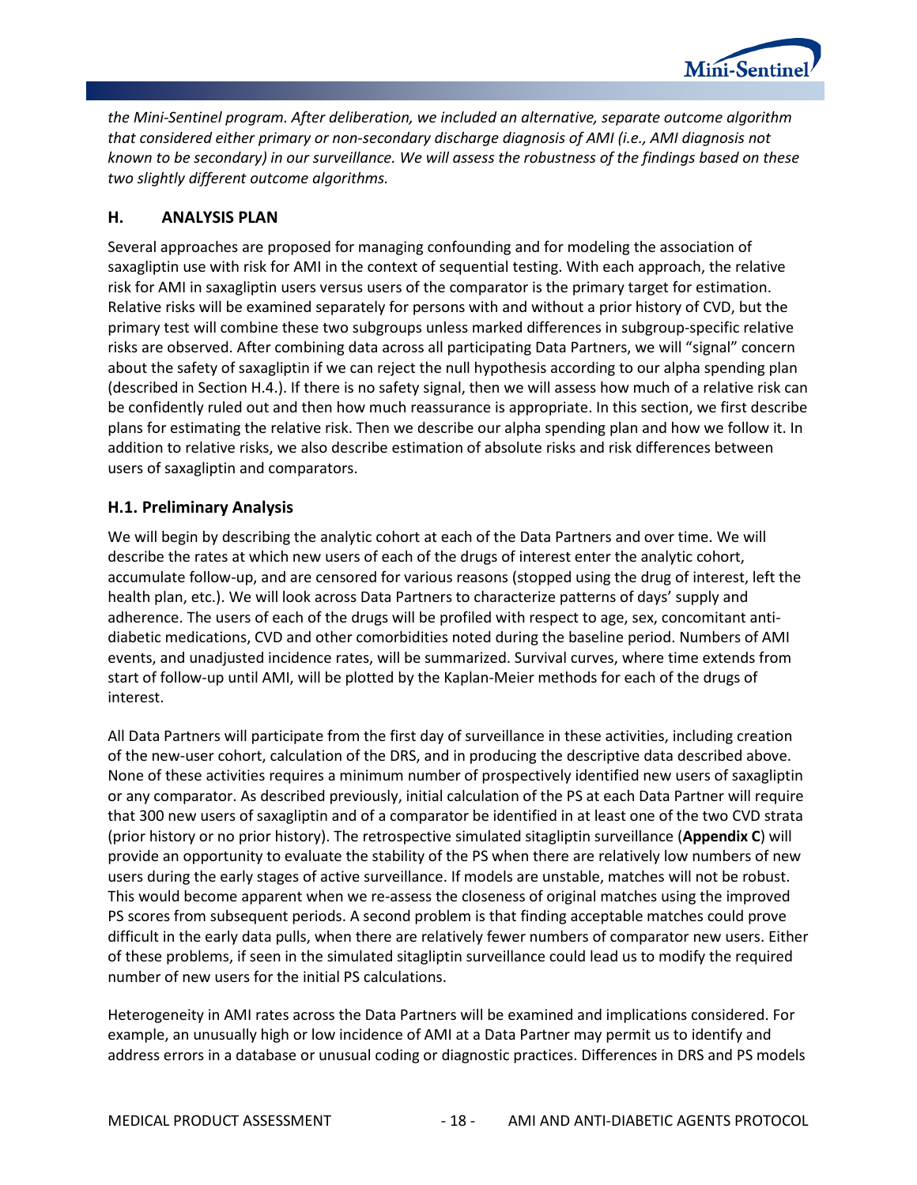*the Mini-Sentinel program. After deliberation, we included an alternative, separate outcome algorithm that considered either primary or non-secondary discharge diagnosis of AMI (i.e., AMI diagnosis not known to be secondary) in our surveillance. We will assess the robustness of the findings based on these two slightly different outcome algorithms.*

## H. ANALYSIS PLAN

Several approaches are proposed for managing confounding and for modeling the association of saxagliptin use with risk for AMI in the context of sequential testing. With each approach, the relative risk for AMI in saxagliptin users versus users of the comparator is the primary target for estimation. Relative risks will be examined separately for persons with and without a prior history of CVD, but the primary test will combine these two subgroups unless marked differences in subgroup-specific relative risks are observed. After combining data across all participating Data Partners, we will "signal" concern about the safety of saxagliptin if we can reject the null hypothesis according to our alpha spending plan (described in Section H.4.). If there is no safety signal, then we will assess how much of a relative risk can be confidently ruled out and then how much reassurance is appropriate. In this section, we first describe plans for estimating the relative risk. Then we describe our alpha spending plan and how we follow it. In addition to relative risks, we also describe estimation of absolute risks and risk differences between users of saxagliptin and comparators.

### H.1. Preliminary Analysis

We will begin by describing the analytic cohort at each of the Data Partners and over time. We will describe the rates at which new users of each of the drugs of interest enter the analytic cohort, accumulate follow-up, and are censored for various reasons (stopped using the drug of interest, left the health plan, etc.). We will look across Data Partners to characterize patterns of days' supply and adherence. The users of each of the drugs will be profiled with respect to age, sex, concomitant anti-diabetic medications, CVD and other comorbidities noted during the baseline period. Numbers of AMI events, and unadjusted incidence rates, will be summarized. Survival curves, where time extends from start of follow-up until AMI, will be plotted by the Kaplan-Meier methods for each of the drugs of interest.

All Data Partners will participate from the first day of surveillance in these activities, including creation of the new-user cohort, calculation of the DRS, and in producing the descriptive data described above. None of these activities requires a minimum number of prospectively identified new users of saxagliptin or any comparator. As described previously, initial calculation of the PS at each Data Partner will require that 300 new users of saxagliptin and of a comparator be identified in at least one of the two CVD strata (prior history or no prior history). The retrospective simulated sitagliptin surveillance (**Appendix C**) will provide an opportunity to evaluate the stability of the PS when there are relatively low numbers of new users during the early stages of active surveillance. If models are unstable, matches will not be robust. This would become apparent when we re-assess the closeness of original matches using the improved PS scores from subsequent periods. A second problem is that finding acceptable matches could prove difficult in the early data pulls, when there are relatively fewer numbers of comparator new users. Either of these problems, if seen in the simulated sitagliptin surveillance could lead us to modify the required number of new users for the initial PS calculations.

Heterogeneity in AMI rates across the Data Partners will be examined and implications considered. For example, an unusually high or low incidence of AMI at a Data Partner may permit us to identify and address errors in a database or unusual coding or diagnostic practices. Differences in DRS and PS models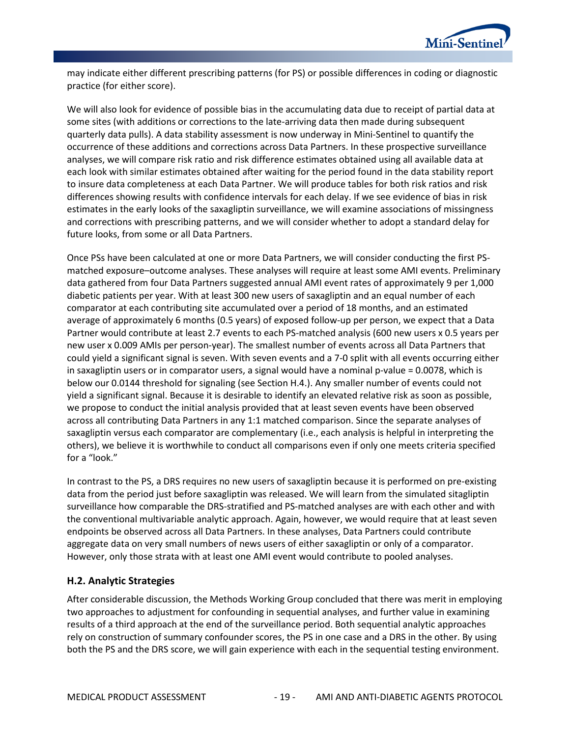may indicate either different prescribing patterns (for PS) or possible differences in coding or diagnostic practice (for either score).

We will also look for evidence of possible bias in the accumulating data due to receipt of partial data at some sites (with additions or corrections to the late-arriving data then made during subsequent quarterly data pulls). A data stability assessment is now underway in Mini-Sentinel to quantify the occurrence of these additions and corrections across Data Partners. In these prospective surveillance analyses, we will compare risk ratio and risk difference estimates obtained using all available data at each look with similar estimates obtained after waiting for the period found in the data stability report to insure data completeness at each Data Partner. We will produce tables for both risk ratios and risk differences showing results with confidence intervals for each delay. If we see evidence of bias in risk estimates in the early looks of the saxagliptin surveillance, we will examine associations of missingness and corrections with prescribing patterns, and we will consider whether to adopt a standard delay for future looks, from some or all Data Partners.

Once PSs have been calculated at one or more Data Partners, we will consider conducting the first PS-matched exposure–outcome analyses. These analyses will require at least some AMI events. Preliminary data gathered from four Data Partners suggested annual AMI event rates of approximately 9 per 1,000 diabetic patients per year. With at least 300 new users of saxagliptin and an equal number of each comparator at each contributing site accumulated over a period of 18 months, and an estimated average of approximately 6 months (0.5 years) of exposed follow-up per person, we expect that a Data Partner would contribute at least 2.7 events to each PS-matched analysis (600 new users x 0.5 years per new user x 0.009 AMIs per person-year). The smallest number of events across all Data Partners that could yield a significant signal is seven. With seven events and a 7-0 split with all events occurring either in saxagliptin users or in comparator users, a signal would have a nominal p-value = 0.0078, which is below our 0.0144 threshold for signaling (see Section H.4.). Any smaller number of events could not yield a significant signal. Because it is desirable to identify an elevated relative risk as soon as possible, we propose to conduct the initial analysis provided that at least seven events have been observed across all contributing Data Partners in any 1:1 matched comparison. Since the separate analyses of saxagliptin versus each comparator are complementary (i.e., each analysis is helpful in interpreting the others), we believe it is worthwhile to conduct all comparisons even if only one meets criteria specified for a "look."

In contrast to the PS, a DRS requires no new users of saxagliptin because it is performed on pre-existing data from the period just before saxagliptin was released. We will learn from the simulated sitagliptin surveillance how comparable the DRS-stratified and PS-matched analyses are with each other and with the conventional multivariable analytic approach. Again, however, we would require that at least seven endpoints be observed across all Data Partners. In these analyses, Data Partners could contribute aggregate data on very small numbers of news users of either saxagliptin or only of a comparator. However, only those strata with at least one AMI event would contribute to pooled analyses.

### H.2. Analytic Strategies

After considerable discussion, the Methods Working Group concluded that there was merit in employing two approaches to adjustment for confounding in sequential analyses, and further value in examining results of a third approach at the end of the surveillance period. Both sequential analytic approaches rely on construction of summary confounder scores, the PS in one case and a DRS in the other. By using both the PS and the DRS score, we will gain experience with each in the sequential testing environment.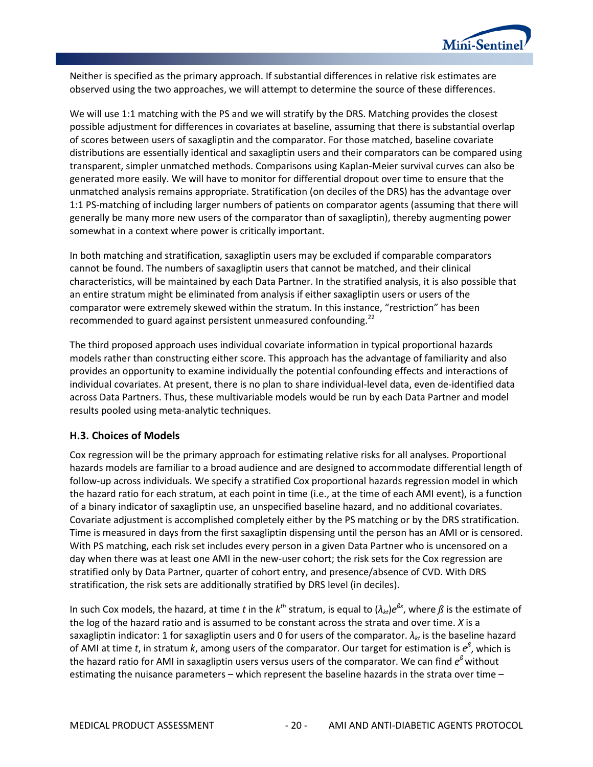Neither is specified as the primary approach. If substantial differences in relative risk estimates are observed using the two approaches, we will attempt to determine the source of these differences.

We will use 1:1 matching with the PS and we will stratify by the DRS. Matching provides the closest possible adjustment for differences in covariates at baseline, assuming that there is substantial overlap of scores between users of saxagliptin and the comparator. For those matched, baseline covariate distributions are essentially identical and saxagliptin users and their comparators can be compared using transparent, simpler unmatched methods. Comparisons using Kaplan-Meier survival curves can also be generated more easily. We will have to monitor for differential dropout over time to ensure that the unmatched analysis remains appropriate. Stratification (on deciles of the DRS) has the advantage over 1:1 PS-matching of including larger numbers of patients on comparator agents (assuming that there will generally be many more new users of the comparator than of saxagliptin), thereby augmenting power somewhat in a context where power is critically important.

In both matching and stratification, saxagliptin users may be excluded if comparable comparators cannot be found. The numbers of saxagliptin users that cannot be matched, and their clinical characteristics, will be maintained by each Data Partner. In the stratified analysis, it is also possible that an entire stratum might be eliminated from analysis if either saxagliptin users or users of the comparator were extremely skewed within the stratum. In this instance, "restriction" has been recommended to guard against persistent unmeasured confounding.[22]

The third proposed approach uses individual covariate information in typical proportional hazards models rather than constructing either score. This approach has the advantage of familiarity and also provides an opportunity to examine individually the potential confounding effects and interactions of individual covariates. At present, there is no plan to share individual-level data, even de-identified data across Data Partners. Thus, these multivariable models would be run by each Data Partner and model results pooled using meta-analytic techniques.

### H.3. Choices of Models

Cox regression will be the primary approach for estimating relative risks for all analyses. Proportional hazards models are familiar to a broad audience and are designed to accommodate differential length of follow-up across individuals. We specify a stratified Cox proportional hazards regression model in which the hazard ratio for each stratum, at each point in time (i.e., at the time of each AMI event), is a function of a binary indicator of saxagliptin use, an unspecified baseline hazard, and no additional covariates. Covariate adjustment is accomplished completely either by the PS matching or by the DRS stratification. Time is measured in days from the first saxagliptin dispensing until the person has an AMI or is censored. With PS matching, each risk set includes every person in a given Data Partner who is uncensored on a day when there was at least one AMI in the new-user cohort; the risk sets for the Cox regression are stratified only by Data Partner, quarter of cohort entry, and presence/absence of CVD. With DRS stratification, the risk sets are additionally stratified by DRS level (in deciles).

In such Cox models, the hazard, at time $t$ in the $k^{th}$ stratum, is equal to $(\lambda_{kt})e^{\beta x}$, where $\beta$ is the estimate of the log of the hazard ratio and is assumed to be constant across the strata and over time. $X$ is a saxagliptin indicator: 1 for saxagliptin users and 0 for users of the comparator. $\lambda_{kt}$ is the baseline hazard of AMI at time $t$, in stratum $k$, among users of the comparator. Our target for estimation is $e^{\beta}$, which is the hazard ratio for AMI in saxagliptin users versus users of the comparator. We can find $e^{\beta}$ without estimating the nuisance parameters – which represent the baseline hazards in the strata over time –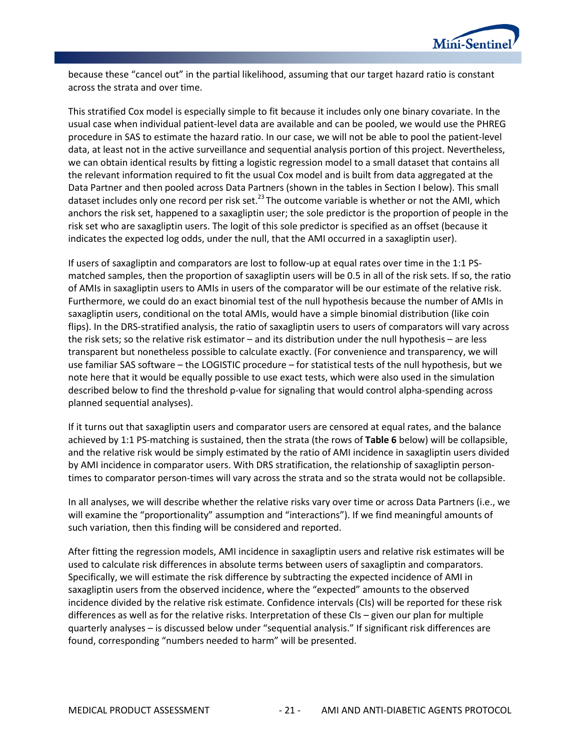because these "cancel out" in the partial likelihood, assuming that our target hazard ratio is constant across the strata and over time.

This stratified Cox model is especially simple to fit because it includes only one binary covariate. In the usual case when individual patient-level data are available and can be pooled, we would use the PHREG procedure in SAS to estimate the hazard ratio. In our case, we will not be able to pool the patient-level data, at least not in the active surveillance and sequential analysis portion of this project. Nevertheless, we can obtain identical results by fitting a logistic regression model to a small dataset that contains all the relevant information required to fit the usual Cox model and is built from data aggregated at the Data Partner and then pooled across Data Partners (shown in the tables in Section I below). This small dataset includes only one record per risk set.[23] The outcome variable is whether or not the AMI, which anchors the risk set, happened to a saxagliptin user; the sole predictor is the proportion of people in the risk set who are saxagliptin users. The logit of this sole predictor is specified as an offset (because it indicates the expected log odds, under the null, that the AMI occurred in a saxagliptin user).

If users of saxagliptin and comparators are lost to follow-up at equal rates over time in the 1:1 PS-matched samples, then the proportion of saxagliptin users will be 0.5 in all of the risk sets. If so, the ratio of AMIs in saxagliptin users to AMIs in users of the comparator will be our estimate of the relative risk. Furthermore, we could do an exact binomial test of the null hypothesis because the number of AMIs in saxagliptin users, conditional on the total AMIs, would have a simple binomial distribution (like coin flips). In the DRS-stratified analysis, the ratio of saxagliptin users to users of comparators will vary across the risk sets; so the relative risk estimator – and its distribution under the null hypothesis – are less transparent but nonetheless possible to calculate exactly. (For convenience and transparency, we will use familiar SAS software – the LOGISTIC procedure – for statistical tests of the null hypothesis, but we note here that it would be equally possible to use exact tests, which were also used in the simulation described below to find the threshold p-value for signaling that would control alpha-spending across planned sequential analyses).

If it turns out that saxagliptin users and comparator users are censored at equal rates, and the balance achieved by 1:1 PS-matching is sustained, then the strata (the rows of **Table 6** below) will be collapsible, and the relative risk would be simply estimated by the ratio of AMI incidence in saxagliptin users divided by AMI incidence in comparator users. With DRS stratification, the relationship of saxagliptin person-times to comparator person-times will vary across the strata and so the strata would not be collapsible.

In all analyses, we will describe whether the relative risks vary over time or across Data Partners (i.e., we will examine the "proportionality" assumption and "interactions"). If we find meaningful amounts of such variation, then this finding will be considered and reported.

After fitting the regression models, AMI incidence in saxagliptin users and relative risk estimates will be used to calculate risk differences in absolute terms between users of saxagliptin and comparators. Specifically, we will estimate the risk difference by subtracting the expected incidence of AMI in saxagliptin users from the observed incidence, where the "expected" amounts to the observed incidence divided by the relative risk estimate. Confidence intervals (CIs) will be reported for these risk differences as well as for the relative risks. Interpretation of these CIs – given our plan for multiple quarterly analyses – is discussed below under "sequential analysis." If significant risk differences are found, corresponding "numbers needed to harm" will be presented.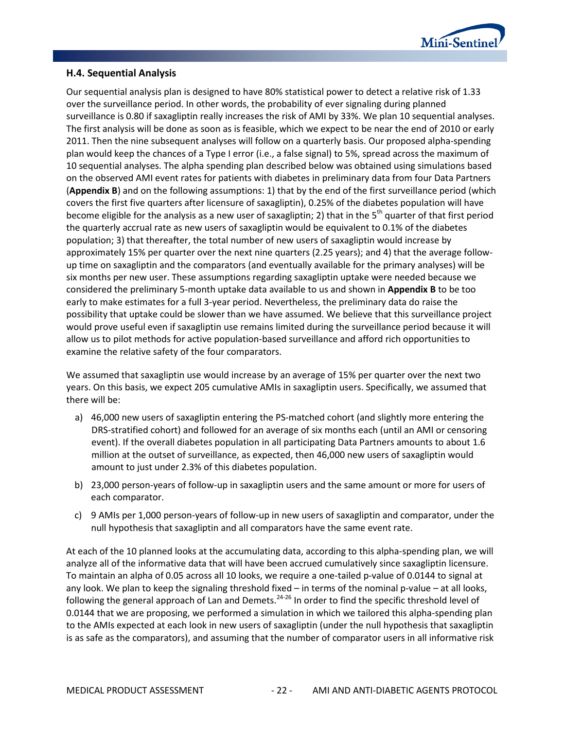### H.4. Sequential Analysis

Our sequential analysis plan is designed to have 80% statistical power to detect a relative risk of 1.33 over the surveillance period. In other words, the probability of ever signaling during planned surveillance is 0.80 if saxagliptin really increases the risk of AMI by 33%. We plan 10 sequential analyses. The first analysis will be done as soon as is feasible, which we expect to be near the end of 2010 or early 2011. Then the nine subsequent analyses will follow on a quarterly basis. Our proposed alpha-spending plan would keep the chances of a Type I error (i.e., a false signal) to 5%, spread across the maximum of 10 sequential analyses. The alpha spending plan described below was obtained using simulations based on the observed AMI event rates for patients with diabetes in preliminary data from four Data Partners (**Appendix B**) and on the following assumptions: 1) that by the end of the first surveillance period (which covers the first five quarters after licensure of saxagliptin), 0.25% of the diabetes population will have become eligible for the analysis as a new user of saxagliptin; 2) that in the 5th quarter of that first period the quarterly accrual rate as new users of saxagliptin would be equivalent to 0.1% of the diabetes population; 3) that thereafter, the total number of new users of saxagliptin would increase by approximately 15% per quarter over the next nine quarters (2.25 years); and 4) that the average follow-up time on saxagliptin and the comparators (and eventually available for the primary analyses) will be six months per new user. These assumptions regarding saxagliptin uptake were needed because we considered the preliminary 5-month uptake data available to us and shown in **Appendix B** to be too early to make estimates for a full 3-year period. Nevertheless, the preliminary data do raise the possibility that uptake could be slower than we have assumed. We believe that this surveillance project would prove useful even if saxagliptin use remains limited during the surveillance period because it will allow us to pilot methods for active population-based surveillance and afford rich opportunities to examine the relative safety of the four comparators.

We assumed that saxagliptin use would increase by an average of 15% per quarter over the next two years. On this basis, we expect 205 cumulative AMIs in saxagliptin users. Specifically, we assumed that there will be:

a) 46,000 new users of saxagliptin entering the PS-matched cohort (and slightly more entering the DRS-stratified cohort) and followed for an average of six months each (until an AMI or censoring event). If the overall diabetes population in all participating Data Partners amounts to about 1.6 million at the outset of surveillance, as expected, then 46,000 new users of saxagliptin would amount to just under 2.3% of this diabetes population.

b) 23,000 person-years of follow-up in saxagliptin users and the same amount or more for users of each comparator.

c) 9 AMIs per 1,000 person-years of follow-up in new users of saxagliptin and comparator, under the null hypothesis that saxagliptin and all comparators have the same event rate.

At each of the 10 planned looks at the accumulating data, according to this alpha-spending plan, we will analyze all of the informative data that will have been accrued cumulatively since saxagliptin licensure. To maintain an alpha of 0.05 across all 10 looks, we require a one-tailed p-value of 0.0144 to signal at any look. We plan to keep the signaling threshold fixed – in terms of the nominal p-value – at all looks, following the general approach of Lan and Demets.[24-26] In order to find the specific threshold level of 0.0144 that we are proposing, we performed a simulation in which we tailored this alpha-spending plan to the AMIs expected at each look in new users of saxagliptin (under the null hypothesis that saxagliptin is as safe as the comparators), and assuming that the number of comparator users in all informative risk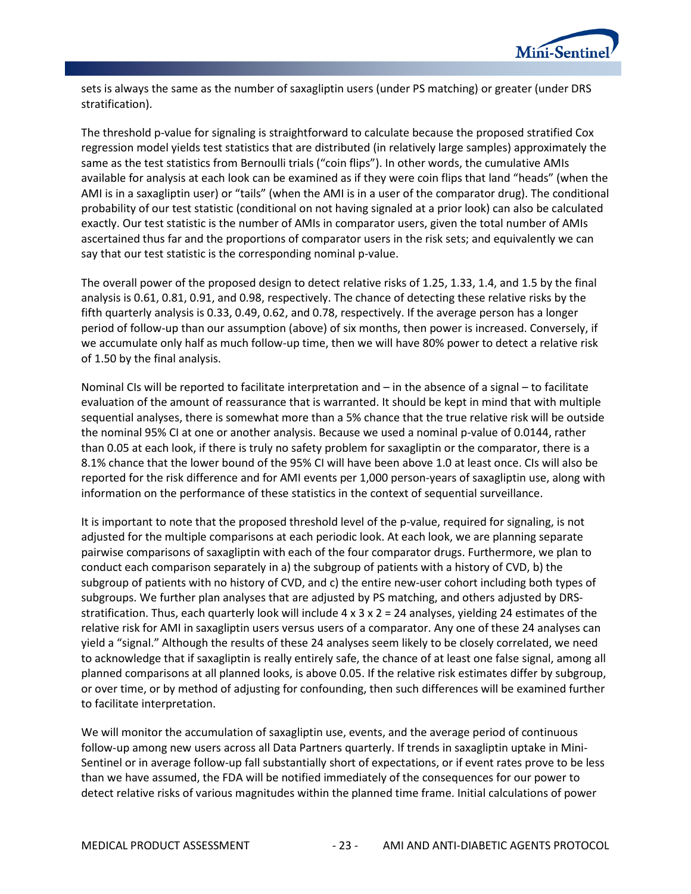sets is always the same as the number of saxagliptin users (under PS matching) or greater (under DRS stratification).

The threshold p-value for signaling is straightforward to calculate because the proposed stratified Cox regression model yields test statistics that are distributed (in relatively large samples) approximately the same as the test statistics from Bernoulli trials ("coin flips"). In other words, the cumulative AMIs available for analysis at each look can be examined as if they were coin flips that land "heads" (when the AMI is in a saxagliptin user) or "tails" (when the AMI is in a user of the comparator drug). The conditional probability of our test statistic (conditional on not having signaled at a prior look) can also be calculated exactly. Our test statistic is the number of AMIs in comparator users, given the total number of AMIs ascertained thus far and the proportions of comparator users in the risk sets; and equivalently we can say that our test statistic is the corresponding nominal p-value.

The overall power of the proposed design to detect relative risks of 1.25, 1.33, 1.4, and 1.5 by the final analysis is 0.61, 0.81, 0.91, and 0.98, respectively. The chance of detecting these relative risks by the fifth quarterly analysis is 0.33, 0.49, 0.62, and 0.78, respectively. If the average person has a longer period of follow-up than our assumption (above) of six months, then power is increased. Conversely, if we accumulate only half as much follow-up time, then we will have 80% power to detect a relative risk of 1.50 by the final analysis.

Nominal CIs will be reported to facilitate interpretation and – in the absence of a signal – to facilitate evaluation of the amount of reassurance that is warranted. It should be kept in mind that with multiple sequential analyses, there is somewhat more than a 5% chance that the true relative risk will be outside the nominal 95% CI at one or another analysis. Because we used a nominal p-value of 0.0144, rather than 0.05 at each look, if there is truly no safety problem for saxagliptin or the comparator, there is a 8.1% chance that the lower bound of the 95% CI will have been above 1.0 at least once. CIs will also be reported for the risk difference and for AMI events per 1,000 person-years of saxagliptin use, along with information on the performance of these statistics in the context of sequential surveillance.

It is important to note that the proposed threshold level of the p-value, required for signaling, is not adjusted for the multiple comparisons at each periodic look. At each look, we are planning separate pairwise comparisons of saxagliptin with each of the four comparator drugs. Furthermore, we plan to conduct each comparison separately in a) the subgroup of patients with a history of CVD, b) the subgroup of patients with no history of CVD, and c) the entire new-user cohort including both types of subgroups. We further plan analyses that are adjusted by PS matching, and others adjusted by DRS-stratification. Thus, each quarterly look will include 4 x 3 x 2 = 24 analyses, yielding 24 estimates of the relative risk for AMI in saxagliptin users versus users of a comparator. Any one of these 24 analyses can yield a "signal." Although the results of these 24 analyses seem likely to be closely correlated, we need to acknowledge that if saxagliptin is really entirely safe, the chance of at least one false signal, among all planned comparisons at all planned looks, is above 0.05. If the relative risk estimates differ by subgroup, or over time, or by method of adjusting for confounding, then such differences will be examined further to facilitate interpretation.

We will monitor the accumulation of saxagliptin use, events, and the average period of continuous follow-up among new users across all Data Partners quarterly. If trends in saxagliptin uptake in Mini-Sentinel or in average follow-up fall substantially short of expectations, or if event rates prove to be less than we have assumed, the FDA will be notified immediately of the consequences for our power to detect relative risks of various magnitudes within the planned time frame. Initial calculations of power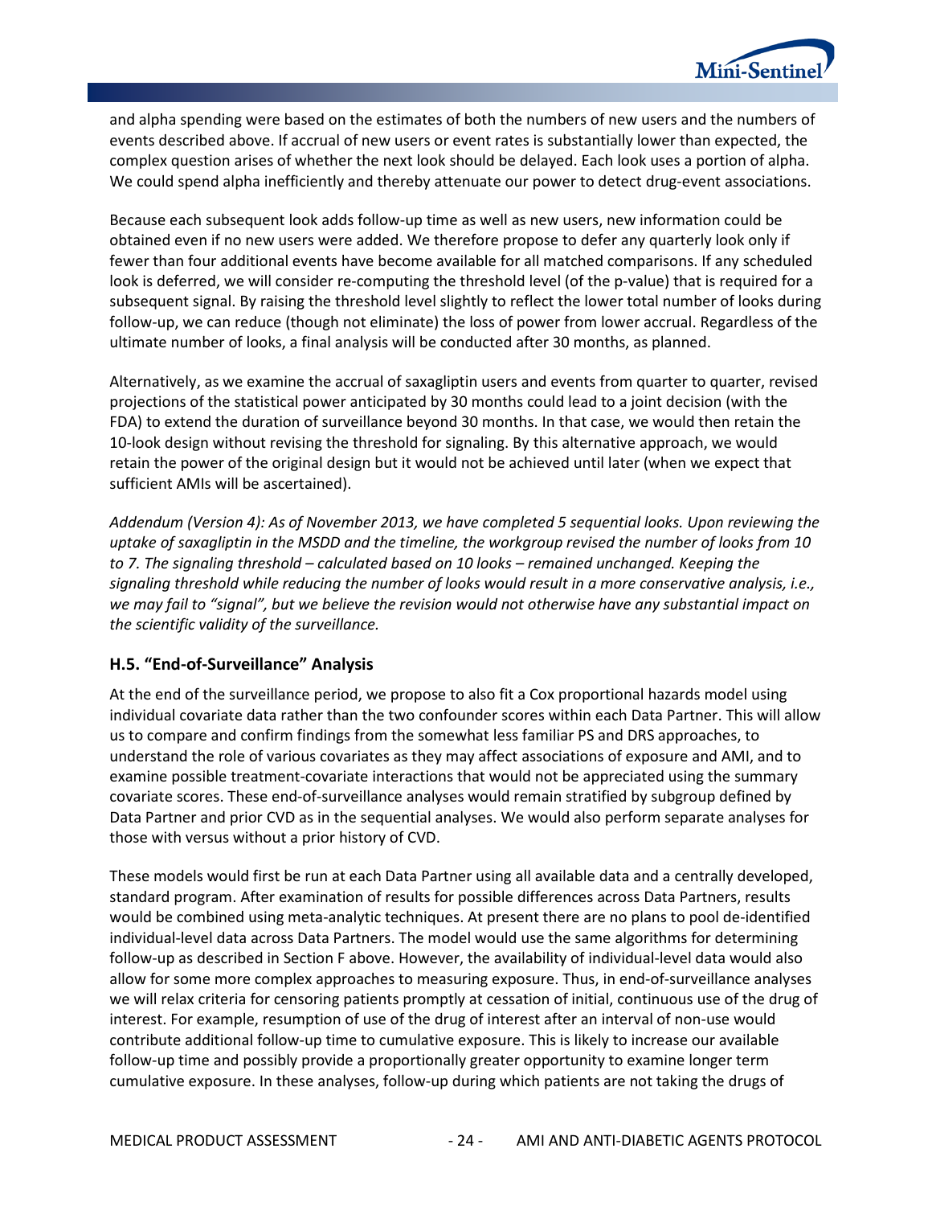and alpha spending were based on the estimates of both the numbers of new users and the numbers of events described above. If accrual of new users or event rates is substantially lower than expected, the complex question arises of whether the next look should be delayed. Each look uses a portion of alpha. We could spend alpha inefficiently and thereby attenuate our power to detect drug-event associations.

Because each subsequent look adds follow-up time as well as new users, new information could be obtained even if no new users were added. We therefore propose to defer any quarterly look only if fewer than four additional events have become available for all matched comparisons. If any scheduled look is deferred, we will consider re-computing the threshold level (of the p-value) that is required for a subsequent signal. By raising the threshold level slightly to reflect the lower total number of looks during follow-up, we can reduce (though not eliminate) the loss of power from lower accrual. Regardless of the ultimate number of looks, a final analysis will be conducted after 30 months, as planned.

Alternatively, as we examine the accrual of saxagliptin users and events from quarter to quarter, revised projections of the statistical power anticipated by 30 months could lead to a joint decision (with the FDA) to extend the duration of surveillance beyond 30 months. In that case, we would then retain the 10-look design without revising the threshold for signaling. By this alternative approach, we would retain the power of the original design but it would not be achieved until later (when we expect that sufficient AMIs will be ascertained).

*Addendum (Version 4): As of November 2013, we have completed 5 sequential looks. Upon reviewing the uptake of saxagliptin in the MSDD and the timeline, the workgroup revised the number of looks from 10 to 7. The signaling threshold – calculated based on 10 looks – remained unchanged. Keeping the signaling threshold while reducing the number of looks would result in a more conservative analysis, i.e., we may fail to "signal", but we believe the revision would not otherwise have any substantial impact on the scientific validity of the surveillance.*

### H.5. "End-of-Surveillance" Analysis

At the end of the surveillance period, we propose to also fit a Cox proportional hazards model using individual covariate data rather than the two confounder scores within each Data Partner. This will allow us to compare and confirm findings from the somewhat less familiar PS and DRS approaches, to understand the role of various covariates as they may affect associations of exposure and AMI, and to examine possible treatment-covariate interactions that would not be appreciated using the summary covariate scores. These end-of-surveillance analyses would remain stratified by subgroup defined by Data Partner and prior CVD as in the sequential analyses. We would also perform separate analyses for those with versus without a prior history of CVD.

These models would first be run at each Data Partner using all available data and a centrally developed, standard program. After examination of results for possible differences across Data Partners, results would be combined using meta-analytic techniques. At present there are no plans to pool de-identified individual-level data across Data Partners. The model would use the same algorithms for determining follow-up as described in Section F above. However, the availability of individual-level data would also allow for some more complex approaches to measuring exposure. Thus, in end-of-surveillance analyses we will relax criteria for censoring patients promptly at cessation of initial, continuous use of the drug of interest. For example, resumption of use of the drug of interest after an interval of non-use would contribute additional follow-up time to cumulative exposure. This is likely to increase our available follow-up time and possibly provide a proportionally greater opportunity to examine longer term cumulative exposure. In these analyses, follow-up during which patients are not taking the drugs of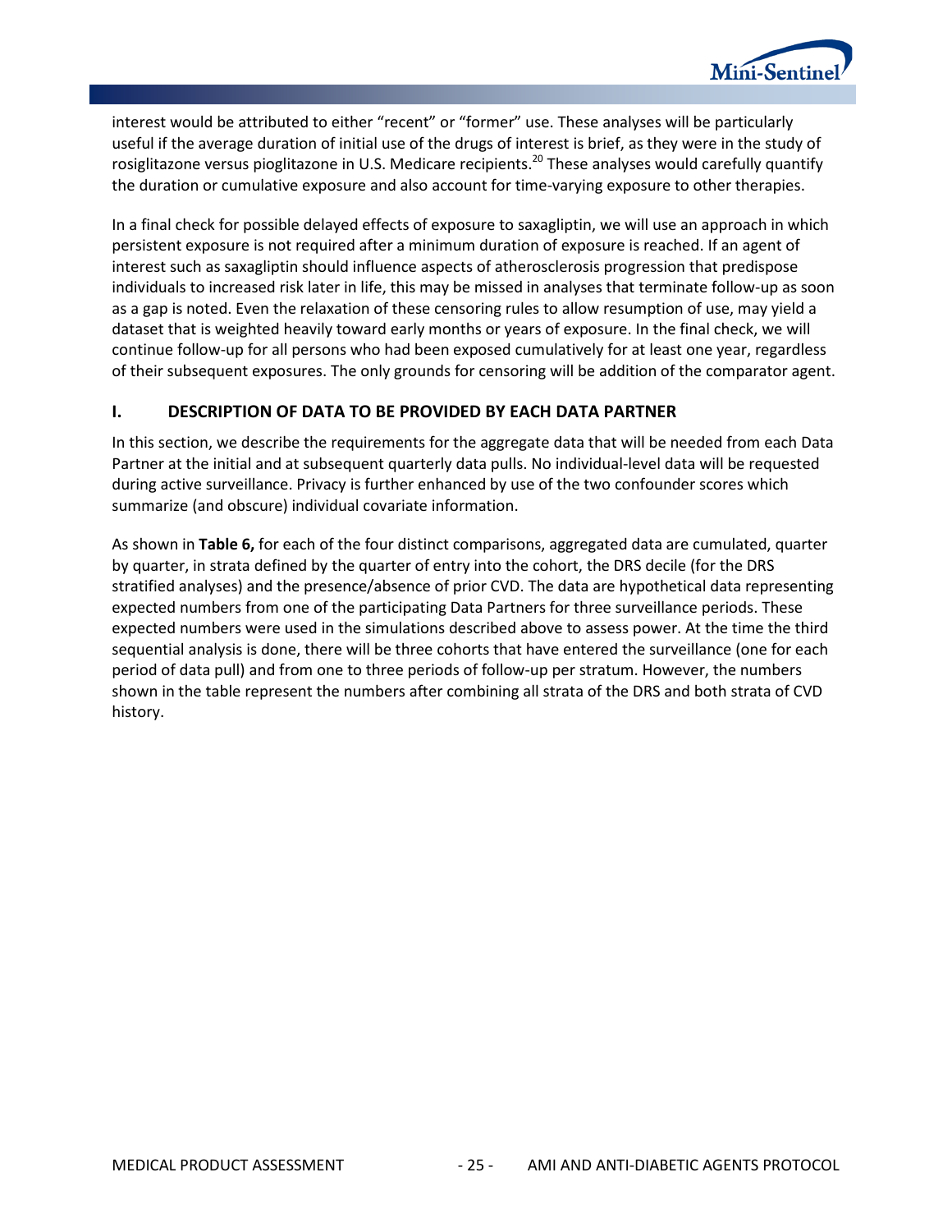interest would be attributed to either "recent" or "former" use. These analyses will be particularly useful if the average duration of initial use of the drugs of interest is brief, as they were in the study of rosiglitazone versus pioglitazone in U.S. Medicare recipients.[20] These analyses would carefully quantify the duration or cumulative exposure and also account for time-varying exposure to other therapies.

In a final check for possible delayed effects of exposure to saxagliptin, we will use an approach in which persistent exposure is not required after a minimum duration of exposure is reached. If an agent of interest such as saxagliptin should influence aspects of atherosclerosis progression that predispose individuals to increased risk later in life, this may be missed in analyses that terminate follow-up as soon as a gap is noted. Even the relaxation of these censoring rules to allow resumption of use, may yield a dataset that is weighted heavily toward early months or years of exposure. In the final check, we will continue follow-up for all persons who had been exposed cumulatively for at least one year, regardless of their subsequent exposures. The only grounds for censoring will be addition of the comparator agent.

## I. DESCRIPTION OF DATA TO BE PROVIDED BY EACH DATA PARTNER

In this section, we describe the requirements for the aggregate data that will be needed from each Data Partner at the initial and at subsequent quarterly data pulls. No individual-level data will be requested during active surveillance. Privacy is further enhanced by use of the two confounder scores which summarize (and obscure) individual covariate information.

As shown in **Table 6,** for each of the four distinct comparisons, aggregated data are cumulated, quarter by quarter, in strata defined by the quarter of entry into the cohort, the DRS decile (for the DRS stratified analyses) and the presence/absence of prior CVD. The data are hypothetical data representing expected numbers from one of the participating Data Partners for three surveillance periods. These expected numbers were used in the simulations described above to assess power. At the time the third sequential analysis is done, there will be three cohorts that have entered the surveillance (one for each period of data pull) and from one to three periods of follow-up per stratum. However, the numbers shown in the table represent the numbers after combining all strata of the DRS and both strata of CVD history.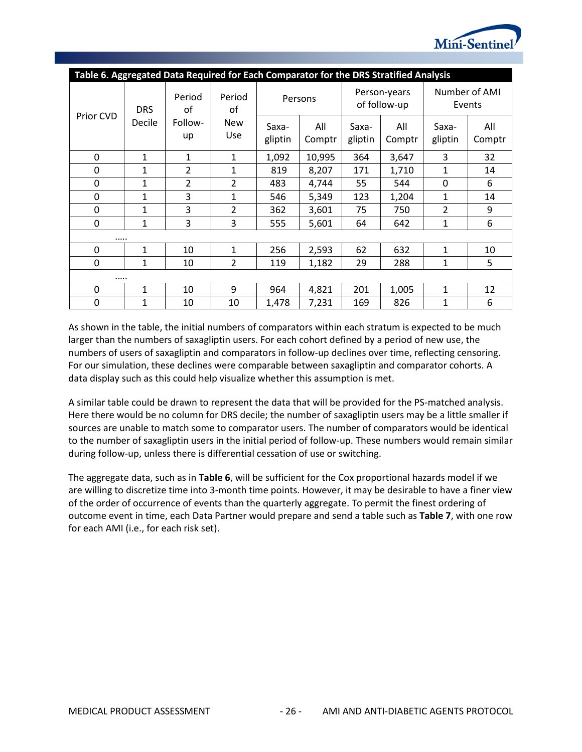**Table 6. Aggregated Data Required for Each Comparator for the DRS Stratified Analysis**

| Prior CVD | DRS Decile | Period of Follow-up | Period of New Use | Persons | | Person-years of follow-up | | Number of AMI Events | |
|---|---|---|---|---|---|---|---|---|---|
| | | | | Saxa-gliptin | All Comptr | Saxa-gliptin | All Comptr | Saxa-gliptin | All Comptr |
| 0 | 1 | 1 | 1 | 1,092 | 10,995 | 364 | 3,647 | 3 | 32 |
| 0 | 1 | 2 | 1 | 819 | 8,207 | 171 | 1,710 | 1 | 14 |
| 0 | 1 | 2 | 2 | 483 | 4,744 | 55 | 544 | 0 | 6 |
| 0 | 1 | 3 | 1 | 546 | 5,349 | 123 | 1,204 | 1 | 14 |
| 0 | 1 | 3 | 2 | 362 | 3,601 | 75 | 750 | 2 | 9 |
| 0 | 1 | 3 | 3 | 555 | 5,601 | 64 | 642 | 1 | 6 |
| ….. | | | | | | | | | |
| 0 | 1 | 10 | 1 | 256 | 2,593 | 62 | 632 | 1 | 10 |
| 0 | 1 | 10 | 2 | 119 | 1,182 | 29 | 288 | 1 | 5 |
| ….. | | | | | | | | | |
| 0 | 1 | 10 | 9 | 964 | 4,821 | 201 | 1,005 | 1 | 12 |
| 0 | 1 | 10 | 10 | 1,478 | 7,231 | 169 | 826 | 1 | 6 |

As shown in the table, the initial numbers of comparators within each stratum is expected to be much larger than the numbers of saxagliptin users. For each cohort defined by a period of new use, the numbers of users of saxagliptin and comparators in follow-up declines over time, reflecting censoring. For our simulation, these declines were comparable between saxagliptin and comparator cohorts. A data display such as this could help visualize whether this assumption is met.

A similar table could be drawn to represent the data that will be provided for the PS-matched analysis. Here there would be no column for DRS decile; the number of saxagliptin users may be a little smaller if sources are unable to match some to comparator users. The number of comparators would be identical to the number of saxagliptin users in the initial period of follow-up. These numbers would remain similar during follow-up, unless there is differential cessation of use or switching.

The aggregate data, such as in **Table 6**, will be sufficient for the Cox proportional hazards model if we are willing to discretize time into 3-month time points. However, it may be desirable to have a finer view of the order of occurrence of events than the quarterly aggregate. To permit the finest ordering of outcome event in time, each Data Partner would prepare and send a table such as **Table 7**, with one row for each AMI (i.e., for each risk set).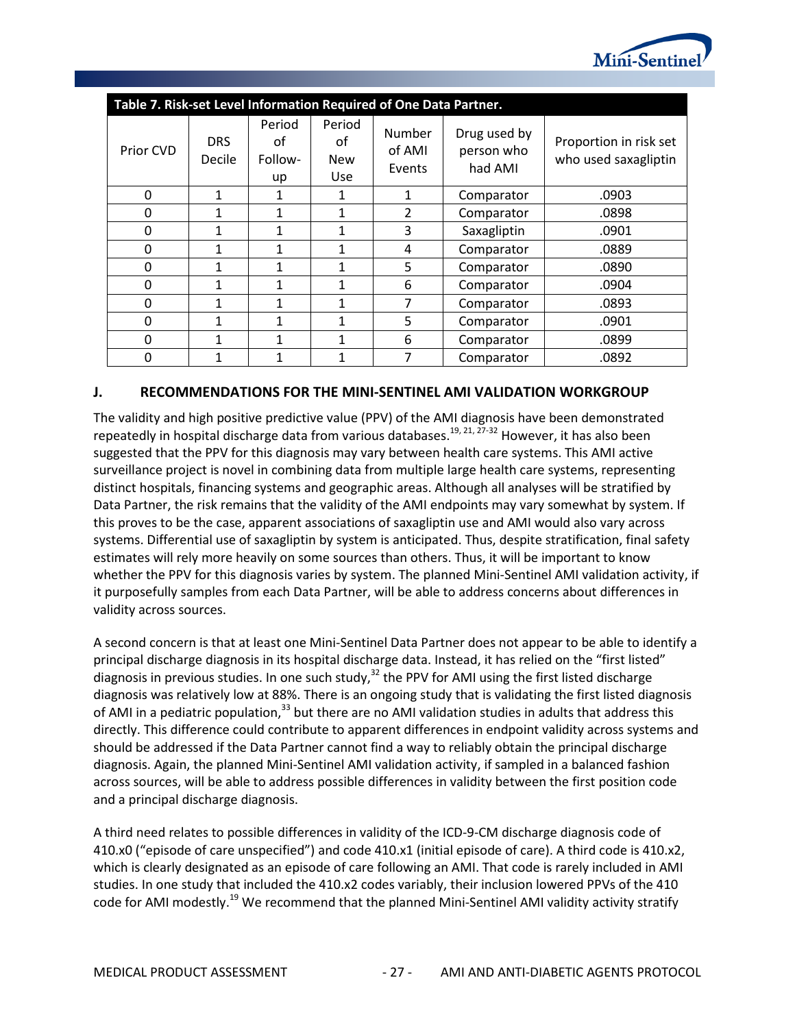| Table 7. Risk-set Level Information Required of One Data Partner. | | | | | | |
|---|---|---|---|---|---|---|
| Prior CVD | DRS Decile | Period of Follow-up | Period of New Use | Number of AMI Events | Drug used by person who had AMI | Proportion in risk set who used saxagliptin |
| 0 | 1 | 1 | 1 | 1 | Comparator | .0903 |
| 0 | 1 | 1 | 1 | 2 | Comparator | .0898 |
| 0 | 1 | 1 | 1 | 3 | Saxagliptin | .0901 |
| 0 | 1 | 1 | 1 | 4 | Comparator | .0889 |
| 0 | 1 | 1 | 1 | 5 | Comparator | .0890 |
| 0 | 1 | 1 | 1 | 6 | Comparator | .0904 |
| 0 | 1 | 1 | 1 | 7 | Comparator | .0893 |
| 0 | 1 | 1 | 1 | 5 | Comparator | .0901 |
| 0 | 1 | 1 | 1 | 6 | Comparator | .0899 |
| 0 | 1 | 1 | 1 | 7 | Comparator | .0892 |

## J. RECOMMENDATIONS FOR THE MINI-SENTINEL AMI VALIDATION WORKGROUP

The validity and high positive predictive value (PPV) of the AMI diagnosis have been demonstrated repeatedly in hospital discharge data from various databases.[19, 21, 27-32] However, it has also been suggested that the PPV for this diagnosis may vary between health care systems. This AMI active surveillance project is novel in combining data from multiple large health care systems, representing distinct hospitals, financing systems and geographic areas. Although all analyses will be stratified by Data Partner, the risk remains that the validity of the AMI endpoints may vary somewhat by system. If this proves to be the case, apparent associations of saxagliptin use and AMI would also vary across systems. Differential use of saxagliptin by system is anticipated. Thus, despite stratification, final safety estimates will rely more heavily on some sources than others. Thus, it will be important to know whether the PPV for this diagnosis varies by system. The planned Mini-Sentinel AMI validation activity, if it purposefully samples from each Data Partner, will be able to address concerns about differences in validity across sources.

A second concern is that at least one Mini-Sentinel Data Partner does not appear to be able to identify a principal discharge diagnosis in its hospital discharge data. Instead, it has relied on the "first listed" diagnosis in previous studies. In one such study,[32] the PPV for AMI using the first listed discharge diagnosis was relatively low at 88%. There is an ongoing study that is validating the first listed diagnosis of AMI in a pediatric population,[33] but there are no AMI validation studies in adults that address this directly. This difference could contribute to apparent differences in endpoint validity across systems and should be addressed if the Data Partner cannot find a way to reliably obtain the principal discharge diagnosis. Again, the planned Mini-Sentinel AMI validation activity, if sampled in a balanced fashion across sources, will be able to address possible differences in validity between the first position code and a principal discharge diagnosis.

A third need relates to possible differences in validity of the ICD-9-CM discharge diagnosis code of 410.x0 ("episode of care unspecified") and code 410.x1 (initial episode of care). A third code is 410.x2, which is clearly designated as an episode of care following an AMI. That code is rarely included in AMI studies. In one study that included the 410.x2 codes variably, their inclusion lowered PPVs of the 410 code for AMI modestly.[19] We recommend that the planned Mini-Sentinel AMI validity activity stratify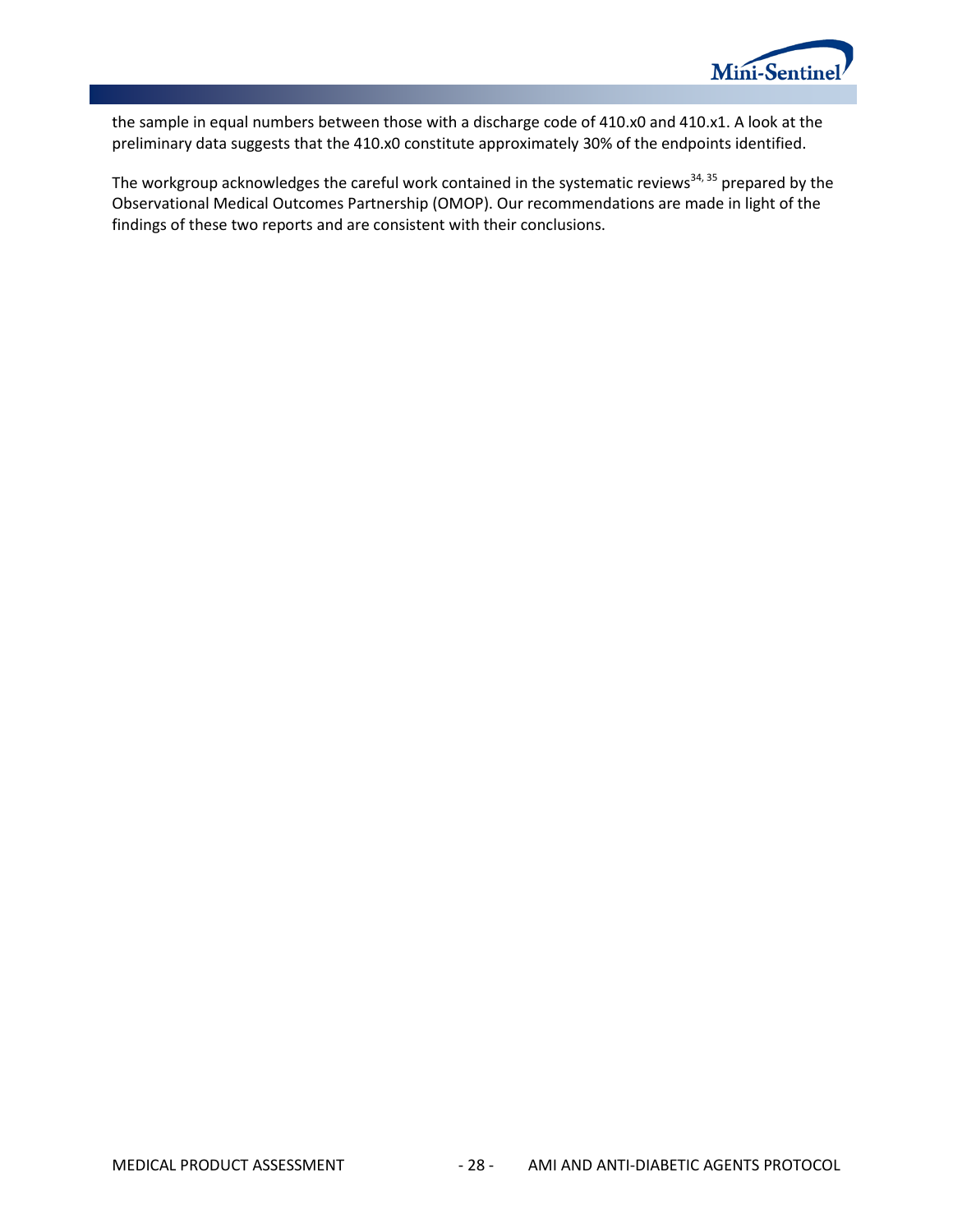the sample in equal numbers between those with a discharge code of 410.x0 and 410.x1. A look at the preliminary data suggests that the 410.x0 constitute approximately 30% of the endpoints identified.

The workgroup acknowledges the careful work contained in the systematic reviews[34, 35] prepared by the Observational Medical Outcomes Partnership (OMOP). Our recommendations are made in light of the findings of these two reports and are consistent with their conclusions.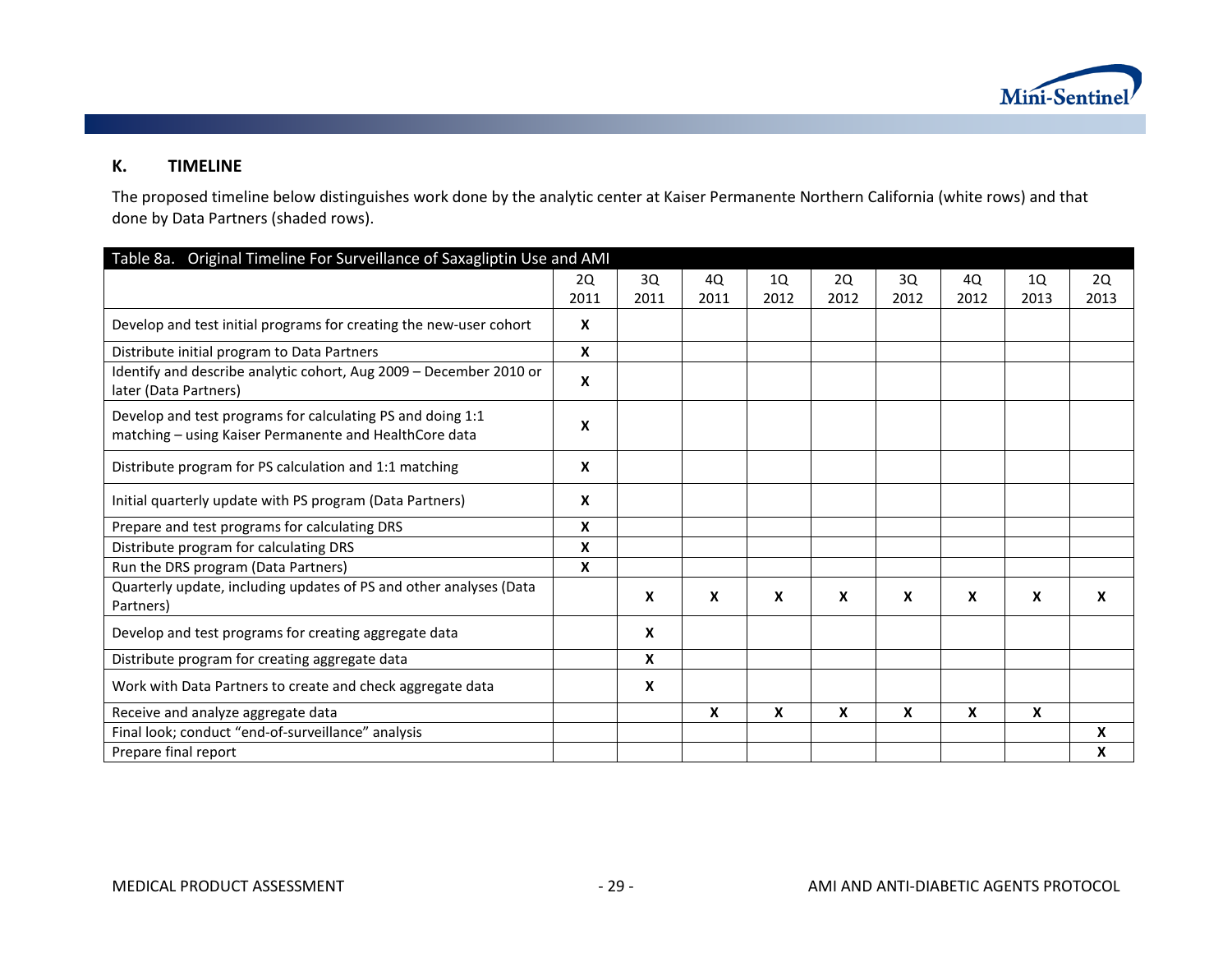## K. TIMELINE

The proposed timeline below distinguishes work done by the analytic center at Kaiser Permanente Northern California (white rows) and that done by Data Partners (shaded rows).

Table 8a. Original Timeline For Surveillance of Saxagliptin Use and AMI

| | 2Q 2011 | 3Q 2011 | 4Q 2011 | 1Q 2012 | 2Q 2012 | 3Q 2012 | 4Q 2012 | 1Q 2013 | 2Q 2013 |
|---|---|---|---|---|---|---|---|---|---|
| Develop and test initial programs for creating the new-user cohort | **X** | | | | | | | | |
| Distribute initial program to Data Partners | **X** | | | | | | | | |
| Identify and describe analytic cohort, Aug 2009 – December 2010 or later (Data Partners) | **X** | | | | | | | | |
| Develop and test programs for calculating PS and doing 1:1 matching – using Kaiser Permanente and HealthCore data | **X** | | | | | | | | |
| Distribute program for PS calculation and 1:1 matching | **X** | | | | | | | | |
| Initial quarterly update with PS program (Data Partners) | **X** | | | | | | | | |
| Prepare and test programs for calculating DRS | **X** | | | | | | | | |
| Distribute program for calculating DRS | **X** | | | | | | | | |
| Run the DRS program (Data Partners) | **X** | | | | | | | | |
| Quarterly update, including updates of PS and other analyses (Data Partners) | | **X** | **X** | **X** | **X** | **X** | **X** | **X** | **X** |
| Develop and test programs for creating aggregate data | | **X** | | | | | | | |
| Distribute program for creating aggregate data | | **X** | | | | | | | |
| Work with Data Partners to create and check aggregate data | | **X** | | | | | | | |
| Receive and analyze aggregate data | | | **X** | **X** | **X** | **X** | **X** | **X** | |
| Final look; conduct "end-of-surveillance" analysis | | | | | | | | | **X** |
| Prepare final report | | | | | | | | | **X** |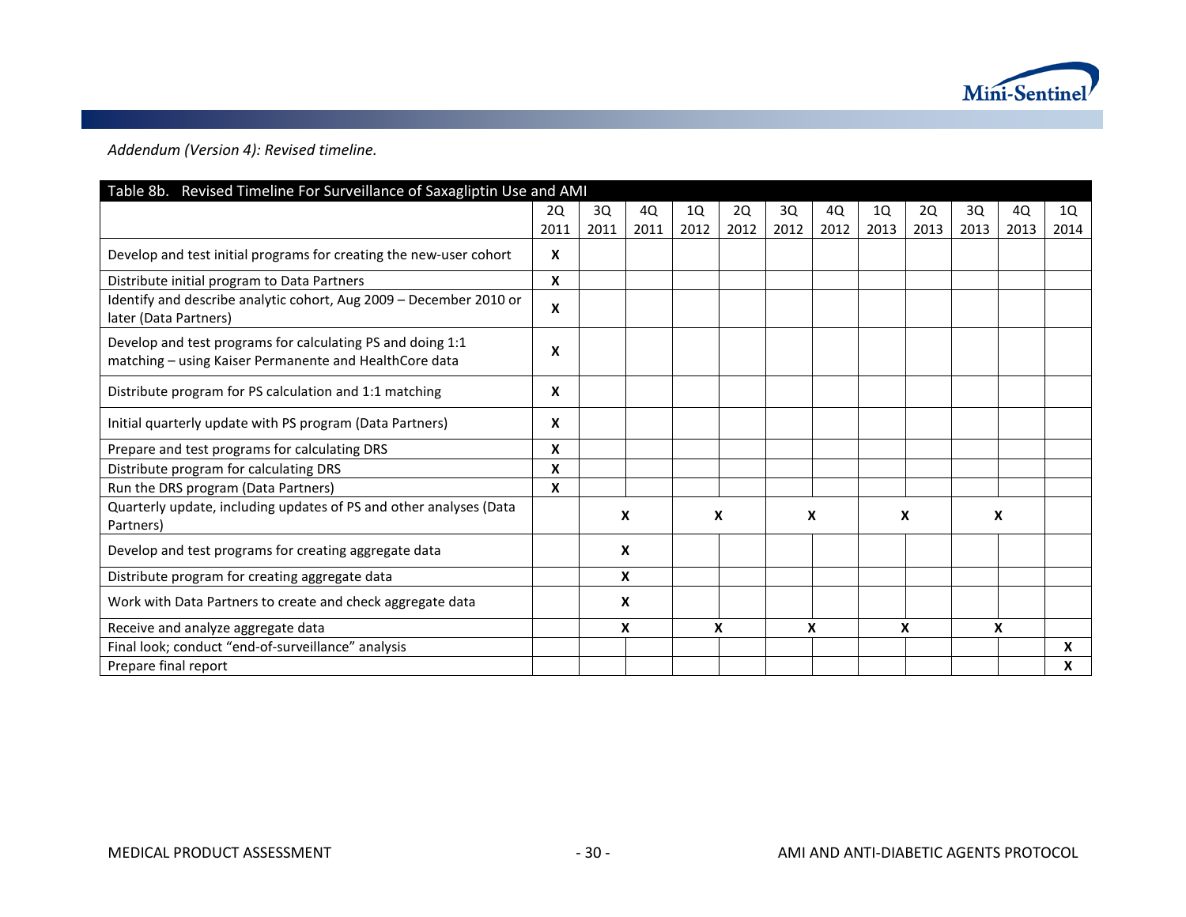*Addendum (Version 4): Revised timeline.*

| Table 8b. Revised Timeline For Surveillance of Saxagliptin Use and AMI | | | | | | | | | | | | |
|---|---|---|---|---|---|---|---|---|---|---|---|---|
| | 2Q 2011 | 3Q 2011 | 4Q 2011 | 1Q 2012 | 2Q 2012 | 3Q 2012 | 4Q 2012 | 1Q 2013 | 2Q 2013 | 3Q 2013 | 4Q 2013 | 1Q 2014 |
| Develop and test initial programs for creating the new-user cohort | **X** | | | | | | | | | | | |
| Distribute initial program to Data Partners | **X** | | | | | | | | | | | |
| Identify and describe analytic cohort, Aug 2009 – December 2010 or later (Data Partners) | **X** | | | | | | | | | | | |
| Develop and test programs for calculating PS and doing 1:1 matching – using Kaiser Permanente and HealthCore data | **X** | | | | | | | | | | | |
| Distribute program for PS calculation and 1:1 matching | **X** | | | | | | | | | | | |
| Initial quarterly update with PS program (Data Partners) | **X** | | | | | | | | | | | |
| Prepare and test programs for calculating DRS | **X** | | | | | | | | | | | |
| Distribute program for calculating DRS | **X** | | | | | | | | | | | |
| Run the DRS program (Data Partners) | **X** | | | | | | | | | | | |
| Quarterly update, including updates of PS and other analyses (Data Partners) | | **X** | | **X** | | **X** | | **X** | | **X** | | |
| Develop and test programs for creating aggregate data | | **X** | | | | | | | | | | |
| Distribute program for creating aggregate data | | **X** | | | | | | | | | | |
| Work with Data Partners to create and check aggregate data | | **X** | | | | | | | | | | |
| Receive and analyze aggregate data | | **X** | | **X** | | **X** | | **X** | | **X** | | |
| Final look; conduct "end-of-surveillance" analysis | | | | | | | | | | | | **X** |
| Prepare final report | | | | | | | | | | | | **X** |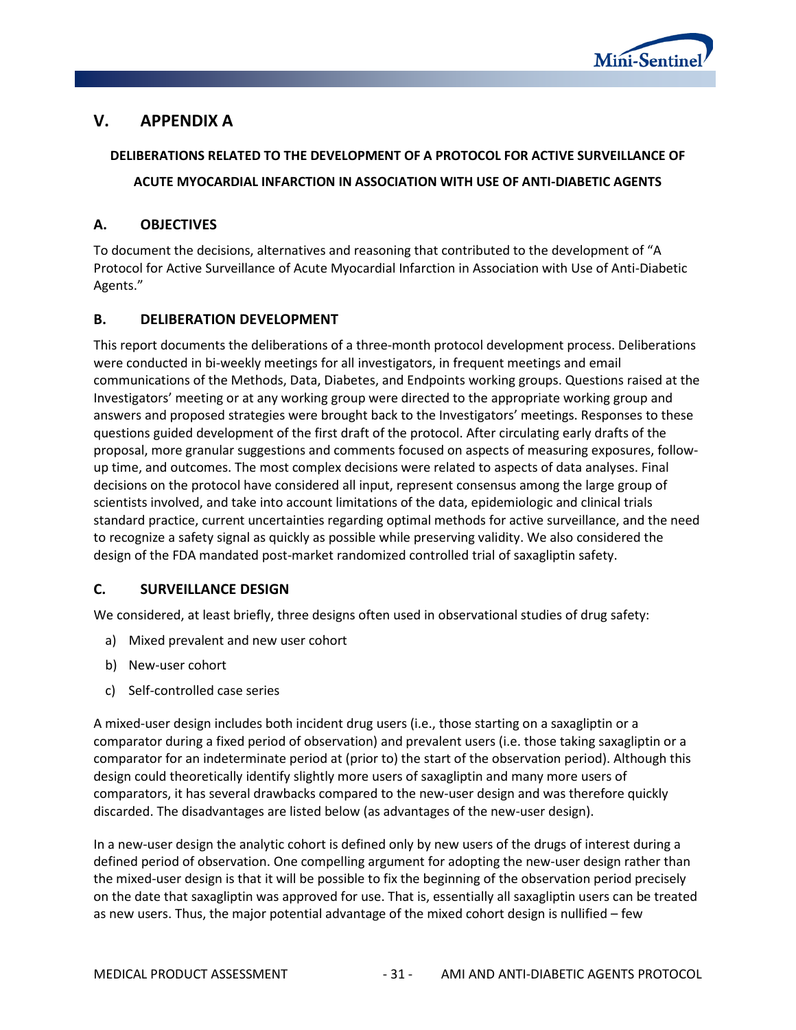# V. APPENDIX A

**DELIBERATIONS RELATED TO THE DEVELOPMENT OF A PROTOCOL FOR ACTIVE SURVEILLANCE OF ACUTE MYOCARDIAL INFARCTION IN ASSOCIATION WITH USE OF ANTI-DIABETIC AGENTS**

## A. OBJECTIVES

To document the decisions, alternatives and reasoning that contributed to the development of "A Protocol for Active Surveillance of Acute Myocardial Infarction in Association with Use of Anti-Diabetic Agents."

## B. DELIBERATION DEVELOPMENT

This report documents the deliberations of a three-month protocol development process. Deliberations were conducted in bi-weekly meetings for all investigators, in frequent meetings and email communications of the Methods, Data, Diabetes, and Endpoints working groups. Questions raised at the Investigators' meeting or at any working group were directed to the appropriate working group and answers and proposed strategies were brought back to the Investigators' meetings. Responses to these questions guided development of the first draft of the protocol. After circulating early drafts of the proposal, more granular suggestions and comments focused on aspects of measuring exposures, follow-up time, and outcomes. The most complex decisions were related to aspects of data analyses. Final decisions on the protocol have considered all input, represent consensus among the large group of scientists involved, and take into account limitations of the data, epidemiologic and clinical trials standard practice, current uncertainties regarding optimal methods for active surveillance, and the need to recognize a safety signal as quickly as possible while preserving validity. We also considered the design of the FDA mandated post-market randomized controlled trial of saxagliptin safety.

## C. SURVEILLANCE DESIGN

We considered, at least briefly, three designs often used in observational studies of drug safety:

a) Mixed prevalent and new user cohort

b) New-user cohort

c) Self-controlled case series

A mixed-user design includes both incident drug users (i.e., those starting on a saxagliptin or a comparator during a fixed period of observation) and prevalent users (i.e. those taking saxagliptin or a comparator for an indeterminate period at (prior to) the start of the observation period). Although this design could theoretically identify slightly more users of saxagliptin and many more users of comparators, it has several drawbacks compared to the new-user design and was therefore quickly discarded. The disadvantages are listed below (as advantages of the new-user design).

In a new-user design the analytic cohort is defined only by new users of the drugs of interest during a defined period of observation. One compelling argument for adopting the new-user design rather than the mixed-user design is that it will be possible to fix the beginning of the observation period precisely on the date that saxagliptin was approved for use. That is, essentially all saxagliptin users can be treated as new users. Thus, the major potential advantage of the mixed cohort design is nullified – few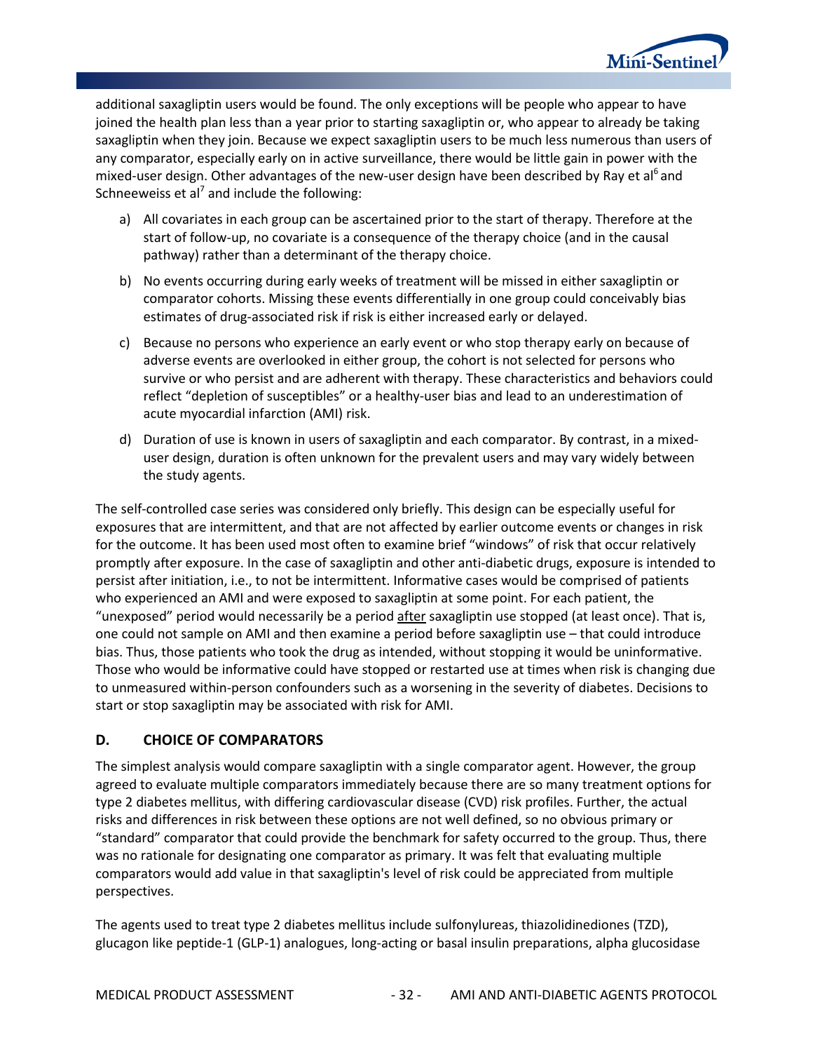additional saxagliptin users would be found. The only exceptions will be people who appear to have joined the health plan less than a year prior to starting saxagliptin or, who appear to already be taking saxagliptin when they join. Because we expect saxagliptin users to be much less numerous than users of any comparator, especially early on in active surveillance, there would be little gain in power with the mixed-user design. Other advantages of the new-user design have been described by Ray et al[6] and Schneeweiss et al[7] and include the following:

a) All covariates in each group can be ascertained prior to the start of therapy. Therefore at the start of follow-up, no covariate is a consequence of the therapy choice (and in the causal pathway) rather than a determinant of the therapy choice.

b) No events occurring during early weeks of treatment will be missed in either saxagliptin or comparator cohorts. Missing these events differentially in one group could conceivably bias estimates of drug-associated risk if risk is either increased early or delayed.

c) Because no persons who experience an early event or who stop therapy early on because of adverse events are overlooked in either group, the cohort is not selected for persons who survive or who persist and are adherent with therapy. These characteristics and behaviors could reflect "depletion of susceptibles" or a healthy-user bias and lead to an underestimation of acute myocardial infarction (AMI) risk.

d) Duration of use is known in users of saxagliptin and each comparator. By contrast, in a mixed-user design, duration is often unknown for the prevalent users and may vary widely between the study agents.

The self-controlled case series was considered only briefly. This design can be especially useful for exposures that are intermittent, and that are not affected by earlier outcome events or changes in risk for the outcome. It has been used most often to examine brief "windows" of risk that occur relatively promptly after exposure. In the case of saxagliptin and other anti-diabetic drugs, exposure is intended to persist after initiation, i.e., to not be intermittent. Informative cases would be comprised of patients who experienced an AMI and were exposed to saxagliptin at some point. For each patient, the "unexposed" period would necessarily be a period <u>after</u> saxagliptin use stopped (at least once). That is, one could not sample on AMI and then examine a period before saxagliptin use – that could introduce bias. Thus, those patients who took the drug as intended, without stopping it would be uninformative. Those who would be informative could have stopped or restarted use at times when risk is changing due to unmeasured within-person confounders such as a worsening in the severity of diabetes. Decisions to start or stop saxagliptin may be associated with risk for AMI.

## D. CHOICE OF COMPARATORS

The simplest analysis would compare saxagliptin with a single comparator agent. However, the group agreed to evaluate multiple comparators immediately because there are so many treatment options for type 2 diabetes mellitus, with differing cardiovascular disease (CVD) risk profiles. Further, the actual risks and differences in risk between these options are not well defined, so no obvious primary or "standard" comparator that could provide the benchmark for safety occurred to the group. Thus, there was no rationale for designating one comparator as primary. It was felt that evaluating multiple comparators would add value in that saxagliptin's level of risk could be appreciated from multiple perspectives.

The agents used to treat type 2 diabetes mellitus include sulfonylureas, thiazolidinediones (TZD), glucagon like peptide-1 (GLP-1) analogues, long-acting or basal insulin preparations, alpha glucosidase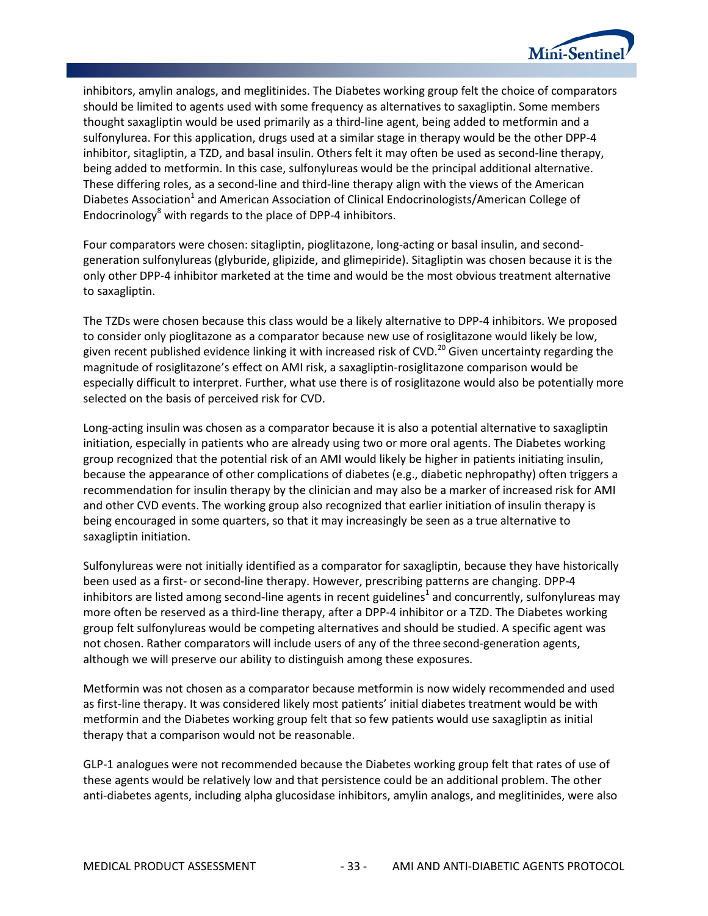inhibitors, amylin analogs, and meglitinides. The Diabetes working group felt the choice of comparators should be limited to agents used with some frequency as alternatives to saxagliptin. Some members thought saxagliptin would be used primarily as a third-line agent, being added to metformin and a sulfonylurea. For this application, drugs used at a similar stage in therapy would be the other DPP-4 inhibitor, sitagliptin, a TZD, and basal insulin. Others felt it may often be used as second-line therapy, being added to metformin. In this case, sulfonylureas would be the principal additional alternative. These differing roles, as a second-line and third-line therapy align with the views of the American Diabetes Association[1] and American Association of Clinical Endocrinologists/American College of Endocrinology[8] with regards to the place of DPP-4 inhibitors.

Four comparators were chosen: sitagliptin, pioglitazone, long-acting or basal insulin, and second-generation sulfonylureas (glyburide, glipizide, and glimepiride). Sitagliptin was chosen because it is the only other DPP-4 inhibitor marketed at the time and would be the most obvious treatment alternative to saxagliptin.

The TZDs were chosen because this class would be a likely alternative to DPP-4 inhibitors. We proposed to consider only pioglitazone as a comparator because new use of rosiglitazone would likely be low, given recent published evidence linking it with increased risk of CVD.[20] Given uncertainty regarding the magnitude of rosiglitazone's effect on AMI risk, a saxagliptin-rosiglitazone comparison would be especially difficult to interpret. Further, what use there is of rosiglitazone would also be potentially more selected on the basis of perceived risk for CVD.

Long-acting insulin was chosen as a comparator because it is also a potential alternative to saxagliptin initiation, especially in patients who are already using two or more oral agents. The Diabetes working group recognized that the potential risk of an AMI would likely be higher in patients initiating insulin, because the appearance of other complications of diabetes (e.g., diabetic nephropathy) often triggers a recommendation for insulin therapy by the clinician and may also be a marker of increased risk for AMI and other CVD events. The working group also recognized that earlier initiation of insulin therapy is being encouraged in some quarters, so that it may increasingly be seen as a true alternative to saxagliptin initiation.

Sulfonylureas were not initially identified as a comparator for saxagliptin, because they have historically been used as a first- or second-line therapy. However, prescribing patterns are changing. DPP-4 inhibitors are listed among second-line agents in recent guidelines[1] and concurrently, sulfonylureas may more often be reserved as a third-line therapy, after a DPP-4 inhibitor or a TZD. The Diabetes working group felt sulfonylureas would be competing alternatives and should be studied. A specific agent was not chosen. Rather comparators will include users of any of the three second-generation agents, although we will preserve our ability to distinguish among these exposures.

Metformin was not chosen as a comparator because metformin is now widely recommended and used as first-line therapy. It was considered likely most patients' initial diabetes treatment would be with metformin and the Diabetes working group felt that so few patients would use saxagliptin as initial therapy that a comparison would not be reasonable.

GLP-1 analogues were not recommended because the Diabetes working group felt that rates of use of these agents would be relatively low and that persistence could be an additional problem. The other anti-diabetes agents, including alpha glucosidase inhibitors, amylin analogs, and meglitinides, were also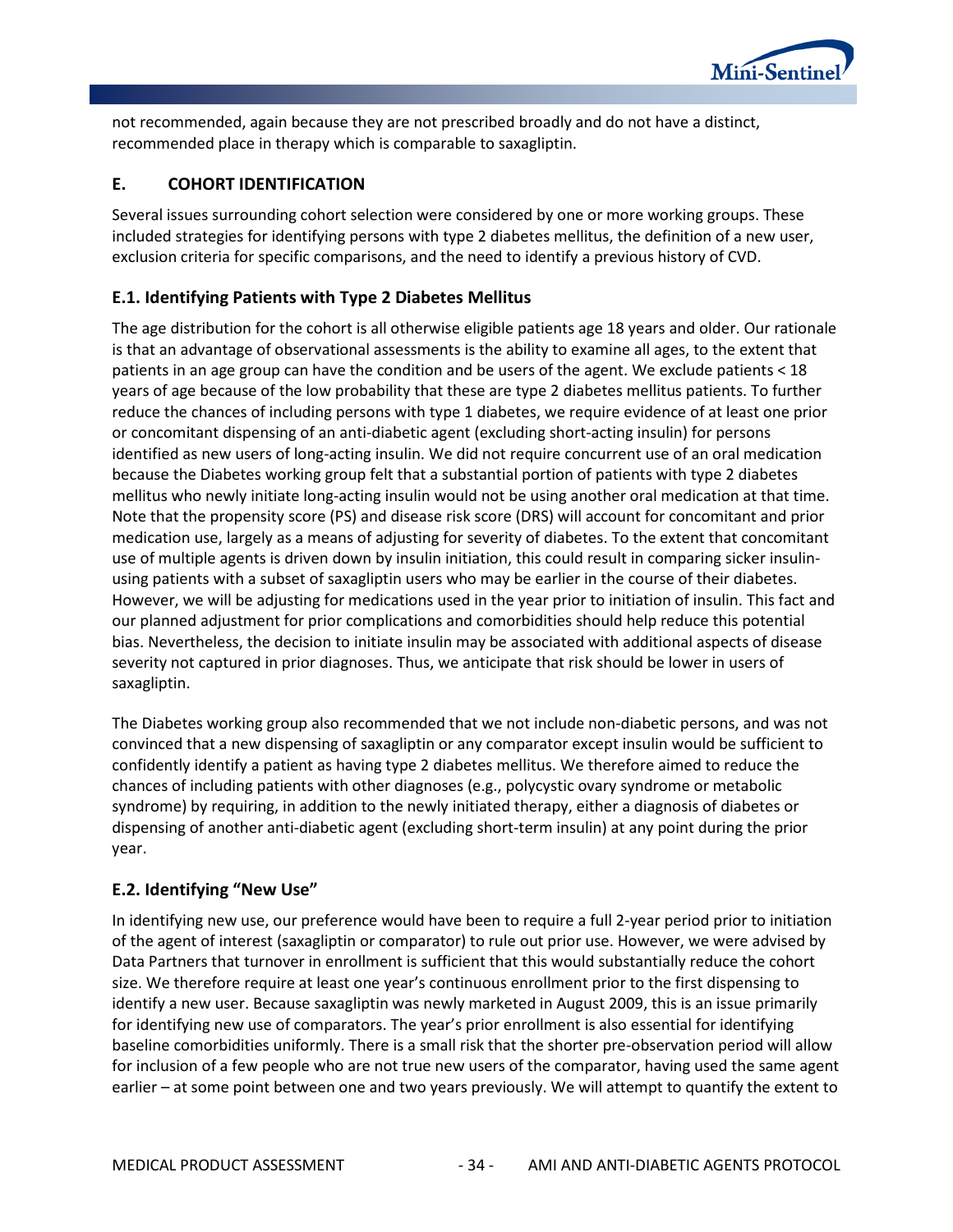not recommended, again because they are not prescribed broadly and do not have a distinct, recommended place in therapy which is comparable to saxagliptin.

## E. COHORT IDENTIFICATION

Several issues surrounding cohort selection were considered by one or more working groups. These included strategies for identifying persons with type 2 diabetes mellitus, the definition of a new user, exclusion criteria for specific comparisons, and the need to identify a previous history of CVD.

### E.1. Identifying Patients with Type 2 Diabetes Mellitus

The age distribution for the cohort is all otherwise eligible patients age 18 years and older. Our rationale is that an advantage of observational assessments is the ability to examine all ages, to the extent that patients in an age group can have the condition and be users of the agent. We exclude patients < 18 years of age because of the low probability that these are type 2 diabetes mellitus patients. To further reduce the chances of including persons with type 1 diabetes, we require evidence of at least one prior or concomitant dispensing of an anti-diabetic agent (excluding short-acting insulin) for persons identified as new users of long-acting insulin. We did not require concurrent use of an oral medication because the Diabetes working group felt that a substantial portion of patients with type 2 diabetes mellitus who newly initiate long-acting insulin would not be using another oral medication at that time. Note that the propensity score (PS) and disease risk score (DRS) will account for concomitant and prior medication use, largely as a means of adjusting for severity of diabetes. To the extent that concomitant use of multiple agents is driven down by insulin initiation, this could result in comparing sicker insulin-using patients with a subset of saxagliptin users who may be earlier in the course of their diabetes. However, we will be adjusting for medications used in the year prior to initiation of insulin. This fact and our planned adjustment for prior complications and comorbidities should help reduce this potential bias. Nevertheless, the decision to initiate insulin may be associated with additional aspects of disease severity not captured in prior diagnoses. Thus, we anticipate that risk should be lower in users of saxagliptin.

The Diabetes working group also recommended that we not include non-diabetic persons, and was not convinced that a new dispensing of saxagliptin or any comparator except insulin would be sufficient to confidently identify a patient as having type 2 diabetes mellitus. We therefore aimed to reduce the chances of including patients with other diagnoses (e.g., polycystic ovary syndrome or metabolic syndrome) by requiring, in addition to the newly initiated therapy, either a diagnosis of diabetes or dispensing of another anti-diabetic agent (excluding short-term insulin) at any point during the prior year.

### E.2. Identifying "New Use"

In identifying new use, our preference would have been to require a full 2-year period prior to initiation of the agent of interest (saxagliptin or comparator) to rule out prior use. However, we were advised by Data Partners that turnover in enrollment is sufficient that this would substantially reduce the cohort size. We therefore require at least one year's continuous enrollment prior to the first dispensing to identify a new user. Because saxagliptin was newly marketed in August 2009, this is an issue primarily for identifying new use of comparators. The year's prior enrollment is also essential for identifying baseline comorbidities uniformly. There is a small risk that the shorter pre-observation period will allow for inclusion of a few people who are not true new users of the comparator, having used the same agent earlier – at some point between one and two years previously. We will attempt to quantify the extent to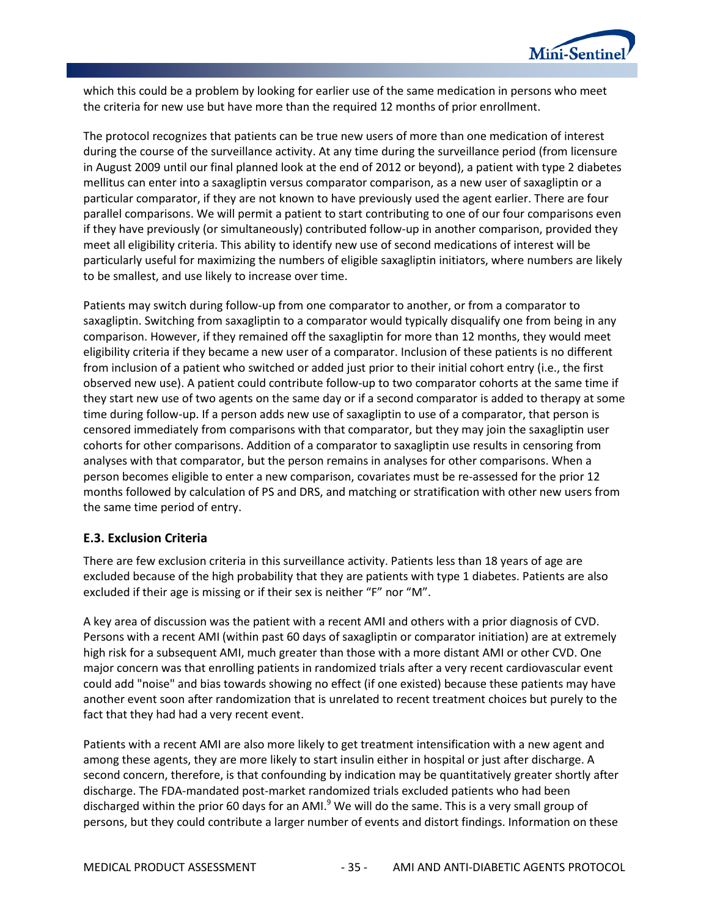which this could be a problem by looking for earlier use of the same medication in persons who meet the criteria for new use but have more than the required 12 months of prior enrollment.

The protocol recognizes that patients can be true new users of more than one medication of interest during the course of the surveillance activity. At any time during the surveillance period (from licensure in August 2009 until our final planned look at the end of 2012 or beyond), a patient with type 2 diabetes mellitus can enter into a saxagliptin versus comparator comparison, as a new user of saxagliptin or a particular comparator, if they are not known to have previously used the agent earlier. There are four parallel comparisons. We will permit a patient to start contributing to one of our four comparisons even if they have previously (or simultaneously) contributed follow-up in another comparison, provided they meet all eligibility criteria. This ability to identify new use of second medications of interest will be particularly useful for maximizing the numbers of eligible saxagliptin initiators, where numbers are likely to be smallest, and use likely to increase over time.

Patients may switch during follow-up from one comparator to another, or from a comparator to saxagliptin. Switching from saxagliptin to a comparator would typically disqualify one from being in any comparison. However, if they remained off the saxagliptin for more than 12 months, they would meet eligibility criteria if they became a new user of a comparator. Inclusion of these patients is no different from inclusion of a patient who switched or added just prior to their initial cohort entry (i.e., the first observed new use). A patient could contribute follow-up to two comparator cohorts at the same time if they start new use of two agents on the same day or if a second comparator is added to therapy at some time during follow-up. If a person adds new use of saxagliptin to use of a comparator, that person is censored immediately from comparisons with that comparator, but they may join the saxagliptin user cohorts for other comparisons. Addition of a comparator to saxagliptin use results in censoring from analyses with that comparator, but the person remains in analyses for other comparisons. When a person becomes eligible to enter a new comparison, covariates must be re-assessed for the prior 12 months followed by calculation of PS and DRS, and matching or stratification with other new users from the same time period of entry.

### E.3. Exclusion Criteria

There are few exclusion criteria in this surveillance activity. Patients less than 18 years of age are excluded because of the high probability that they are patients with type 1 diabetes. Patients are also excluded if their age is missing or if their sex is neither "F" nor "M".

A key area of discussion was the patient with a recent AMI and others with a prior diagnosis of CVD. Persons with a recent AMI (within past 60 days of saxagliptin or comparator initiation) are at extremely high risk for a subsequent AMI, much greater than those with a more distant AMI or other CVD. One major concern was that enrolling patients in randomized trials after a very recent cardiovascular event could add "noise" and bias towards showing no effect (if one existed) because these patients may have another event soon after randomization that is unrelated to recent treatment choices but purely to the fact that they had had a very recent event.

Patients with a recent AMI are also more likely to get treatment intensification with a new agent and among these agents, they are more likely to start insulin either in hospital or just after discharge. A second concern, therefore, is that confounding by indication may be quantitatively greater shortly after discharge. The FDA-mandated post-market randomized trials excluded patients who had been discharged within the prior 60 days for an AMI.[9] We will do the same. This is a very small group of persons, but they could contribute a larger number of events and distort findings. Information on these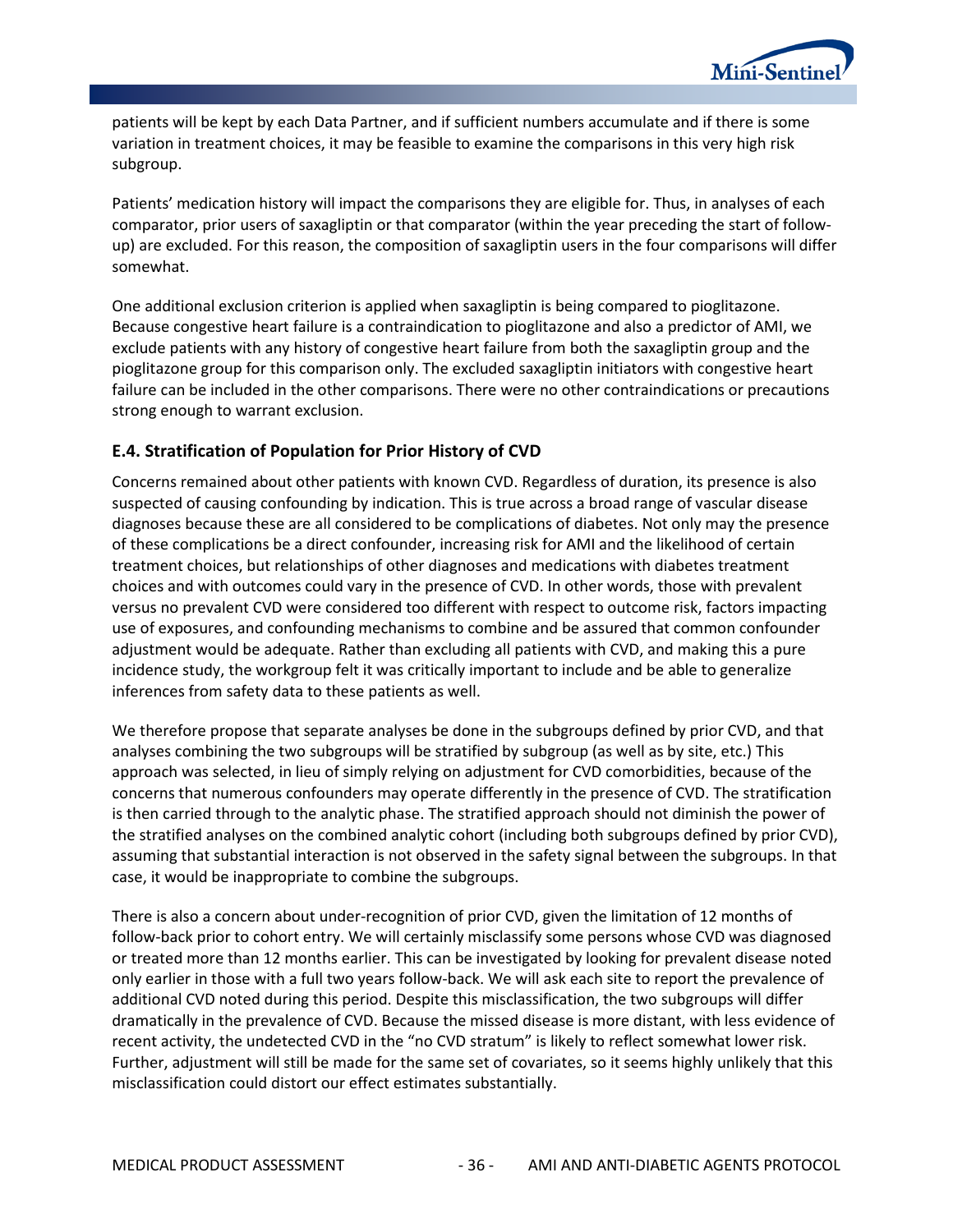patients will be kept by each Data Partner, and if sufficient numbers accumulate and if there is some variation in treatment choices, it may be feasible to examine the comparisons in this very high risk subgroup.

Patients' medication history will impact the comparisons they are eligible for. Thus, in analyses of each comparator, prior users of saxagliptin or that comparator (within the year preceding the start of follow-up) are excluded. For this reason, the composition of saxagliptin users in the four comparisons will differ somewhat.

One additional exclusion criterion is applied when saxagliptin is being compared to pioglitazone. Because congestive heart failure is a contraindication to pioglitazone and also a predictor of AMI, we exclude patients with any history of congestive heart failure from both the saxagliptin group and the pioglitazone group for this comparison only. The excluded saxagliptin initiators with congestive heart failure can be included in the other comparisons. There were no other contraindications or precautions strong enough to warrant exclusion.

### E.4. Stratification of Population for Prior History of CVD

Concerns remained about other patients with known CVD. Regardless of duration, its presence is also suspected of causing confounding by indication. This is true across a broad range of vascular disease diagnoses because these are all considered to be complications of diabetes. Not only may the presence of these complications be a direct confounder, increasing risk for AMI and the likelihood of certain treatment choices, but relationships of other diagnoses and medications with diabetes treatment choices and with outcomes could vary in the presence of CVD. In other words, those with prevalent versus no prevalent CVD were considered too different with respect to outcome risk, factors impacting use of exposures, and confounding mechanisms to combine and be assured that common confounder adjustment would be adequate. Rather than excluding all patients with CVD, and making this a pure incidence study, the workgroup felt it was critically important to include and be able to generalize inferences from safety data to these patients as well.

We therefore propose that separate analyses be done in the subgroups defined by prior CVD, and that analyses combining the two subgroups will be stratified by subgroup (as well as by site, etc.) This approach was selected, in lieu of simply relying on adjustment for CVD comorbidities, because of the concerns that numerous confounders may operate differently in the presence of CVD. The stratification is then carried through to the analytic phase. The stratified approach should not diminish the power of the stratified analyses on the combined analytic cohort (including both subgroups defined by prior CVD), assuming that substantial interaction is not observed in the safety signal between the subgroups. In that case, it would be inappropriate to combine the subgroups.

There is also a concern about under-recognition of prior CVD, given the limitation of 12 months of follow-back prior to cohort entry. We will certainly misclassify some persons whose CVD was diagnosed or treated more than 12 months earlier. This can be investigated by looking for prevalent disease noted only earlier in those with a full two years follow-back. We will ask each site to report the prevalence of additional CVD noted during this period. Despite this misclassification, the two subgroups will differ dramatically in the prevalence of CVD. Because the missed disease is more distant, with less evidence of recent activity, the undetected CVD in the "no CVD stratum" is likely to reflect somewhat lower risk. Further, adjustment will still be made for the same set of covariates, so it seems highly unlikely that this misclassification could distort our effect estimates substantially.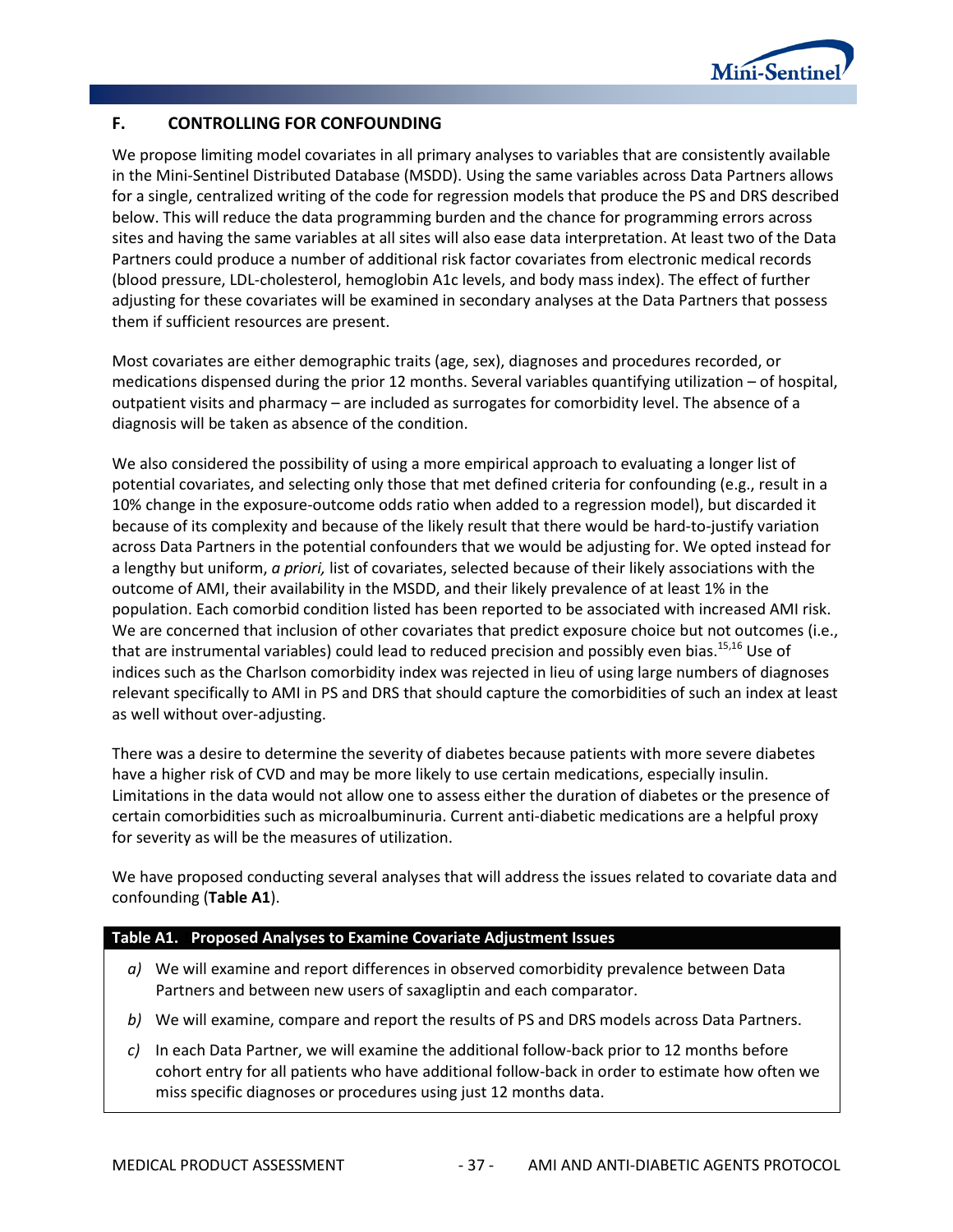## F. CONTROLLING FOR CONFOUNDING

We propose limiting model covariates in all primary analyses to variables that are consistently available in the Mini-Sentinel Distributed Database (MSDD). Using the same variables across Data Partners allows for a single, centralized writing of the code for regression models that produce the PS and DRS described below. This will reduce the data programming burden and the chance for programming errors across sites and having the same variables at all sites will also ease data interpretation. At least two of the Data Partners could produce a number of additional risk factor covariates from electronic medical records (blood pressure, LDL-cholesterol, hemoglobin A1c levels, and body mass index). The effect of further adjusting for these covariates will be examined in secondary analyses at the Data Partners that possess them if sufficient resources are present.

Most covariates are either demographic traits (age, sex), diagnoses and procedures recorded, or medications dispensed during the prior 12 months. Several variables quantifying utilization – of hospital, outpatient visits and pharmacy – are included as surrogates for comorbidity level. The absence of a diagnosis will be taken as absence of the condition.

We also considered the possibility of using a more empirical approach to evaluating a longer list of potential covariates, and selecting only those that met defined criteria for confounding (e.g., result in a 10% change in the exposure-outcome odds ratio when added to a regression model), but discarded it because of its complexity and because of the likely result that there would be hard-to-justify variation across Data Partners in the potential confounders that we would be adjusting for. We opted instead for a lengthy but uniform, *a priori,* list of covariates, selected because of their likely associations with the outcome of AMI, their availability in the MSDD, and their likely prevalence of at least 1% in the population. Each comorbid condition listed has been reported to be associated with increased AMI risk. We are concerned that inclusion of other covariates that predict exposure choice but not outcomes (i.e., that are instrumental variables) could lead to reduced precision and possibly even bias.[15,16] Use of indices such as the Charlson comorbidity index was rejected in lieu of using large numbers of diagnoses relevant specifically to AMI in PS and DRS that should capture the comorbidities of such an index at least as well without over-adjusting.

There was a desire to determine the severity of diabetes because patients with more severe diabetes have a higher risk of CVD and may be more likely to use certain medications, especially insulin. Limitations in the data would not allow one to assess either the duration of diabetes or the presence of certain comorbidities such as microalbuminuria. Current anti-diabetic medications are a helpful proxy for severity as will be the measures of utilization.

We have proposed conducting several analyses that will address the issues related to covariate data and confounding (**Table A1**).

| Table A1. Proposed Analyses to Examine Covariate Adjustment Issues |
|---|
| *a)* We will examine and report differences in observed comorbidity prevalence between Data Partners and between new users of saxagliptin and each comparator. |
| *b)* We will examine, compare and report the results of PS and DRS models across Data Partners. |
| *c)* In each Data Partner, we will examine the additional follow-back prior to 12 months before cohort entry for all patients who have additional follow-back in order to estimate how often we miss specific diagnoses or procedures using just 12 months data. |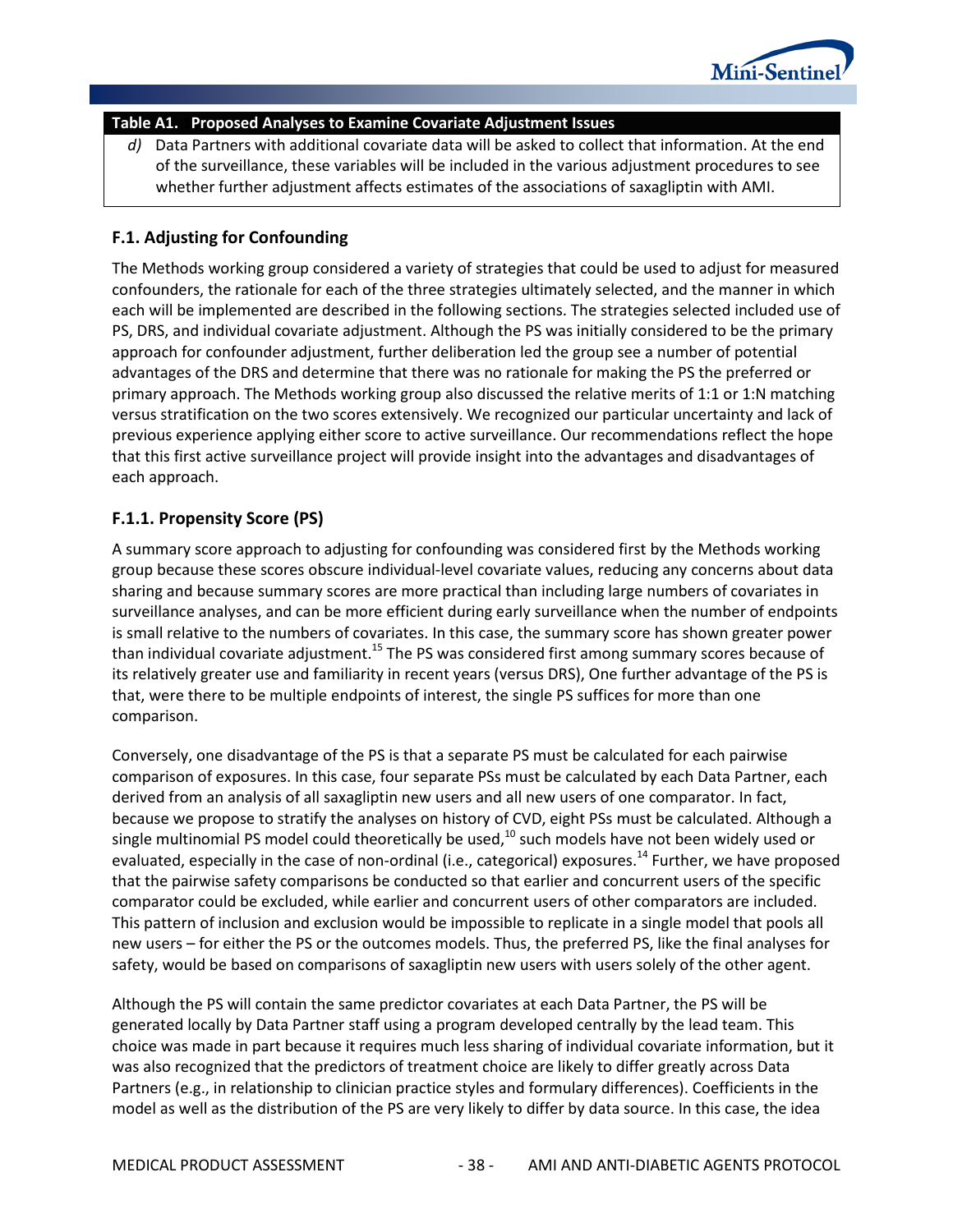| Table A1. Proposed Analyses to Examine Covariate Adjustment Issues |
|---|
| *d)* Data Partners with additional covariate data will be asked to collect that information. At the end of the surveillance, these variables will be included in the various adjustment procedures to see whether further adjustment affects estimates of the associations of saxagliptin with AMI. |

### F.1. Adjusting for Confounding

The Methods working group considered a variety of strategies that could be used to adjust for measured confounders, the rationale for each of the three strategies ultimately selected, and the manner in which each will be implemented are described in the following sections. The strategies selected included use of PS, DRS, and individual covariate adjustment. Although the PS was initially considered to be the primary approach for confounder adjustment, further deliberation led the group see a number of potential advantages of the DRS and determine that there was no rationale for making the PS the preferred or primary approach. The Methods working group also discussed the relative merits of 1:1 or 1:N matching versus stratification on the two scores extensively. We recognized our particular uncertainty and lack of previous experience applying either score to active surveillance. Our recommendations reflect the hope that this first active surveillance project will provide insight into the advantages and disadvantages of each approach.

#### F.1.1. Propensity Score (PS)

A summary score approach to adjusting for confounding was considered first by the Methods working group because these scores obscure individual-level covariate values, reducing any concerns about data sharing and because summary scores are more practical than including large numbers of covariates in surveillance analyses, and can be more efficient during early surveillance when the number of endpoints is small relative to the numbers of covariates. In this case, the summary score has shown greater power than individual covariate adjustment.[15] The PS was considered first among summary scores because of its relatively greater use and familiarity in recent years (versus DRS), One further advantage of the PS is that, were there to be multiple endpoints of interest, the single PS suffices for more than one comparison.

Conversely, one disadvantage of the PS is that a separate PS must be calculated for each pairwise comparison of exposures. In this case, four separate PSs must be calculated by each Data Partner, each derived from an analysis of all saxagliptin new users and all new users of one comparator. In fact, because we propose to stratify the analyses on history of CVD, eight PSs must be calculated. Although a single multinomial PS model could theoretically be used,[10] such models have not been widely used or evaluated, especially in the case of non-ordinal (i.e., categorical) exposures.[14] Further, we have proposed that the pairwise safety comparisons be conducted so that earlier and concurrent users of the specific comparator could be excluded, while earlier and concurrent users of other comparators are included. This pattern of inclusion and exclusion would be impossible to replicate in a single model that pools all new users – for either the PS or the outcomes models. Thus, the preferred PS, like the final analyses for safety, would be based on comparisons of saxagliptin new users with users solely of the other agent.

Although the PS will contain the same predictor covariates at each Data Partner, the PS will be generated locally by Data Partner staff using a program developed centrally by the lead team. This choice was made in part because it requires much less sharing of individual covariate information, but it was also recognized that the predictors of treatment choice are likely to differ greatly across Data Partners (e.g., in relationship to clinician practice styles and formulary differences). Coefficients in the model as well as the distribution of the PS are very likely to differ by data source. In this case, the idea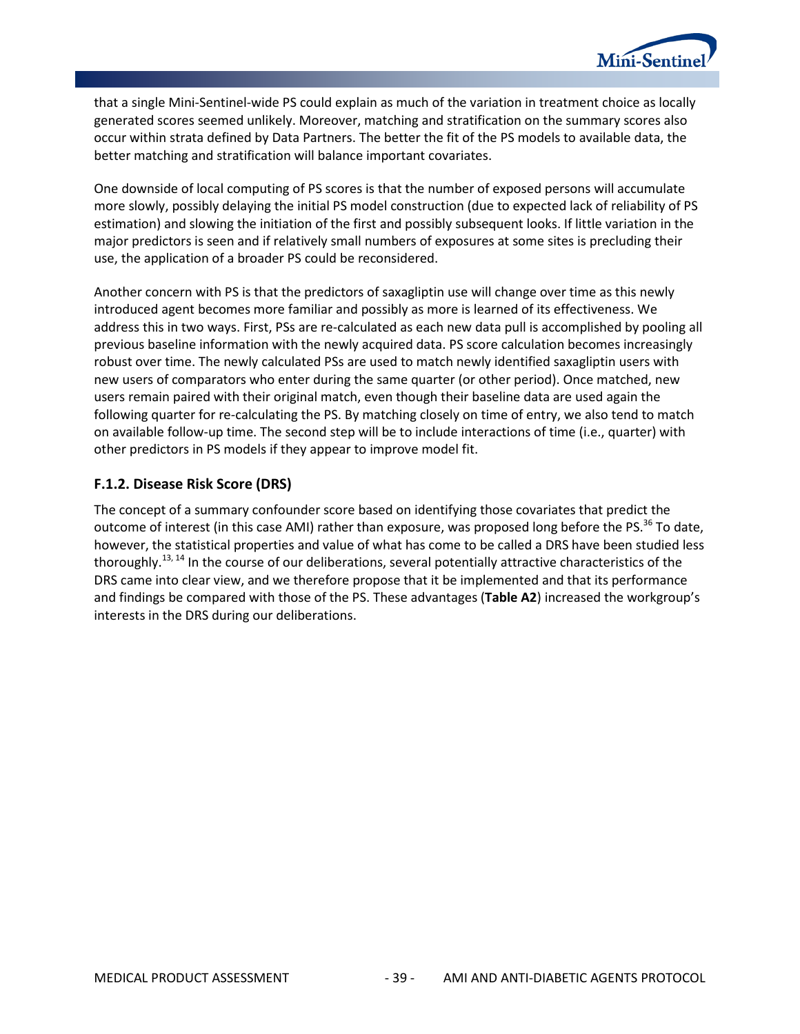that a single Mini-Sentinel-wide PS could explain as much of the variation in treatment choice as locally generated scores seemed unlikely. Moreover, matching and stratification on the summary scores also occur within strata defined by Data Partners. The better the fit of the PS models to available data, the better matching and stratification will balance important covariates.

One downside of local computing of PS scores is that the number of exposed persons will accumulate more slowly, possibly delaying the initial PS model construction (due to expected lack of reliability of PS estimation) and slowing the initiation of the first and possibly subsequent looks. If little variation in the major predictors is seen and if relatively small numbers of exposures at some sites is precluding their use, the application of a broader PS could be reconsidered.

Another concern with PS is that the predictors of saxagliptin use will change over time as this newly introduced agent becomes more familiar and possibly as more is learned of its effectiveness. We address this in two ways. First, PSs are re-calculated as each new data pull is accomplished by pooling all previous baseline information with the newly acquired data. PS score calculation becomes increasingly robust over time. The newly calculated PSs are used to match newly identified saxagliptin users with new users of comparators who enter during the same quarter (or other period). Once matched, new users remain paired with their original match, even though their baseline data are used again the following quarter for re-calculating the PS. By matching closely on time of entry, we also tend to match on available follow-up time. The second step will be to include interactions of time (i.e., quarter) with other predictors in PS models if they appear to improve model fit.

### F.1.2. Disease Risk Score (DRS)

The concept of a summary confounder score based on identifying those covariates that predict the outcome of interest (in this case AMI) rather than exposure, was proposed long before the PS.[36] To date, however, the statistical properties and value of what has come to be called a DRS have been studied less thoroughly.[13, 14] In the course of our deliberations, several potentially attractive characteristics of the DRS came into clear view, and we therefore propose that it be implemented and that its performance and findings be compared with those of the PS. These advantages (**Table A2**) increased the workgroup's interests in the DRS during our deliberations.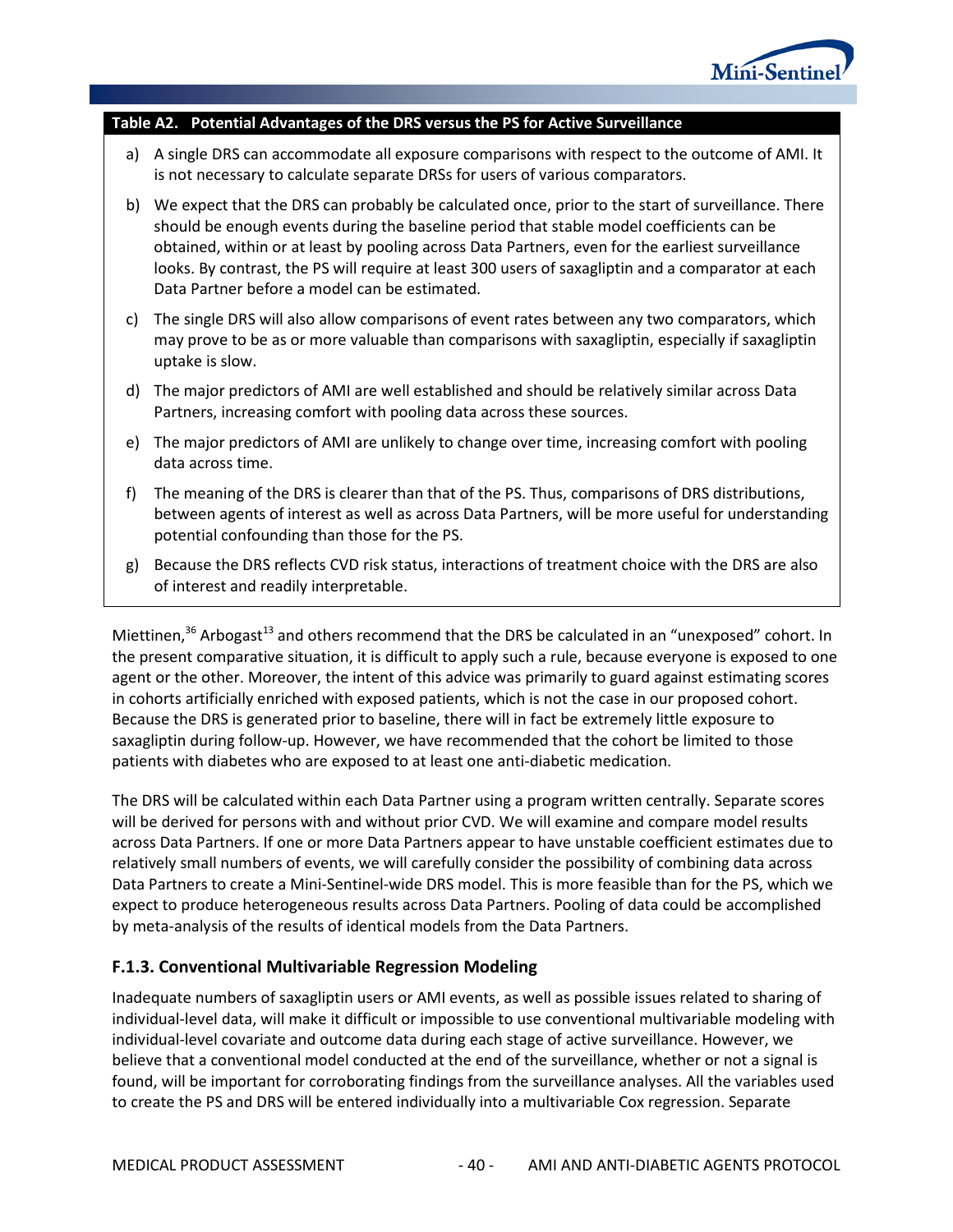**Table A2. Potential Advantages of the DRS versus the PS for Active Surveillance**

a) A single DRS can accommodate all exposure comparisons with respect to the outcome of AMI. It is not necessary to calculate separate DRSs for users of various comparators.

b) We expect that the DRS can probably be calculated once, prior to the start of surveillance. There should be enough events during the baseline period that stable model coefficients can be obtained, within or at least by pooling across Data Partners, even for the earliest surveillance looks. By contrast, the PS will require at least 300 users of saxagliptin and a comparator at each Data Partner before a model can be estimated.

c) The single DRS will also allow comparisons of event rates between any two comparators, which may prove to be as or more valuable than comparisons with saxagliptin, especially if saxagliptin uptake is slow.

d) The major predictors of AMI are well established and should be relatively similar across Data Partners, increasing comfort with pooling data across these sources.

e) The major predictors of AMI are unlikely to change over time, increasing comfort with pooling data across time.

f) The meaning of the DRS is clearer than that of the PS. Thus, comparisons of DRS distributions, between agents of interest as well as across Data Partners, will be more useful for understanding potential confounding than those for the PS.

g) Because the DRS reflects CVD risk status, interactions of treatment choice with the DRS are also of interest and readily interpretable.

Miettinen,[36] Arbogast[13] and others recommend that the DRS be calculated in an "unexposed" cohort. In the present comparative situation, it is difficult to apply such a rule, because everyone is exposed to one agent or the other. Moreover, the intent of this advice was primarily to guard against estimating scores in cohorts artificially enriched with exposed patients, which is not the case in our proposed cohort. Because the DRS is generated prior to baseline, there will in fact be extremely little exposure to saxagliptin during follow-up. However, we have recommended that the cohort be limited to those patients with diabetes who are exposed to at least one anti-diabetic medication.

The DRS will be calculated within each Data Partner using a program written centrally. Separate scores will be derived for persons with and without prior CVD. We will examine and compare model results across Data Partners. If one or more Data Partners appear to have unstable coefficient estimates due to relatively small numbers of events, we will carefully consider the possibility of combining data across Data Partners to create a Mini-Sentinel-wide DRS model. This is more feasible than for the PS, which we expect to produce heterogeneous results across Data Partners. Pooling of data could be accomplished by meta-analysis of the results of identical models from the Data Partners.

### F.1.3. Conventional Multivariable Regression Modeling

Inadequate numbers of saxagliptin users or AMI events, as well as possible issues related to sharing of individual-level data, will make it difficult or impossible to use conventional multivariable modeling with individual-level covariate and outcome data during each stage of active surveillance. However, we believe that a conventional model conducted at the end of the surveillance, whether or not a signal is found, will be important for corroborating findings from the surveillance analyses. All the variables used to create the PS and DRS will be entered individually into a multivariable Cox regression. Separate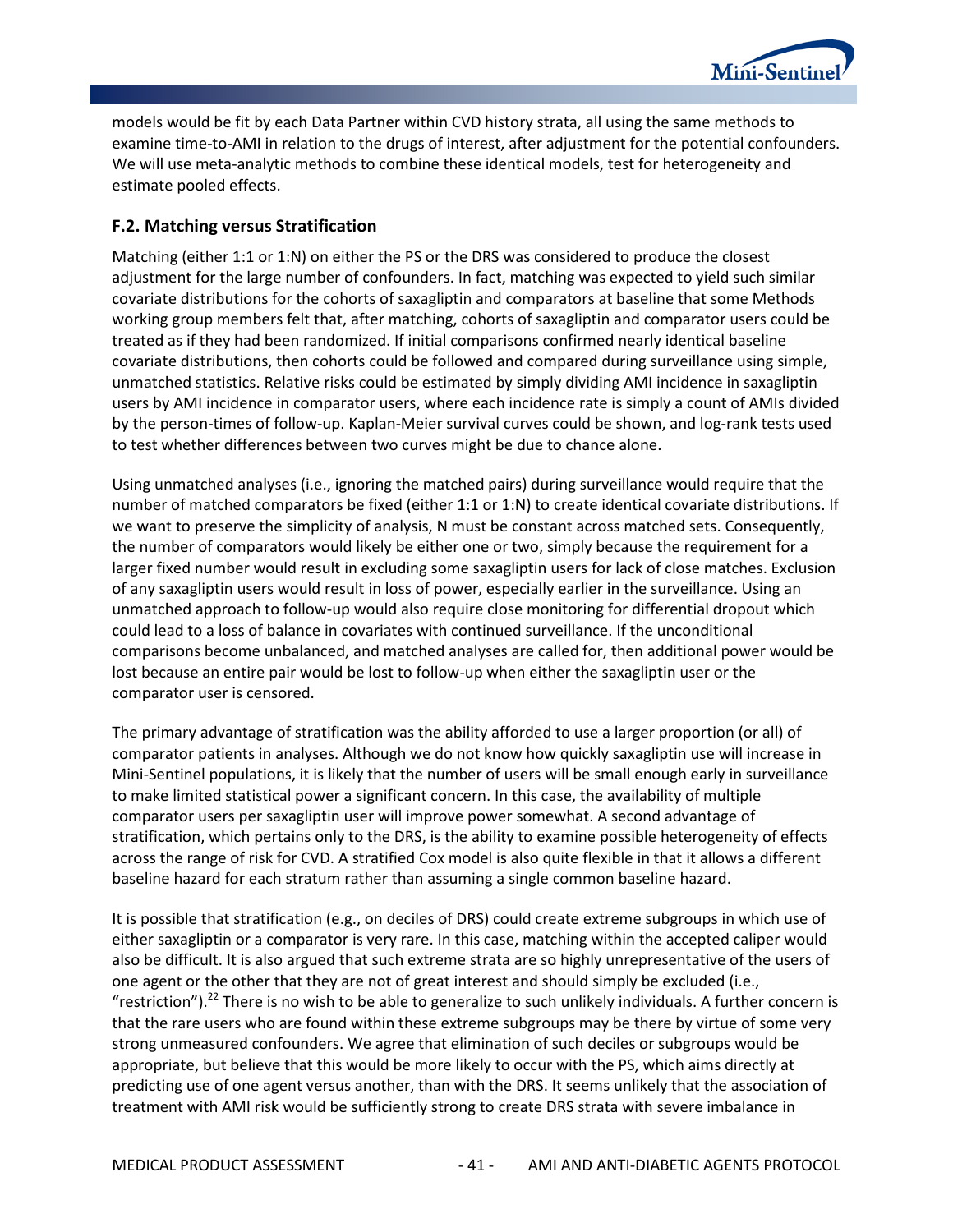models would be fit by each Data Partner within CVD history strata, all using the same methods to examine time-to-AMI in relation to the drugs of interest, after adjustment for the potential confounders. We will use meta-analytic methods to combine these identical models, test for heterogeneity and estimate pooled effects.

### F.2. Matching versus Stratification

Matching (either 1:1 or 1:N) on either the PS or the DRS was considered to produce the closest adjustment for the large number of confounders. In fact, matching was expected to yield such similar covariate distributions for the cohorts of saxagliptin and comparators at baseline that some Methods working group members felt that, after matching, cohorts of saxagliptin and comparator users could be treated as if they had been randomized. If initial comparisons confirmed nearly identical baseline covariate distributions, then cohorts could be followed and compared during surveillance using simple, unmatched statistics. Relative risks could be estimated by simply dividing AMI incidence in saxagliptin users by AMI incidence in comparator users, where each incidence rate is simply a count of AMIs divided by the person-times of follow-up. Kaplan-Meier survival curves could be shown, and log-rank tests used to test whether differences between two curves might be due to chance alone.

Using unmatched analyses (i.e., ignoring the matched pairs) during surveillance would require that the number of matched comparators be fixed (either 1:1 or 1:N) to create identical covariate distributions. If we want to preserve the simplicity of analysis, N must be constant across matched sets. Consequently, the number of comparators would likely be either one or two, simply because the requirement for a larger fixed number would result in excluding some saxagliptin users for lack of close matches. Exclusion of any saxagliptin users would result in loss of power, especially earlier in the surveillance. Using an unmatched approach to follow-up would also require close monitoring for differential dropout which could lead to a loss of balance in covariates with continued surveillance. If the unconditional comparisons become unbalanced, and matched analyses are called for, then additional power would be lost because an entire pair would be lost to follow-up when either the saxagliptin user or the comparator user is censored.

The primary advantage of stratification was the ability afforded to use a larger proportion (or all) of comparator patients in analyses. Although we do not know how quickly saxagliptin use will increase in Mini-Sentinel populations, it is likely that the number of users will be small enough early in surveillance to make limited statistical power a significant concern. In this case, the availability of multiple comparator users per saxagliptin user will improve power somewhat. A second advantage of stratification, which pertains only to the DRS, is the ability to examine possible heterogeneity of effects across the range of risk for CVD. A stratified Cox model is also quite flexible in that it allows a different baseline hazard for each stratum rather than assuming a single common baseline hazard.

It is possible that stratification (e.g., on deciles of DRS) could create extreme subgroups in which use of either saxagliptin or a comparator is very rare. In this case, matching within the accepted caliper would also be difficult. It is also argued that such extreme strata are so highly unrepresentative of the users of one agent or the other that they are not of great interest and should simply be excluded (i.e., "restriction").[22] There is no wish to be able to generalize to such unlikely individuals. A further concern is that the rare users who are found within these extreme subgroups may be there by virtue of some very strong unmeasured confounders. We agree that elimination of such deciles or subgroups would be appropriate, but believe that this would be more likely to occur with the PS, which aims directly at predicting use of one agent versus another, than with the DRS. It seems unlikely that the association of treatment with AMI risk would be sufficiently strong to create DRS strata with severe imbalance in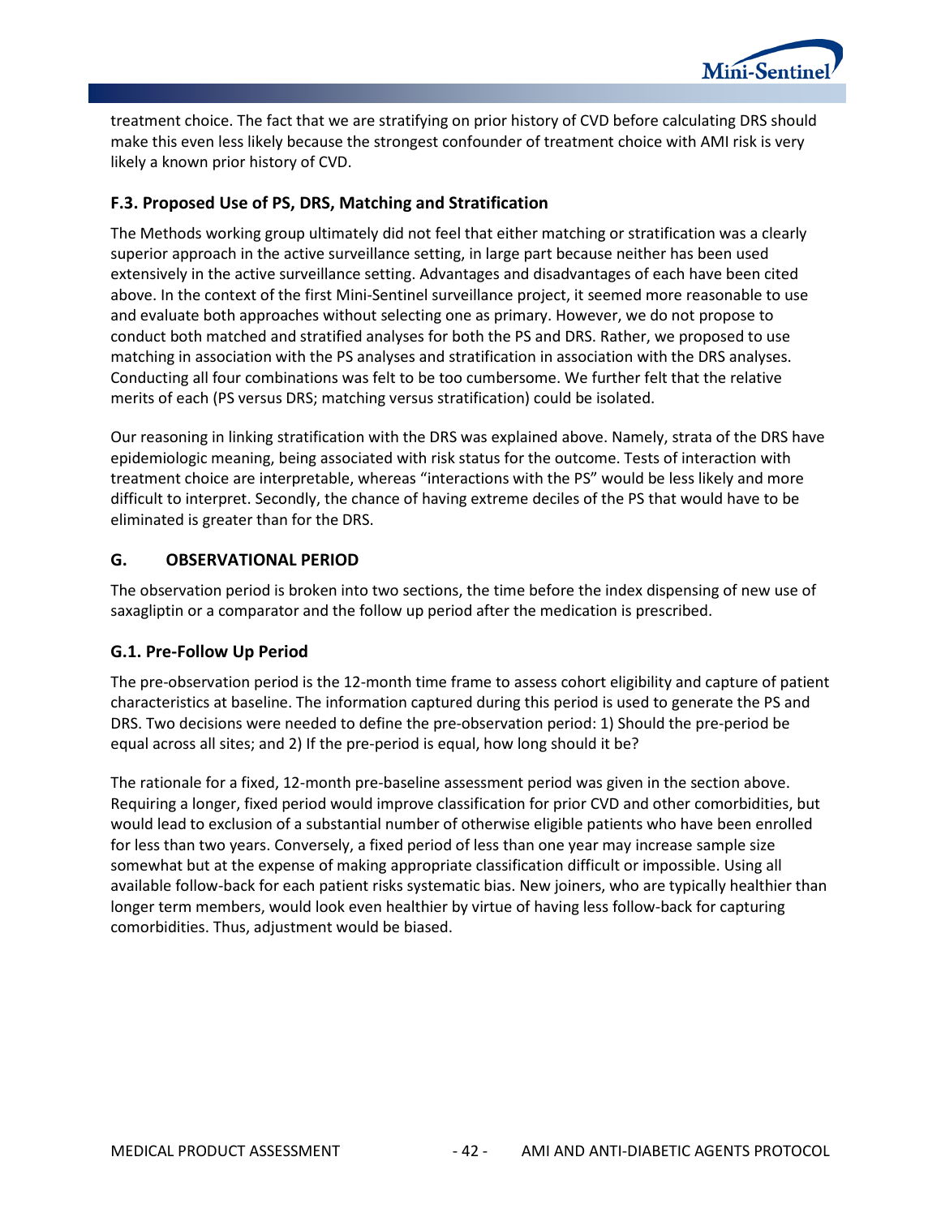treatment choice. The fact that we are stratifying on prior history of CVD before calculating DRS should make this even less likely because the strongest confounder of treatment choice with AMI risk is very likely a known prior history of CVD.

### F.3. Proposed Use of PS, DRS, Matching and Stratification

The Methods working group ultimately did not feel that either matching or stratification was a clearly superior approach in the active surveillance setting, in large part because neither has been used extensively in the active surveillance setting. Advantages and disadvantages of each have been cited above. In the context of the first Mini-Sentinel surveillance project, it seemed more reasonable to use and evaluate both approaches without selecting one as primary. However, we do not propose to conduct both matched and stratified analyses for both the PS and DRS. Rather, we proposed to use matching in association with the PS analyses and stratification in association with the DRS analyses. Conducting all four combinations was felt to be too cumbersome. We further felt that the relative merits of each (PS versus DRS; matching versus stratification) could be isolated.

Our reasoning in linking stratification with the DRS was explained above. Namely, strata of the DRS have epidemiologic meaning, being associated with risk status for the outcome. Tests of interaction with treatment choice are interpretable, whereas "interactions with the PS" would be less likely and more difficult to interpret. Secondly, the chance of having extreme deciles of the PS that would have to be eliminated is greater than for the DRS.

## G. OBSERVATIONAL PERIOD

The observation period is broken into two sections, the time before the index dispensing of new use of saxagliptin or a comparator and the follow up period after the medication is prescribed.

### G.1. Pre-Follow Up Period

The pre-observation period is the 12-month time frame to assess cohort eligibility and capture of patient characteristics at baseline. The information captured during this period is used to generate the PS and DRS. Two decisions were needed to define the pre-observation period: 1) Should the pre-period be equal across all sites; and 2) If the pre-period is equal, how long should it be?

The rationale for a fixed, 12-month pre-baseline assessment period was given in the section above. Requiring a longer, fixed period would improve classification for prior CVD and other comorbidities, but would lead to exclusion of a substantial number of otherwise eligible patients who have been enrolled for less than two years. Conversely, a fixed period of less than one year may increase sample size somewhat but at the expense of making appropriate classification difficult or impossible. Using all available follow-back for each patient risks systematic bias. New joiners, who are typically healthier than longer term members, would look even healthier by virtue of having less follow-back for capturing comorbidities. Thus, adjustment would be biased.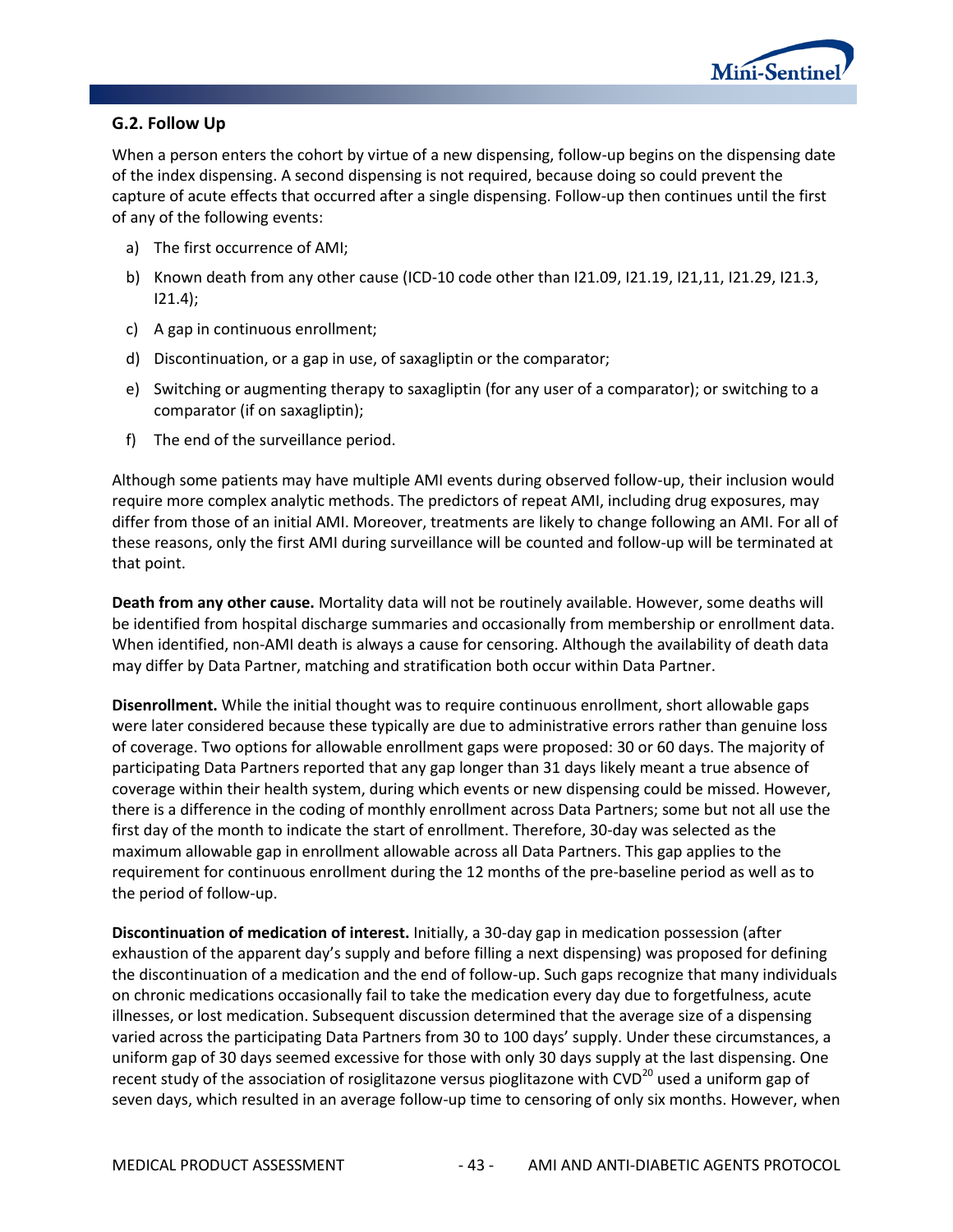### G.2. Follow Up

When a person enters the cohort by virtue of a new dispensing, follow-up begins on the dispensing date of the index dispensing. A second dispensing is not required, because doing so could prevent the capture of acute effects that occurred after a single dispensing. Follow-up then continues until the first of any of the following events:

a) The first occurrence of AMI;

b) Known death from any other cause (ICD-10 code other than I21.09, I21.19, I21,11, I21.29, I21.3, I21.4);

c) A gap in continuous enrollment;

d) Discontinuation, or a gap in use, of saxagliptin or the comparator;

e) Switching or augmenting therapy to saxagliptin (for any user of a comparator); or switching to a comparator (if on saxagliptin);

f) The end of the surveillance period.

Although some patients may have multiple AMI events during observed follow-up, their inclusion would require more complex analytic methods. The predictors of repeat AMI, including drug exposures, may differ from those of an initial AMI. Moreover, treatments are likely to change following an AMI. For all of these reasons, only the first AMI during surveillance will be counted and follow-up will be terminated at that point.

**Death from any other cause.** Mortality data will not be routinely available. However, some deaths will be identified from hospital discharge summaries and occasionally from membership or enrollment data. When identified, non-AMI death is always a cause for censoring. Although the availability of death data may differ by Data Partner, matching and stratification both occur within Data Partner.

**Disenrollment.** While the initial thought was to require continuous enrollment, short allowable gaps were later considered because these typically are due to administrative errors rather than genuine loss of coverage. Two options for allowable enrollment gaps were proposed: 30 or 60 days. The majority of participating Data Partners reported that any gap longer than 31 days likely meant a true absence of coverage within their health system, during which events or new dispensing could be missed. However, there is a difference in the coding of monthly enrollment across Data Partners; some but not all use the first day of the month to indicate the start of enrollment. Therefore, 30-day was selected as the maximum allowable gap in enrollment allowable across all Data Partners. This gap applies to the requirement for continuous enrollment during the 12 months of the pre-baseline period as well as to the period of follow-up.

**Discontinuation of medication of interest.** Initially, a 30-day gap in medication possession (after exhaustion of the apparent day's supply and before filling a next dispensing) was proposed for defining the discontinuation of a medication and the end of follow-up. Such gaps recognize that many individuals on chronic medications occasionally fail to take the medication every day due to forgetfulness, acute illnesses, or lost medication. Subsequent discussion determined that the average size of a dispensing varied across the participating Data Partners from 30 to 100 days' supply. Under these circumstances, a uniform gap of 30 days seemed excessive for those with only 30 days supply at the last dispensing. One recent study of the association of rosiglitazone versus pioglitazone with CVD[20] used a uniform gap of seven days, which resulted in an average follow-up time to censoring of only six months. However, when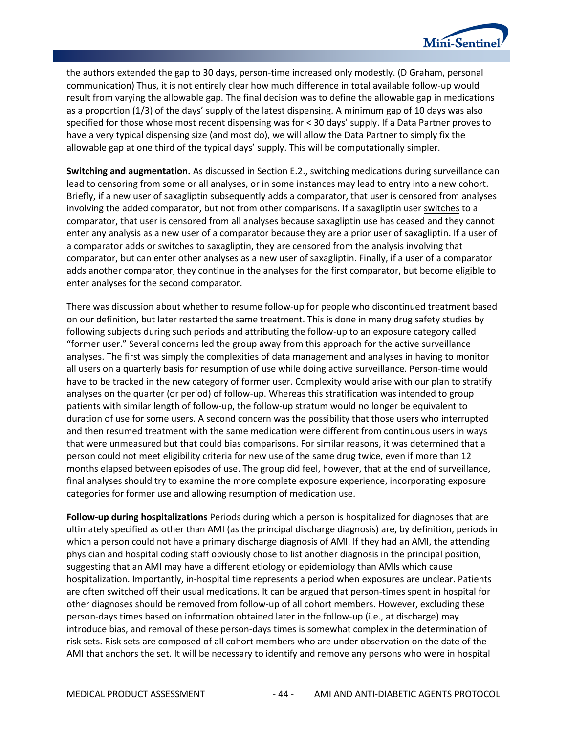the authors extended the gap to 30 days, person-time increased only modestly. (D Graham, personal communication) Thus, it is not entirely clear how much difference in total available follow-up would result from varying the allowable gap. The final decision was to define the allowable gap in medications as a proportion (1/3) of the days' supply of the latest dispensing. A minimum gap of 10 days was also specified for those whose most recent dispensing was for < 30 days' supply. If a Data Partner proves to have a very typical dispensing size (and most do), we will allow the Data Partner to simply fix the allowable gap at one third of the typical days' supply. This will be computationally simpler.

**Switching and augmentation.** As discussed in Section E.2., switching medications during surveillance can lead to censoring from some or all analyses, or in some instances may lead to entry into a new cohort. Briefly, if a new user of saxagliptin subsequently adds a comparator, that user is censored from analyses involving the added comparator, but not from other comparisons. If a saxagliptin user switches to a comparator, that user is censored from all analyses because saxagliptin use has ceased and they cannot enter any analysis as a new user of a comparator because they are a prior user of saxagliptin. If a user of a comparator adds or switches to saxagliptin, they are censored from the analysis involving that comparator, but can enter other analyses as a new user of saxagliptin. Finally, if a user of a comparator adds another comparator, they continue in the analyses for the first comparator, but become eligible to enter analyses for the second comparator.

There was discussion about whether to resume follow-up for people who discontinued treatment based on our definition, but later restarted the same treatment. This is done in many drug safety studies by following subjects during such periods and attributing the follow-up to an exposure category called "former user." Several concerns led the group away from this approach for the active surveillance analyses. The first was simply the complexities of data management and analyses in having to monitor all users on a quarterly basis for resumption of use while doing active surveillance. Person-time would have to be tracked in the new category of former user. Complexity would arise with our plan to stratify analyses on the quarter (or period) of follow-up. Whereas this stratification was intended to group patients with similar length of follow-up, the follow-up stratum would no longer be equivalent to duration of use for some users. A second concern was the possibility that those users who interrupted and then resumed treatment with the same medication were different from continuous users in ways that were unmeasured but that could bias comparisons. For similar reasons, it was determined that a person could not meet eligibility criteria for new use of the same drug twice, even if more than 12 months elapsed between episodes of use. The group did feel, however, that at the end of surveillance, final analyses should try to examine the more complete exposure experience, incorporating exposure categories for former use and allowing resumption of medication use.

**Follow-up during hospitalizations** Periods during which a person is hospitalized for diagnoses that are ultimately specified as other than AMI (as the principal discharge diagnosis) are, by definition, periods in which a person could not have a primary discharge diagnosis of AMI. If they had an AMI, the attending physician and hospital coding staff obviously chose to list another diagnosis in the principal position, suggesting that an AMI may have a different etiology or epidemiology than AMIs which cause hospitalization. Importantly, in-hospital time represents a period when exposures are unclear. Patients are often switched off their usual medications. It can be argued that person-times spent in hospital for other diagnoses should be removed from follow-up of all cohort members. However, excluding these person-days times based on information obtained later in the follow-up (i.e., at discharge) may introduce bias, and removal of these person-days times is somewhat complex in the determination of risk sets. Risk sets are composed of all cohort members who are under observation on the date of the AMI that anchors the set. It will be necessary to identify and remove any persons who were in hospital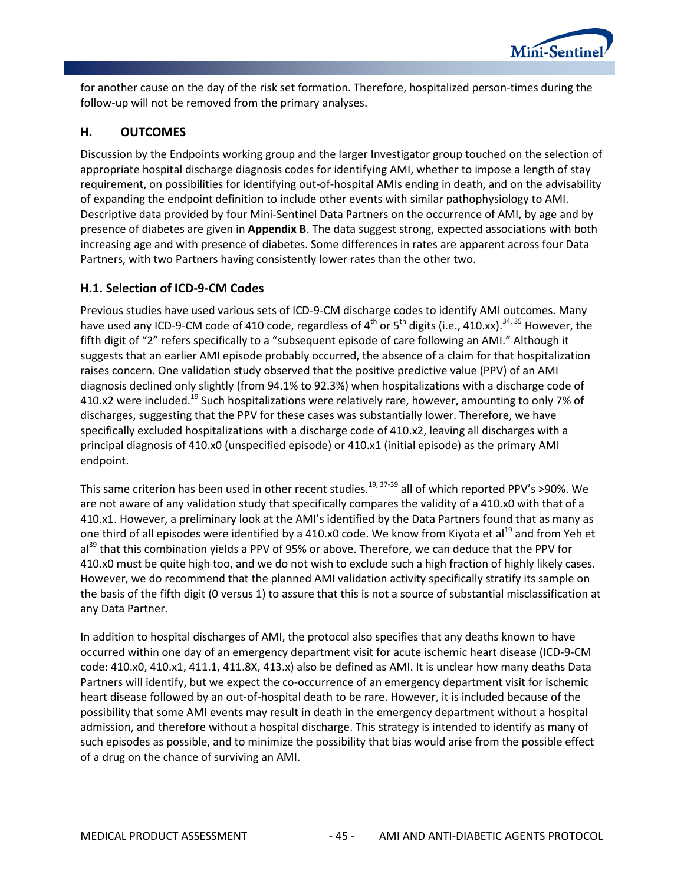for another cause on the day of the risk set formation. Therefore, hospitalized person-times during the follow-up will not be removed from the primary analyses.

## H. OUTCOMES

Discussion by the Endpoints working group and the larger Investigator group touched on the selection of appropriate hospital discharge diagnosis codes for identifying AMI, whether to impose a length of stay requirement, on possibilities for identifying out-of-hospital AMIs ending in death, and on the advisability of expanding the endpoint definition to include other events with similar pathophysiology to AMI. Descriptive data provided by four Mini-Sentinel Data Partners on the occurrence of AMI, by age and by presence of diabetes are given in **Appendix B**. The data suggest strong, expected associations with both increasing age and with presence of diabetes. Some differences in rates are apparent across four Data Partners, with two Partners having consistently lower rates than the other two.

### H.1. Selection of ICD-9-CM Codes

Previous studies have used various sets of ICD-9-CM discharge codes to identify AMI outcomes. Many have used any ICD-9-CM code of 410 code, regardless of 4th or 5th digits (i.e., 410.xx).[34, 35] However, the fifth digit of "2" refers specifically to a "subsequent episode of care following an AMI." Although it suggests that an earlier AMI episode probably occurred, the absence of a claim for that hospitalization raises concern. One validation study observed that the positive predictive value (PPV) of an AMI diagnosis declined only slightly (from 94.1% to 92.3%) when hospitalizations with a discharge code of 410.x2 were included.[19] Such hospitalizations were relatively rare, however, amounting to only 7% of discharges, suggesting that the PPV for these cases was substantially lower. Therefore, we have specifically excluded hospitalizations with a discharge code of 410.x2, leaving all discharges with a principal diagnosis of 410.x0 (unspecified episode) or 410.x1 (initial episode) as the primary AMI endpoint.

This same criterion has been used in other recent studies.[19, 37-39] all of which reported PPV's >90%. We are not aware of any validation study that specifically compares the validity of a 410.x0 with that of a 410.x1. However, a preliminary look at the AMI's identified by the Data Partners found that as many as one third of all episodes were identified by a 410.x0 code. We know from Kiyota et al[19] and from Yeh et al[39] that this combination yields a PPV of 95% or above. Therefore, we can deduce that the PPV for 410.x0 must be quite high too, and we do not wish to exclude such a high fraction of highly likely cases. However, we do recommend that the planned AMI validation activity specifically stratify its sample on the basis of the fifth digit (0 versus 1) to assure that this is not a source of substantial misclassification at any Data Partner.

In addition to hospital discharges of AMI, the protocol also specifies that any deaths known to have occurred within one day of an emergency department visit for acute ischemic heart disease (ICD-9-CM code: 410.x0, 410.x1, 411.1, 411.8X, 413.x) also be defined as AMI. It is unclear how many deaths Data Partners will identify, but we expect the co-occurrence of an emergency department visit for ischemic heart disease followed by an out-of-hospital death to be rare. However, it is included because of the possibility that some AMI events may result in death in the emergency department without a hospital admission, and therefore without a hospital discharge. This strategy is intended to identify as many of such episodes as possible, and to minimize the possibility that bias would arise from the possible effect of a drug on the chance of surviving an AMI.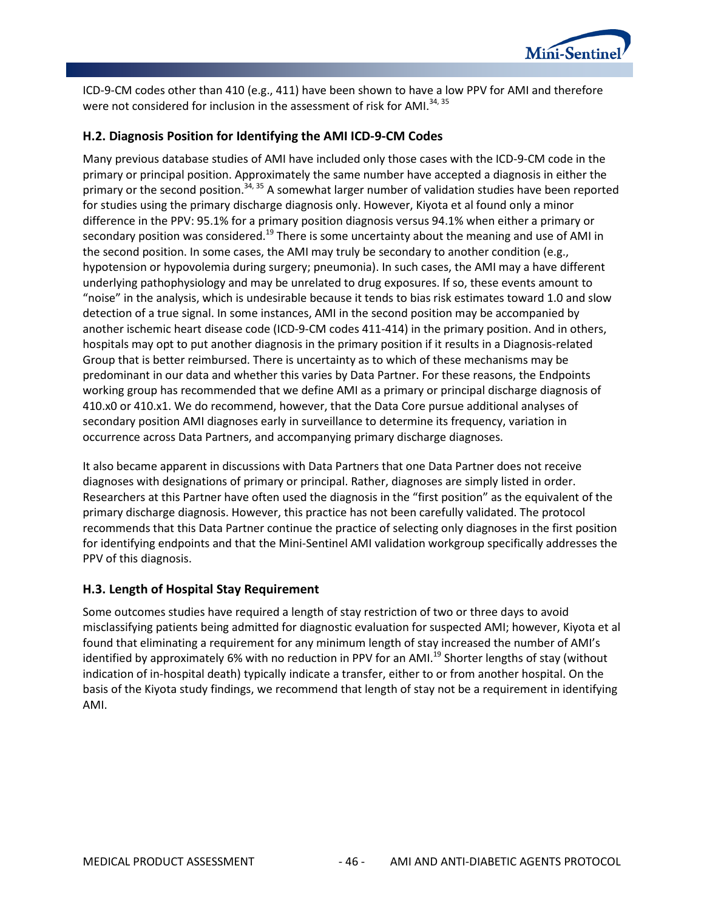ICD-9-CM codes other than 410 (e.g., 411) have been shown to have a low PPV for AMI and therefore were not considered for inclusion in the assessment of risk for AMI.[34, 35]

### H.2. Diagnosis Position for Identifying the AMI ICD-9-CM Codes

Many previous database studies of AMI have included only those cases with the ICD-9-CM code in the primary or principal position. Approximately the same number have accepted a diagnosis in either the primary or the second position.[34, 35] A somewhat larger number of validation studies have been reported for studies using the primary discharge diagnosis only. However, Kiyota et al found only a minor difference in the PPV: 95.1% for a primary position diagnosis versus 94.1% when either a primary or secondary position was considered.[19] There is some uncertainty about the meaning and use of AMI in the second position. In some cases, the AMI may truly be secondary to another condition (e.g., hypotension or hypovolemia during surgery; pneumonia). In such cases, the AMI may a have different underlying pathophysiology and may be unrelated to drug exposures. If so, these events amount to "noise" in the analysis, which is undesirable because it tends to bias risk estimates toward 1.0 and slow detection of a true signal. In some instances, AMI in the second position may be accompanied by another ischemic heart disease code (ICD-9-CM codes 411-414) in the primary position. And in others, hospitals may opt to put another diagnosis in the primary position if it results in a Diagnosis-related Group that is better reimbursed. There is uncertainty as to which of these mechanisms may be predominant in our data and whether this varies by Data Partner. For these reasons, the Endpoints working group has recommended that we define AMI as a primary or principal discharge diagnosis of 410.x0 or 410.x1. We do recommend, however, that the Data Core pursue additional analyses of secondary position AMI diagnoses early in surveillance to determine its frequency, variation in occurrence across Data Partners, and accompanying primary discharge diagnoses.

It also became apparent in discussions with Data Partners that one Data Partner does not receive diagnoses with designations of primary or principal. Rather, diagnoses are simply listed in order. Researchers at this Partner have often used the diagnosis in the "first position" as the equivalent of the primary discharge diagnosis. However, this practice has not been carefully validated. The protocol recommends that this Data Partner continue the practice of selecting only diagnoses in the first position for identifying endpoints and that the Mini-Sentinel AMI validation workgroup specifically addresses the PPV of this diagnosis.

### H.3. Length of Hospital Stay Requirement

Some outcomes studies have required a length of stay restriction of two or three days to avoid misclassifying patients being admitted for diagnostic evaluation for suspected AMI; however, Kiyota et al found that eliminating a requirement for any minimum length of stay increased the number of AMI's identified by approximately 6% with no reduction in PPV for an AMI.[19] Shorter lengths of stay (without indication of in-hospital death) typically indicate a transfer, either to or from another hospital. On the basis of the Kiyota study findings, we recommend that length of stay not be a requirement in identifying AMI.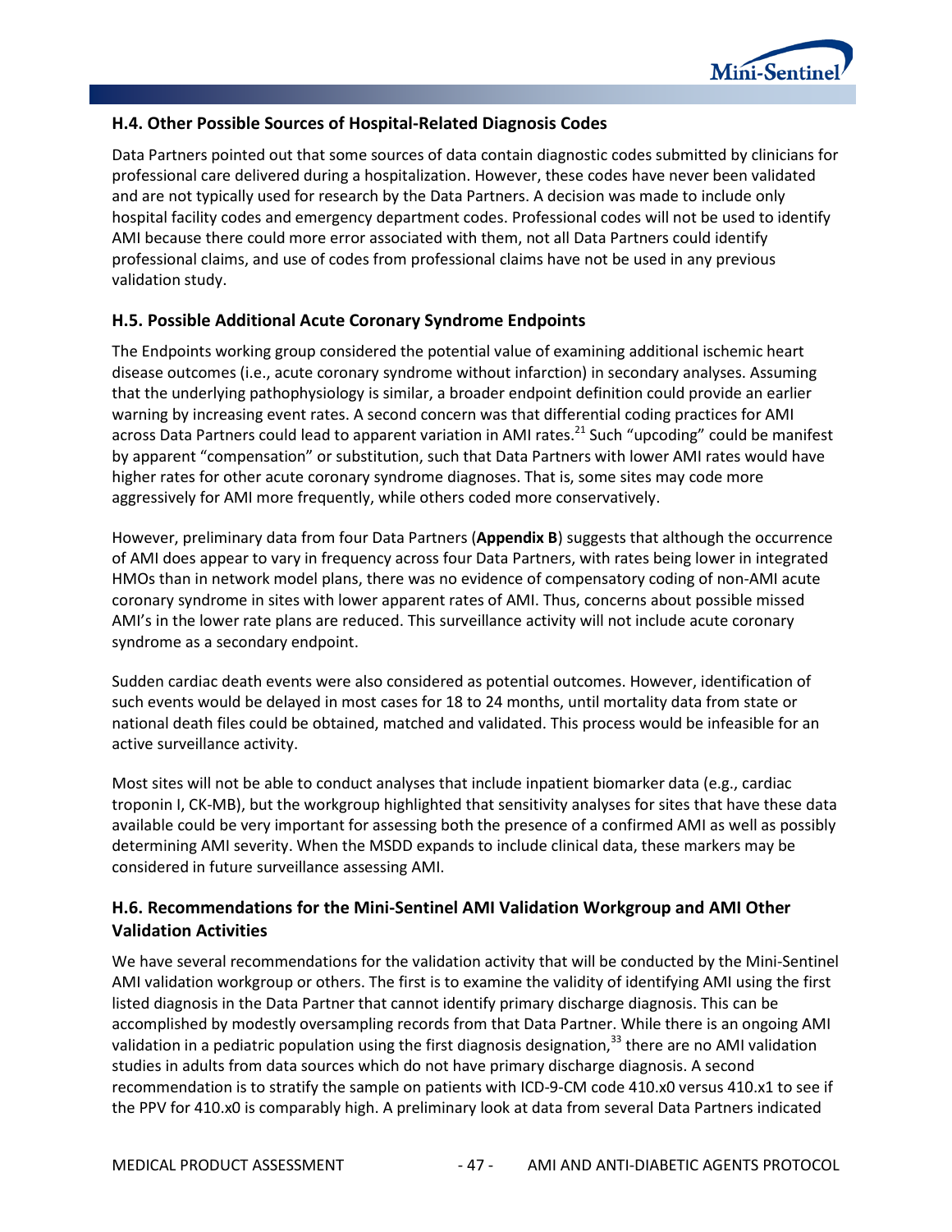### H.4. Other Possible Sources of Hospital-Related Diagnosis Codes

Data Partners pointed out that some sources of data contain diagnostic codes submitted by clinicians for professional care delivered during a hospitalization. However, these codes have never been validated and are not typically used for research by the Data Partners. A decision was made to include only hospital facility codes and emergency department codes. Professional codes will not be used to identify AMI because there could more error associated with them, not all Data Partners could identify professional claims, and use of codes from professional claims have not be used in any previous validation study.

### H.5. Possible Additional Acute Coronary Syndrome Endpoints

The Endpoints working group considered the potential value of examining additional ischemic heart disease outcomes (i.e., acute coronary syndrome without infarction) in secondary analyses. Assuming that the underlying pathophysiology is similar, a broader endpoint definition could provide an earlier warning by increasing event rates. A second concern was that differential coding practices for AMI across Data Partners could lead to apparent variation in AMI rates.[21] Such "upcoding" could be manifest by apparent "compensation" or substitution, such that Data Partners with lower AMI rates would have higher rates for other acute coronary syndrome diagnoses. That is, some sites may code more aggressively for AMI more frequently, while others coded more conservatively.

However, preliminary data from four Data Partners (**Appendix B**) suggests that although the occurrence of AMI does appear to vary in frequency across four Data Partners, with rates being lower in integrated HMOs than in network model plans, there was no evidence of compensatory coding of non-AMI acute coronary syndrome in sites with lower apparent rates of AMI. Thus, concerns about possible missed AMI's in the lower rate plans are reduced. This surveillance activity will not include acute coronary syndrome as a secondary endpoint.

Sudden cardiac death events were also considered as potential outcomes. However, identification of such events would be delayed in most cases for 18 to 24 months, until mortality data from state or national death files could be obtained, matched and validated. This process would be infeasible for an active surveillance activity.

Most sites will not be able to conduct analyses that include inpatient biomarker data (e.g., cardiac troponin I, CK-MB), but the workgroup highlighted that sensitivity analyses for sites that have these data available could be very important for assessing both the presence of a confirmed AMI as well as possibly determining AMI severity. When the MSDD expands to include clinical data, these markers may be considered in future surveillance assessing AMI.

### H.6. Recommendations for the Mini-Sentinel AMI Validation Workgroup and AMI Other Validation Activities

We have several recommendations for the validation activity that will be conducted by the Mini-Sentinel AMI validation workgroup or others. The first is to examine the validity of identifying AMI using the first listed diagnosis in the Data Partner that cannot identify primary discharge diagnosis. This can be accomplished by modestly oversampling records from that Data Partner. While there is an ongoing AMI validation in a pediatric population using the first diagnosis designation,[33] there are no AMI validation studies in adults from data sources which do not have primary discharge diagnosis. A second recommendation is to stratify the sample on patients with ICD-9-CM code 410.x0 versus 410.x1 to see if the PPV for 410.x0 is comparably high. A preliminary look at data from several Data Partners indicated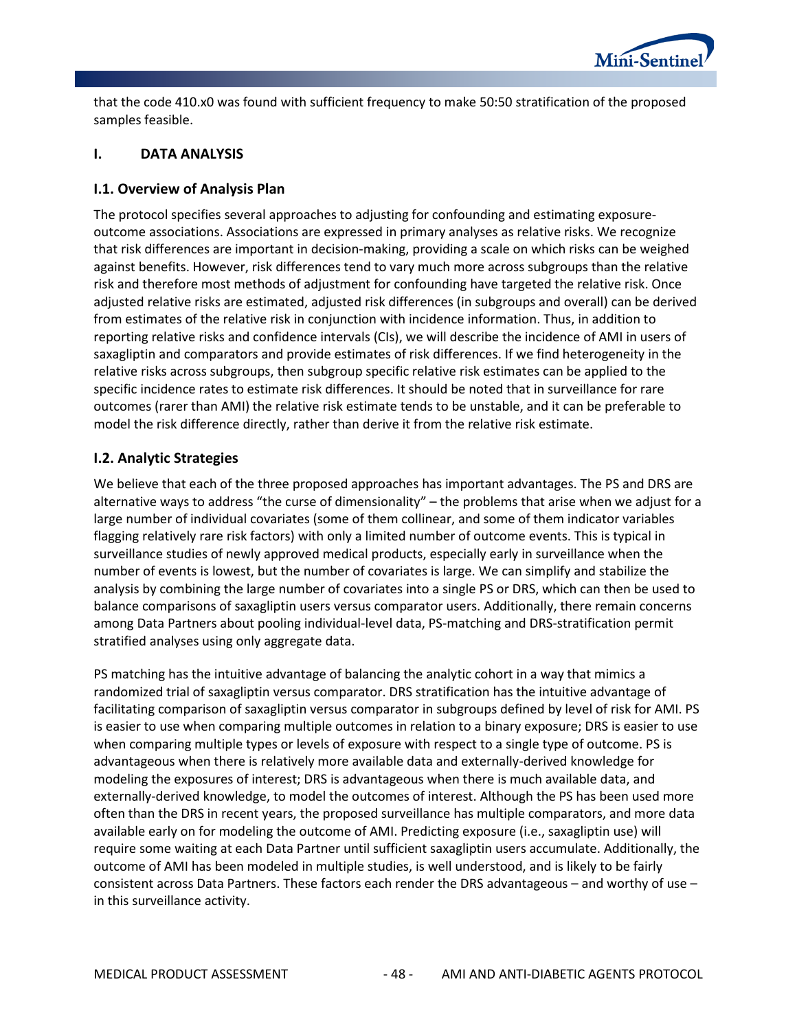that the code 410.x0 was found with sufficient frequency to make 50:50 stratification of the proposed samples feasible.

## I. DATA ANALYSIS

### I.1. Overview of Analysis Plan

The protocol specifies several approaches to adjusting for confounding and estimating exposure-outcome associations. Associations are expressed in primary analyses as relative risks. We recognize that risk differences are important in decision-making, providing a scale on which risks can be weighed against benefits. However, risk differences tend to vary much more across subgroups than the relative risk and therefore most methods of adjustment for confounding have targeted the relative risk. Once adjusted relative risks are estimated, adjusted risk differences (in subgroups and overall) can be derived from estimates of the relative risk in conjunction with incidence information. Thus, in addition to reporting relative risks and confidence intervals (CIs), we will describe the incidence of AMI in users of saxagliptin and comparators and provide estimates of risk differences. If we find heterogeneity in the relative risks across subgroups, then subgroup specific relative risk estimates can be applied to the specific incidence rates to estimate risk differences. It should be noted that in surveillance for rare outcomes (rarer than AMI) the relative risk estimate tends to be unstable, and it can be preferable to model the risk difference directly, rather than derive it from the relative risk estimate.

### I.2. Analytic Strategies

We believe that each of the three proposed approaches has important advantages. The PS and DRS are alternative ways to address "the curse of dimensionality" – the problems that arise when we adjust for a large number of individual covariates (some of them collinear, and some of them indicator variables flagging relatively rare risk factors) with only a limited number of outcome events. This is typical in surveillance studies of newly approved medical products, especially early in surveillance when the number of events is lowest, but the number of covariates is large. We can simplify and stabilize the analysis by combining the large number of covariates into a single PS or DRS, which can then be used to balance comparisons of saxagliptin users versus comparator users. Additionally, there remain concerns among Data Partners about pooling individual-level data, PS-matching and DRS-stratification permit stratified analyses using only aggregate data.

PS matching has the intuitive advantage of balancing the analytic cohort in a way that mimics a randomized trial of saxagliptin versus comparator. DRS stratification has the intuitive advantage of facilitating comparison of saxagliptin versus comparator in subgroups defined by level of risk for AMI. PS is easier to use when comparing multiple outcomes in relation to a binary exposure; DRS is easier to use when comparing multiple types or levels of exposure with respect to a single type of outcome. PS is advantageous when there is relatively more available data and externally-derived knowledge for modeling the exposures of interest; DRS is advantageous when there is much available data, and externally-derived knowledge, to model the outcomes of interest. Although the PS has been used more often than the DRS in recent years, the proposed surveillance has multiple comparators, and more data available early on for modeling the outcome of AMI. Predicting exposure (i.e., saxagliptin use) will require some waiting at each Data Partner until sufficient saxagliptin users accumulate. Additionally, the outcome of AMI has been modeled in multiple studies, is well understood, and is likely to be fairly consistent across Data Partners. These factors each render the DRS advantageous – and worthy of use – in this surveillance activity.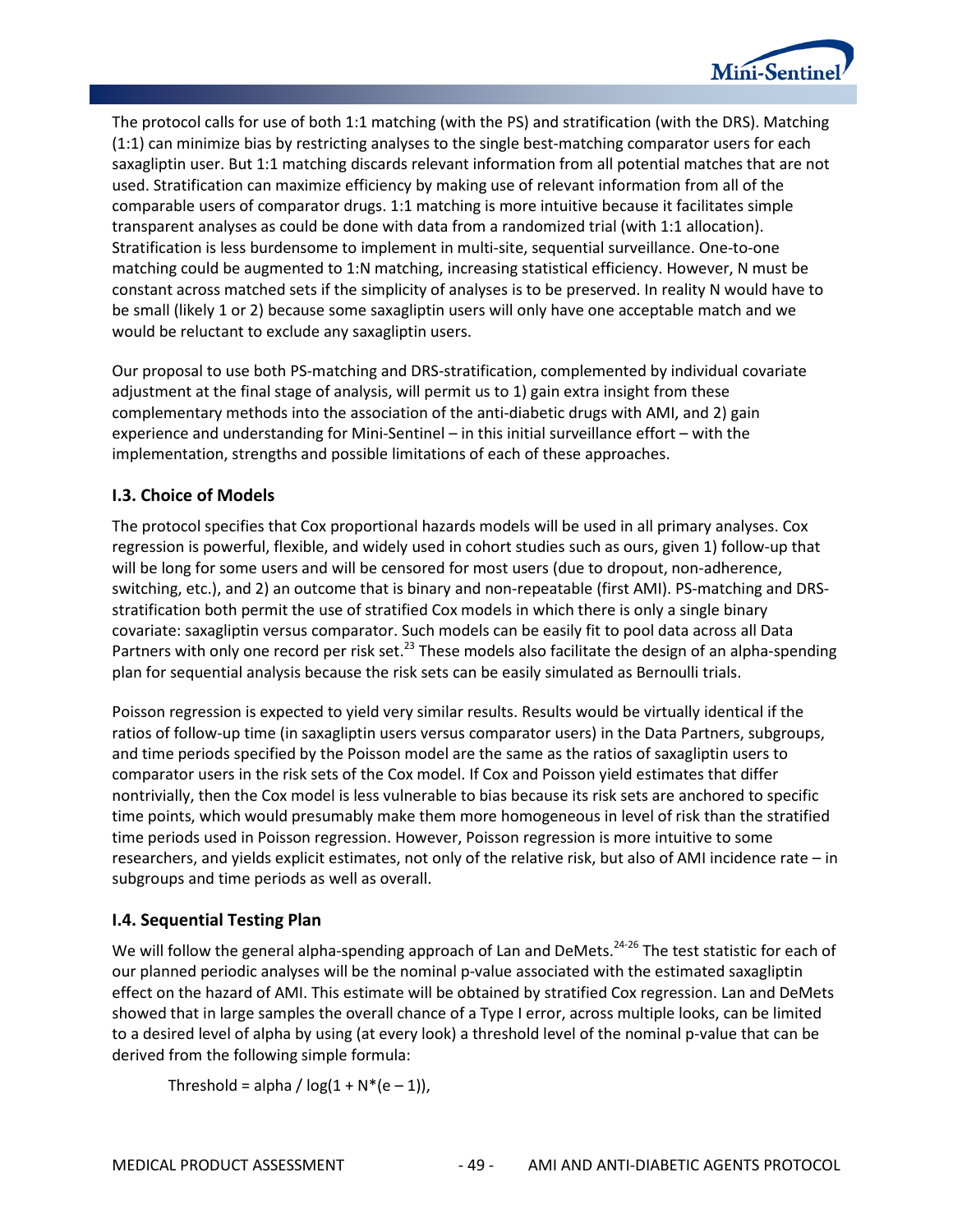The protocol calls for use of both 1:1 matching (with the PS) and stratification (with the DRS). Matching (1:1) can minimize bias by restricting analyses to the single best-matching comparator users for each saxagliptin user. But 1:1 matching discards relevant information from all potential matches that are not used. Stratification can maximize efficiency by making use of relevant information from all of the comparable users of comparator drugs. 1:1 matching is more intuitive because it facilitates simple transparent analyses as could be done with data from a randomized trial (with 1:1 allocation). Stratification is less burdensome to implement in multi-site, sequential surveillance. One-to-one matching could be augmented to 1:N matching, increasing statistical efficiency. However, N must be constant across matched sets if the simplicity of analyses is to be preserved. In reality N would have to be small (likely 1 or 2) because some saxagliptin users will only have one acceptable match and we would be reluctant to exclude any saxagliptin users.

Our proposal to use both PS-matching and DRS-stratification, complemented by individual covariate adjustment at the final stage of analysis, will permit us to 1) gain extra insight from these complementary methods into the association of the anti-diabetic drugs with AMI, and 2) gain experience and understanding for Mini-Sentinel – in this initial surveillance effort – with the implementation, strengths and possible limitations of each of these approaches.

### I.3. Choice of Models

The protocol specifies that Cox proportional hazards models will be used in all primary analyses. Cox regression is powerful, flexible, and widely used in cohort studies such as ours, given 1) follow-up that will be long for some users and will be censored for most users (due to dropout, non-adherence, switching, etc.), and 2) an outcome that is binary and non-repeatable (first AMI). PS-matching and DRS-stratification both permit the use of stratified Cox models in which there is only a single binary covariate: saxagliptin versus comparator. Such models can be easily fit to pool data across all Data Partners with only one record per risk set.[23] These models also facilitate the design of an alpha-spending plan for sequential analysis because the risk sets can be easily simulated as Bernoulli trials.

Poisson regression is expected to yield very similar results. Results would be virtually identical if the ratios of follow-up time (in saxagliptin users versus comparator users) in the Data Partners, subgroups, and time periods specified by the Poisson model are the same as the ratios of saxagliptin users to comparator users in the risk sets of the Cox model. If Cox and Poisson yield estimates that differ nontrivially, then the Cox model is less vulnerable to bias because its risk sets are anchored to specific time points, which would presumably make them more homogeneous in level of risk than the stratified time periods used in Poisson regression. However, Poisson regression is more intuitive to some researchers, and yields explicit estimates, not only of the relative risk, but also of AMI incidence rate – in subgroups and time periods as well as overall.

### I.4. Sequential Testing Plan

We will follow the general alpha-spending approach of Lan and DeMets.[24-26] The test statistic for each of our planned periodic analyses will be the nominal p-value associated with the estimated saxagliptin effect on the hazard of AMI. This estimate will be obtained by stratified Cox regression. Lan and DeMets showed that in large samples the overall chance of a Type I error, across multiple looks, can be limited to a desired level of alpha by using (at every look) a threshold level of the nominal p-value that can be derived from the following simple formula:

$$\text{Threshold} = \text{alpha} / \log(1 + N^*(e - 1)),$$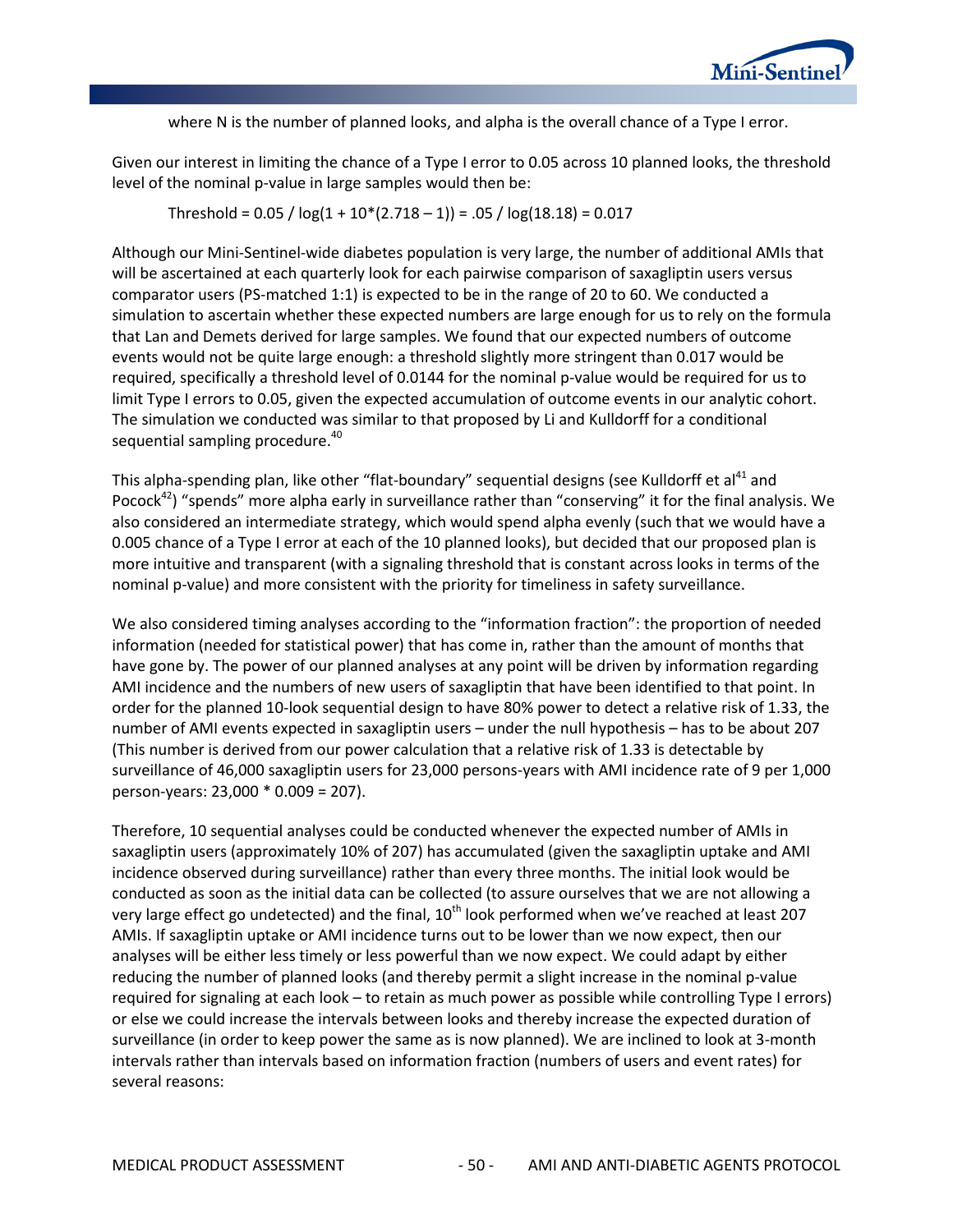where N is the number of planned looks, and alpha is the overall chance of a Type I error.

Given our interest in limiting the chance of a Type I error to 0.05 across 10 planned looks, the threshold level of the nominal p-value in large samples would then be:

$$\text{Threshold} = 0.05 / \log(1 + 10*(2.718 - 1)) = .05 / \log(18.18) = 0.017$$

Although our Mini-Sentinel-wide diabetes population is very large, the number of additional AMIs that will be ascertained at each quarterly look for each pairwise comparison of saxagliptin users versus comparator users (PS-matched 1:1) is expected to be in the range of 20 to 60. We conducted a simulation to ascertain whether these expected numbers are large enough for us to rely on the formula that Lan and Demets derived for large samples. We found that our expected numbers of outcome events would not be quite large enough: a threshold slightly more stringent than 0.017 would be required, specifically a threshold level of 0.0144 for the nominal p-value would be required for us to limit Type I errors to 0.05, given the expected accumulation of outcome events in our analytic cohort. The simulation we conducted was similar to that proposed by Li and Kulldorff for a conditional sequential sampling procedure.[40]

This alpha-spending plan, like other "flat-boundary" sequential designs (see Kulldorff et al[41] and Pocock[42]) "spends" more alpha early in surveillance rather than "conserving" it for the final analysis. We also considered an intermediate strategy, which would spend alpha evenly (such that we would have a 0.005 chance of a Type I error at each of the 10 planned looks), but decided that our proposed plan is more intuitive and transparent (with a signaling threshold that is constant across looks in terms of the nominal p-value) and more consistent with the priority for timeliness in safety surveillance.

We also considered timing analyses according to the "information fraction": the proportion of needed information (needed for statistical power) that has come in, rather than the amount of months that have gone by. The power of our planned analyses at any point will be driven by information regarding AMI incidence and the numbers of new users of saxagliptin that have been identified to that point. In order for the planned 10-look sequential design to have 80% power to detect a relative risk of 1.33, the number of AMI events expected in saxagliptin users – under the null hypothesis – has to be about 207 (This number is derived from our power calculation that a relative risk of 1.33 is detectable by surveillance of 46,000 saxagliptin users for 23,000 persons-years with AMI incidence rate of 9 per 1,000 person-years: 23,000 * 0.009 = 207).

Therefore, 10 sequential analyses could be conducted whenever the expected number of AMIs in saxagliptin users (approximately 10% of 207) has accumulated (given the saxagliptin uptake and AMI incidence observed during surveillance) rather than every three months. The initial look would be conducted as soon as the initial data can be collected (to assure ourselves that we are not allowing a very large effect go undetected) and the final, 10th look performed when we've reached at least 207 AMIs. If saxagliptin uptake or AMI incidence turns out to be lower than we now expect, then our analyses will be either less timely or less powerful than we now expect. We could adapt by either reducing the number of planned looks (and thereby permit a slight increase in the nominal p-value required for signaling at each look – to retain as much power as possible while controlling Type I errors) or else we could increase the intervals between looks and thereby increase the expected duration of surveillance (in order to keep power the same as is now planned). We are inclined to look at 3-month intervals rather than intervals based on information fraction (numbers of users and event rates) for several reasons: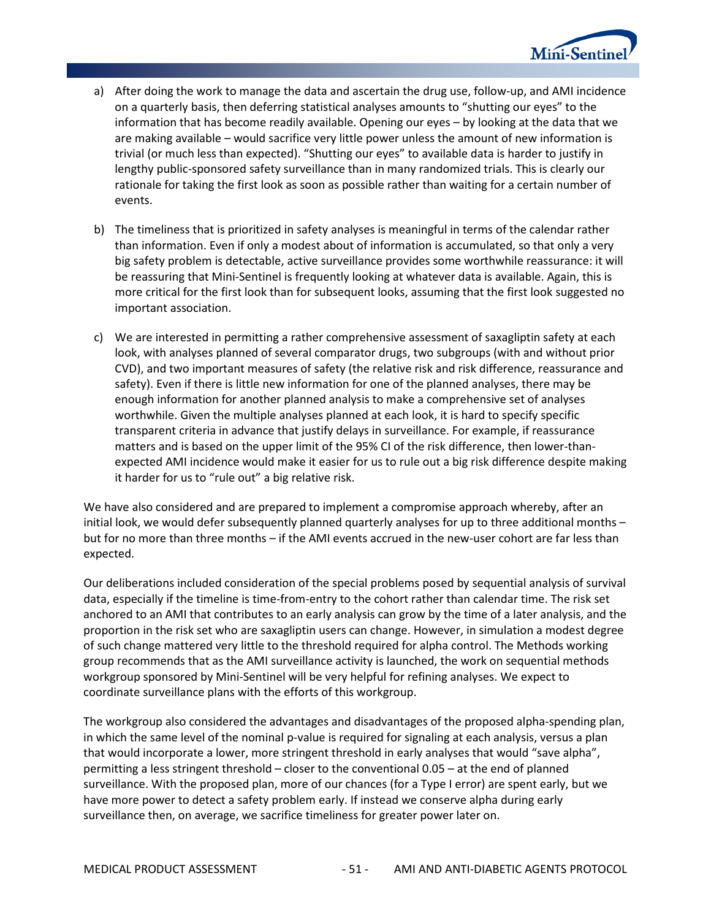a) After doing the work to manage the data and ascertain the drug use, follow-up, and AMI incidence on a quarterly basis, then deferring statistical analyses amounts to "shutting our eyes" to the information that has become readily available. Opening our eyes – by looking at the data that we are making available – would sacrifice very little power unless the amount of new information is trivial (or much less than expected). "Shutting our eyes" to available data is harder to justify in lengthy public-sponsored safety surveillance than in many randomized trials. This is clearly our rationale for taking the first look as soon as possible rather than waiting for a certain number of events.

b) The timeliness that is prioritized in safety analyses is meaningful in terms of the calendar rather than information. Even if only a modest about of information is accumulated, so that only a very big safety problem is detectable, active surveillance provides some worthwhile reassurance: it will be reassuring that Mini-Sentinel is frequently looking at whatever data is available. Again, this is more critical for the first look than for subsequent looks, assuming that the first look suggested no important association.

c) We are interested in permitting a rather comprehensive assessment of saxagliptin safety at each look, with analyses planned of several comparator drugs, two subgroups (with and without prior CVD), and two important measures of safety (the relative risk and risk difference, reassurance and safety). Even if there is little new information for one of the planned analyses, there may be enough information for another planned analysis to make a comprehensive set of analyses worthwhile. Given the multiple analyses planned at each look, it is hard to specify specific transparent criteria in advance that justify delays in surveillance. For example, if reassurance matters and is based on the upper limit of the 95% CI of the risk difference, then lower-than-expected AMI incidence would make it easier for us to rule out a big risk difference despite making it harder for us to "rule out" a big relative risk.

We have also considered and are prepared to implement a compromise approach whereby, after an initial look, we would defer subsequently planned quarterly analyses for up to three additional months – but for no more than three months – if the AMI events accrued in the new-user cohort are far less than expected.

Our deliberations included consideration of the special problems posed by sequential analysis of survival data, especially if the timeline is time-from-entry to the cohort rather than calendar time. The risk set anchored to an AMI that contributes to an early analysis can grow by the time of a later analysis, and the proportion in the risk set who are saxagliptin users can change. However, in simulation a modest degree of such change mattered very little to the threshold required for alpha control. The Methods working group recommends that as the AMI surveillance activity is launched, the work on sequential methods workgroup sponsored by Mini-Sentinel will be very helpful for refining analyses. We expect to coordinate surveillance plans with the efforts of this workgroup.

The workgroup also considered the advantages and disadvantages of the proposed alpha-spending plan, in which the same level of the nominal p-value is required for signaling at each analysis, versus a plan that would incorporate a lower, more stringent threshold in early analyses that would "save alpha", permitting a less stringent threshold – closer to the conventional 0.05 – at the end of planned surveillance. With the proposed plan, more of our chances (for a Type I error) are spent early, but we have more power to detect a safety problem early. If instead we conserve alpha during early surveillance then, on average, we sacrifice timeliness for greater power later on.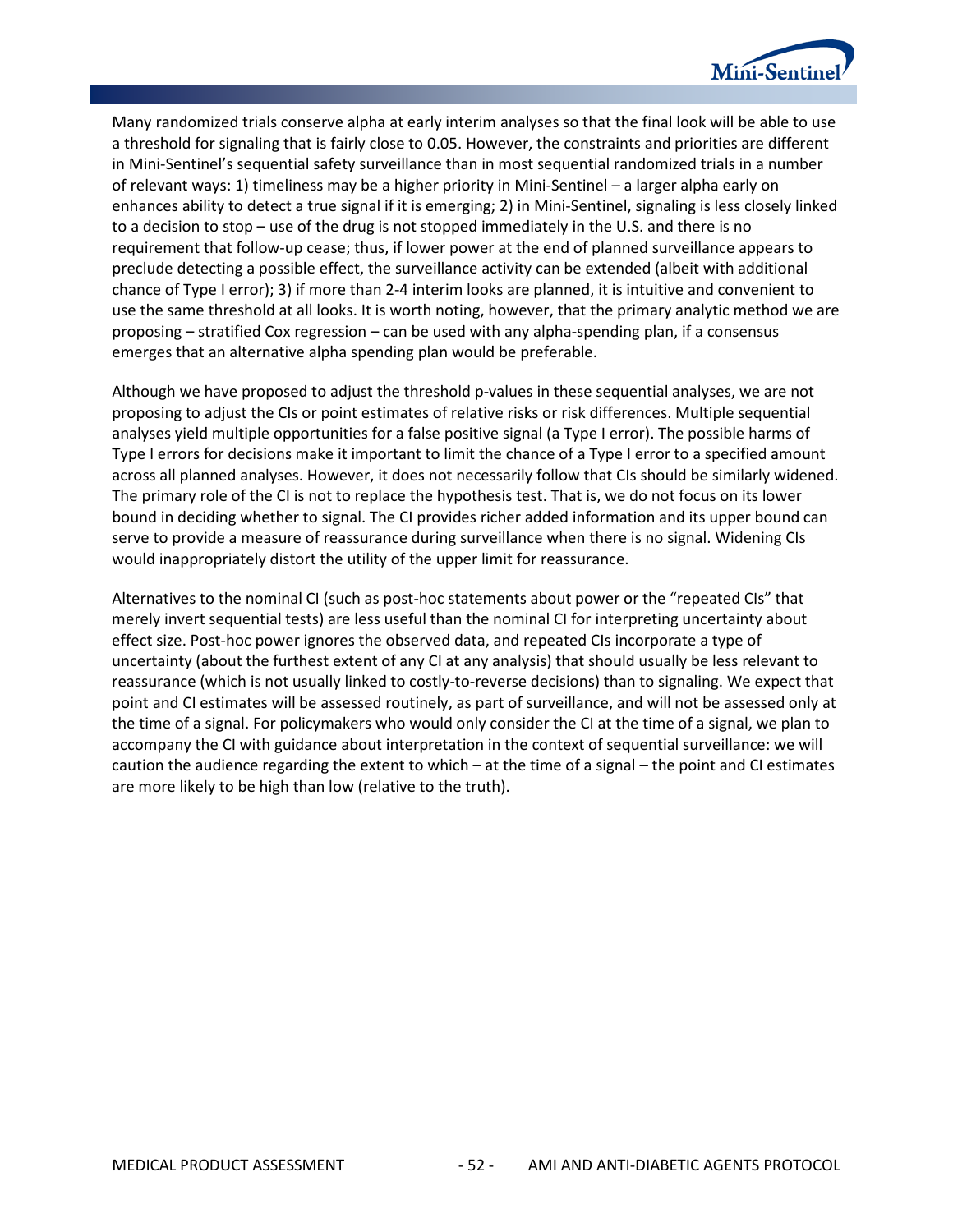Many randomized trials conserve alpha at early interim analyses so that the final look will be able to use a threshold for signaling that is fairly close to 0.05. However, the constraints and priorities are different in Mini-Sentinel's sequential safety surveillance than in most sequential randomized trials in a number of relevant ways: 1) timeliness may be a higher priority in Mini-Sentinel – a larger alpha early on enhances ability to detect a true signal if it is emerging; 2) in Mini-Sentinel, signaling is less closely linked to a decision to stop – use of the drug is not stopped immediately in the U.S. and there is no requirement that follow-up cease; thus, if lower power at the end of planned surveillance appears to preclude detecting a possible effect, the surveillance activity can be extended (albeit with additional chance of Type I error); 3) if more than 2-4 interim looks are planned, it is intuitive and convenient to use the same threshold at all looks. It is worth noting, however, that the primary analytic method we are proposing – stratified Cox regression – can be used with any alpha-spending plan, if a consensus emerges that an alternative alpha spending plan would be preferable.

Although we have proposed to adjust the threshold p-values in these sequential analyses, we are not proposing to adjust the CIs or point estimates of relative risks or risk differences. Multiple sequential analyses yield multiple opportunities for a false positive signal (a Type I error). The possible harms of Type I errors for decisions make it important to limit the chance of a Type I error to a specified amount across all planned analyses. However, it does not necessarily follow that CIs should be similarly widened. The primary role of the CI is not to replace the hypothesis test. That is, we do not focus on its lower bound in deciding whether to signal. The CI provides richer added information and its upper bound can serve to provide a measure of reassurance during surveillance when there is no signal. Widening CIs would inappropriately distort the utility of the upper limit for reassurance.

Alternatives to the nominal CI (such as post-hoc statements about power or the "repeated CIs" that merely invert sequential tests) are less useful than the nominal CI for interpreting uncertainty about effect size. Post-hoc power ignores the observed data, and repeated CIs incorporate a type of uncertainty (about the furthest extent of any CI at any analysis) that should usually be less relevant to reassurance (which is not usually linked to costly-to-reverse decisions) than to signaling. We expect that point and CI estimates will be assessed routinely, as part of surveillance, and will not be assessed only at the time of a signal. For policymakers who would only consider the CI at the time of a signal, we plan to accompany the CI with guidance about interpretation in the context of sequential surveillance: we will caution the audience regarding the extent to which – at the time of a signal – the point and CI estimates are more likely to be high than low (relative to the truth).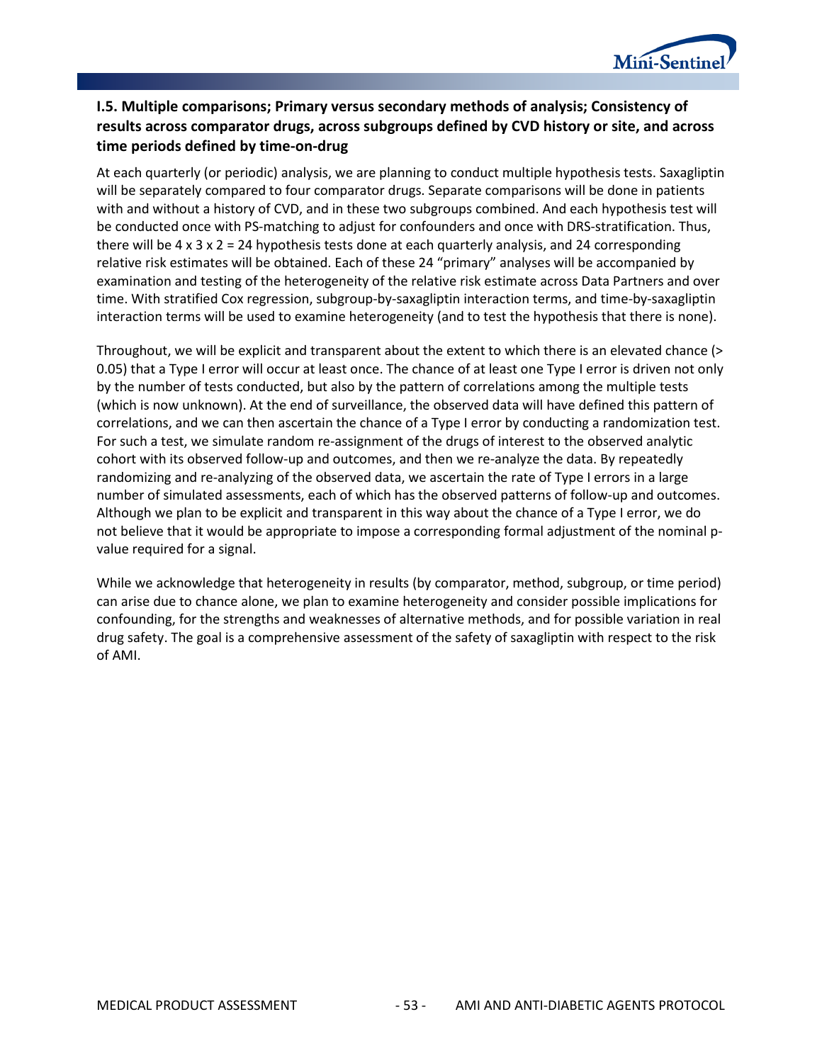### I.5. Multiple comparisons; Primary versus secondary methods of analysis; Consistency of results across comparator drugs, across subgroups defined by CVD history or site, and across time periods defined by time-on-drug

At each quarterly (or periodic) analysis, we are planning to conduct multiple hypothesis tests. Saxagliptin will be separately compared to four comparator drugs. Separate comparisons will be done in patients with and without a history of CVD, and in these two subgroups combined. And each hypothesis test will be conducted once with PS-matching to adjust for confounders and once with DRS-stratification. Thus, there will be 4 x 3 x 2 = 24 hypothesis tests done at each quarterly analysis, and 24 corresponding relative risk estimates will be obtained. Each of these 24 "primary" analyses will be accompanied by examination and testing of the heterogeneity of the relative risk estimate across Data Partners and over time. With stratified Cox regression, subgroup-by-saxagliptin interaction terms, and time-by-saxagliptin interaction terms will be used to examine heterogeneity (and to test the hypothesis that there is none).

Throughout, we will be explicit and transparent about the extent to which there is an elevated chance (> 0.05) that a Type I error will occur at least once. The chance of at least one Type I error is driven not only by the number of tests conducted, but also by the pattern of correlations among the multiple tests (which is now unknown). At the end of surveillance, the observed data will have defined this pattern of correlations, and we can then ascertain the chance of a Type I error by conducting a randomization test. For such a test, we simulate random re-assignment of the drugs of interest to the observed analytic cohort with its observed follow-up and outcomes, and then we re-analyze the data. By repeatedly randomizing and re-analyzing of the observed data, we ascertain the rate of Type I errors in a large number of simulated assessments, each of which has the observed patterns of follow-up and outcomes. Although we plan to be explicit and transparent in this way about the chance of a Type I error, we do not believe that it would be appropriate to impose a corresponding formal adjustment of the nominal p-value required for a signal.

While we acknowledge that heterogeneity in results (by comparator, method, subgroup, or time period) can arise due to chance alone, we plan to examine heterogeneity and consider possible implications for confounding, for the strengths and weaknesses of alternative methods, and for possible variation in real drug safety. The goal is a comprehensive assessment of the safety of saxagliptin with respect to the risk of AMI.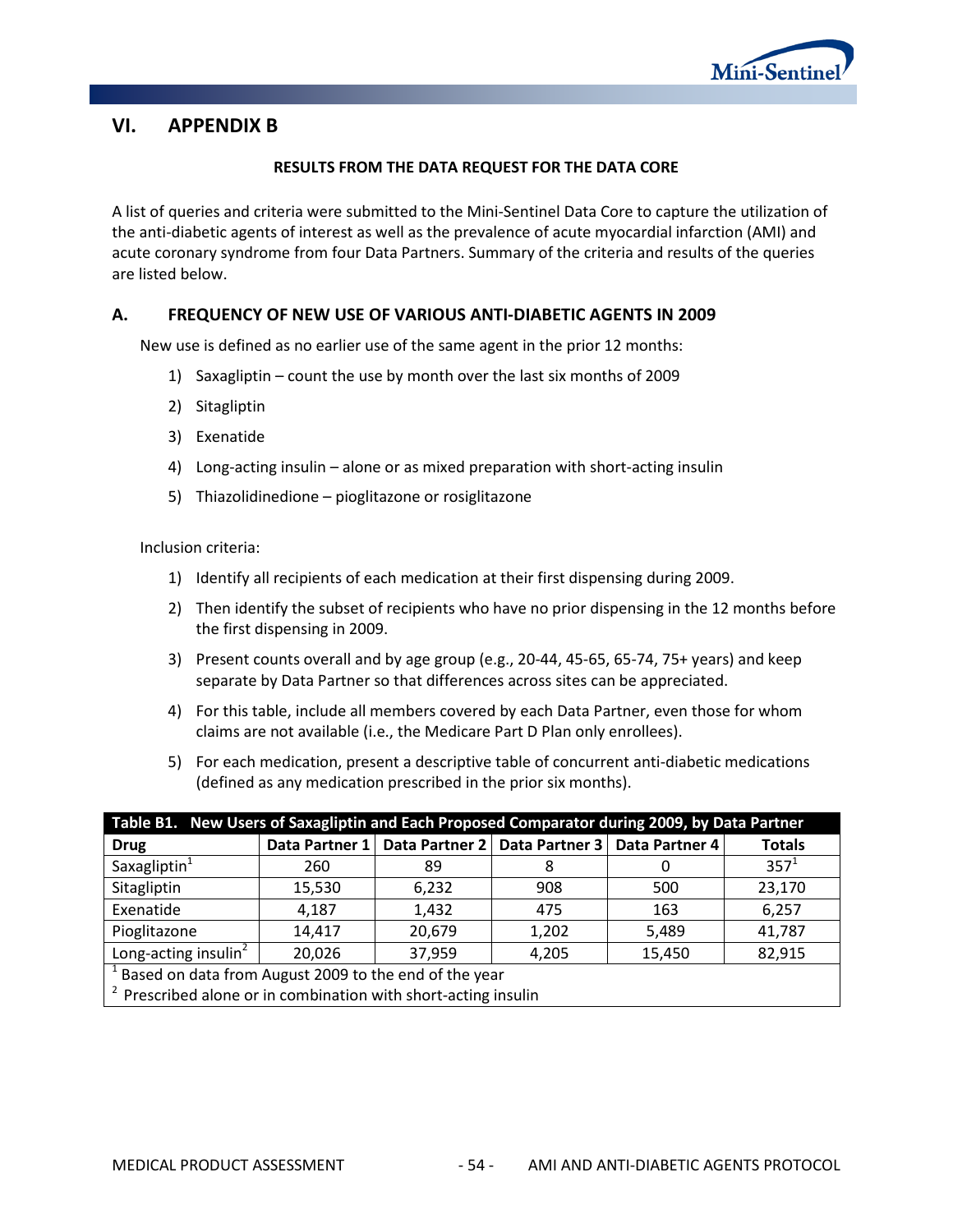# VI. APPENDIX B

**RESULTS FROM THE DATA REQUEST FOR THE DATA CORE**

A list of queries and criteria were submitted to the Mini-Sentinel Data Core to capture the utilization of the anti-diabetic agents of interest as well as the prevalence of acute myocardial infarction (AMI) and acute coronary syndrome from four Data Partners. Summary of the criteria and results of the queries are listed below.

## A. FREQUENCY OF NEW USE OF VARIOUS ANTI-DIABETIC AGENTS IN 2009

New use is defined as no earlier use of the same agent in the prior 12 months:

1) Saxagliptin – count the use by month over the last six months of 2009
2) Sitagliptin
3) Exenatide
4) Long-acting insulin – alone or as mixed preparation with short-acting insulin
5) Thiazolidinedione – pioglitazone or rosiglitazone

Inclusion criteria:

1) Identify all recipients of each medication at their first dispensing during 2009.
2) Then identify the subset of recipients who have no prior dispensing in the 12 months before the first dispensing in 2009.
3) Present counts overall and by age group (e.g., 20-44, 45-65, 65-74, 75+ years) and keep separate by Data Partner so that differences across sites can be appreciated.
4) For this table, include all members covered by each Data Partner, even those for whom claims are not available (i.e., the Medicare Part D Plan only enrollees).
5) For each medication, present a descriptive table of concurrent anti-diabetic medications (defined as any medication prescribed in the prior six months).

**Table B1. New Users of Saxagliptin and Each Proposed Comparator during 2009, by Data Partner**

| Drug | Data Partner 1 | Data Partner 2 | Data Partner 3 | Data Partner 4 | Totals |
|---|---|---|---|---|---|
| Saxagliptin[1] | 260 | 89 | 8 | 0 | 357[1] |
| Sitagliptin | 15,530 | 6,232 | 908 | 500 | 23,170 |
| Exenatide | 4,187 | 1,432 | 475 | 163 | 6,257 |
| Pioglitazone | 14,417 | 20,679 | 1,202 | 5,489 | 41,787 |
| Long-acting insulin[2] | 20,026 | 37,959 | 4,205 | 15,450 | 82,915 |

[1] Based on data from August 2009 to the end of the year
[2] Prescribed alone or in combination with short-acting insulin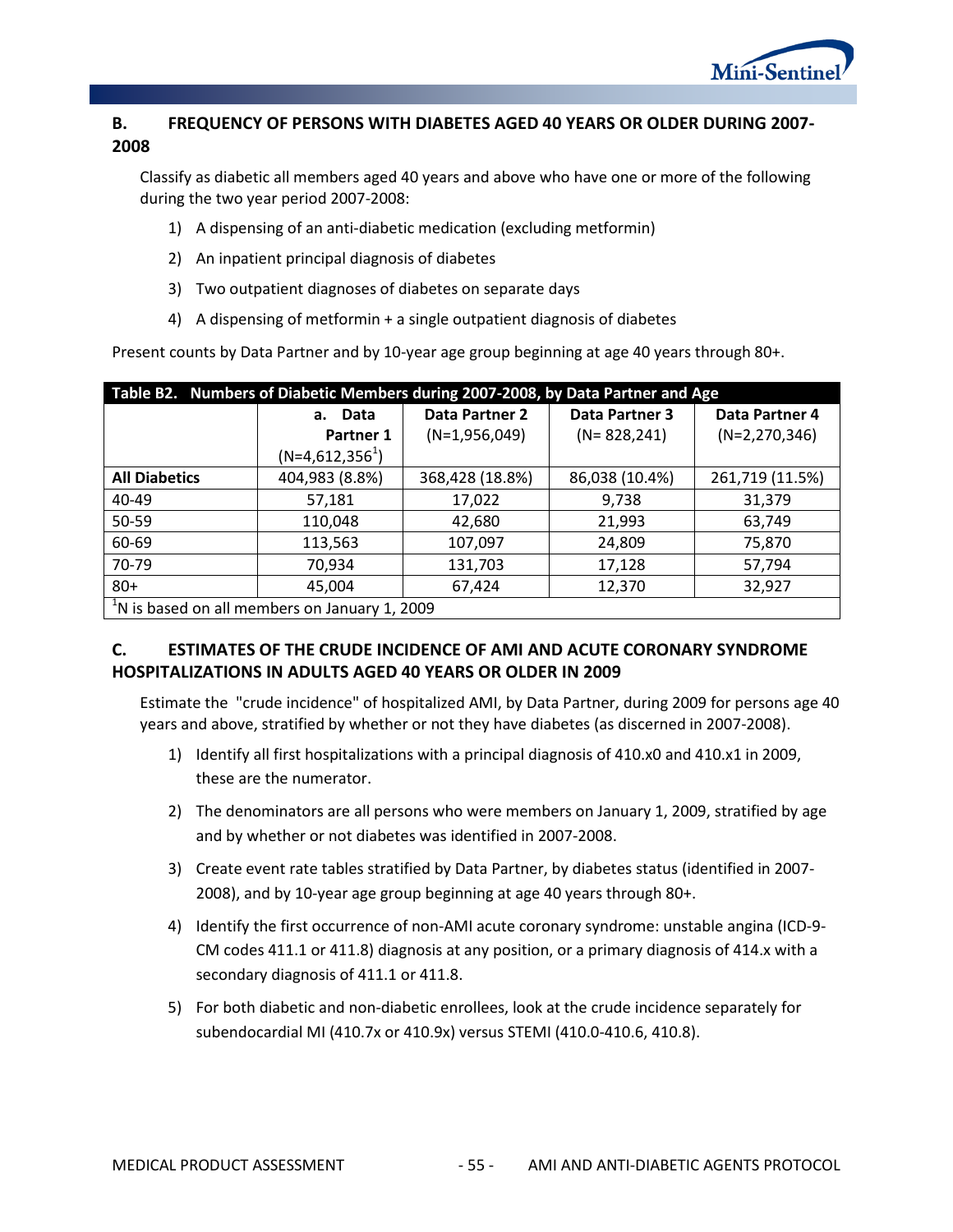## B. FREQUENCY OF PERSONS WITH DIABETES AGED 40 YEARS OR OLDER DURING 2007-2008

Classify as diabetic all members aged 40 years and above who have one or more of the following during the two year period 2007-2008:

1) A dispensing of an anti-diabetic medication (excluding metformin)
2) An inpatient principal diagnosis of diabetes
3) Two outpatient diagnoses of diabetes on separate days
4) A dispensing of metformin + a single outpatient diagnosis of diabetes

Present counts by Data Partner and by 10-year age group beginning at age 40 years through 80+.

**Table B2. Numbers of Diabetic Members during 2007-2008, by Data Partner and Age**

| | a. Data Partner 1 (N=4,612,356[1]) | Data Partner 2 (N=1,956,049) | Data Partner 3 (N= 828,241) | Data Partner 4 (N=2,270,346) |
|---|---|---|---|---|
| **All Diabetics** | 404,983 (8.8%) | 368,428 (18.8%) | 86,038 (10.4%) | 261,719 (11.5%) |
| 40-49 | 57,181 | 17,022 | 9,738 | 31,379 |
| 50-59 | 110,048 | 42,680 | 21,993 | 63,749 |
| 60-69 | 113,563 | 107,097 | 24,809 | 75,870 |
| 70-79 | 70,934 | 131,703 | 17,128 | 57,794 |
| 80+ | 45,004 | 67,424 | 12,370 | 32,927 |

[1]N is based on all members on January 1, 2009

## C. ESTIMATES OF THE CRUDE INCIDENCE OF AMI AND ACUTE CORONARY SYNDROME HOSPITALIZATIONS IN ADULTS AGED 40 YEARS OR OLDER IN 2009

Estimate the "crude incidence" of hospitalized AMI, by Data Partner, during 2009 for persons age 40 years and above, stratified by whether or not they have diabetes (as discerned in 2007-2008).

1) Identify all first hospitalizations with a principal diagnosis of 410.x0 and 410.x1 in 2009, these are the numerator.
2) The denominators are all persons who were members on January 1, 2009, stratified by age and by whether or not diabetes was identified in 2007-2008.
3) Create event rate tables stratified by Data Partner, by diabetes status (identified in 2007-2008), and by 10-year age group beginning at age 40 years through 80+.
4) Identify the first occurrence of non-AMI acute coronary syndrome: unstable angina (ICD-9-CM codes 411.1 or 411.8) diagnosis at any position, or a primary diagnosis of 414.x with a secondary diagnosis of 411.1 or 411.8.
5) For both diabetic and non-diabetic enrollees, look at the crude incidence separately for subendocardial MI (410.7x or 410.9x) versus STEMI (410.0-410.6, 410.8).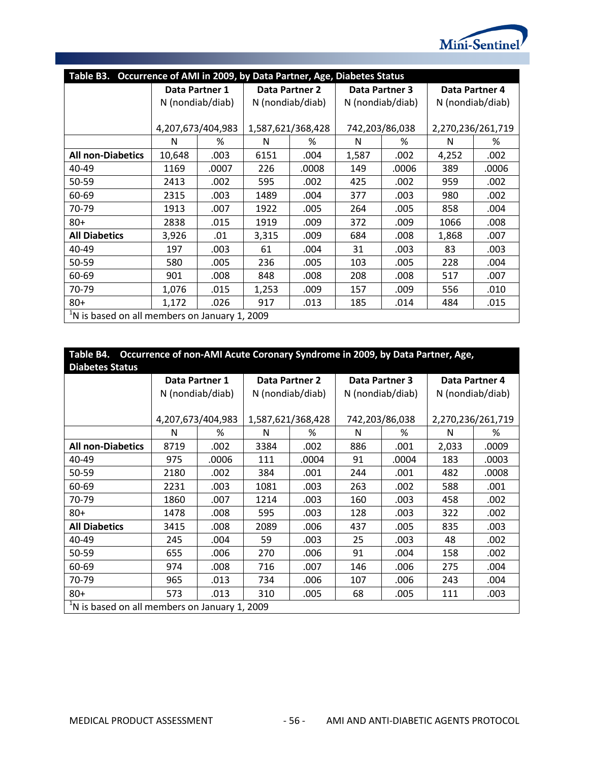| Table B3. Occurrence of AMI in 2009, by Data Partner, Age, Diabetes Status | | | | | | | | |
|---|---|---|---|---|---|---|---|---|
| | Data Partner 1<br>N (nondiab/diab)<br><br>4,207,673/404,983 | | Data Partner 2<br>N (nondiab/diab)<br><br>1,587,621/368,428 | | Data Partner 3<br>N (nondiab/diab)<br><br>742,203/86,038 | | Data Partner 4<br>N (nondiab/diab)<br><br>2,270,236/261,719 | |
| | N | % | N | % | N | % | N | % |
| **All non-Diabetics** | 10,648 | .003 | 6151 | .004 | 1,587 | .002 | 4,252 | .002 |
| 40-49 | 1169 | .0007 | 226 | .0008 | 149 | .0006 | 389 | .0006 |
| 50-59 | 2413 | .002 | 595 | .002 | 425 | .002 | 959 | .002 |
| 60-69 | 2315 | .003 | 1489 | .004 | 377 | .003 | 980 | .002 |
| 70-79 | 1913 | .007 | 1922 | .005 | 264 | .005 | 858 | .004 |
| 80+ | 2838 | .015 | 1919 | .009 | 372 | .009 | 1066 | .008 |
| **All Diabetics** | 3,926 | .01 | 3,315 | .009 | 684 | .008 | 1,868 | .007 |
| 40-49 | 197 | .003 | 61 | .004 | 31 | .003 | 83 | .003 |
| 50-59 | 580 | .005 | 236 | .005 | 103 | .005 | 228 | .004 |
| 60-69 | 901 | .008 | 848 | .008 | 208 | .008 | 517 | .007 |
| 70-79 | 1,076 | .015 | 1,253 | .009 | 157 | .009 | 556 | .010 |
| 80+ | 1,172 | .026 | 917 | .013 | 185 | .014 | 484 | .015 |

[1]N is based on all members on January 1, 2009

| Table B4. Occurrence of non-AMI Acute Coronary Syndrome in 2009, by Data Partner, Age, Diabetes Status | | | | | | | | |
|---|---|---|---|---|---|---|---|---|
| | Data Partner 1<br>N (nondiab/diab)<br><br>4,207,673/404,983 | | Data Partner 2<br>N (nondiab/diab)<br><br>1,587,621/368,428 | | Data Partner 3<br>N (nondiab/diab)<br><br>742,203/86,038 | | Data Partner 4<br>N (nondiab/diab)<br><br>2,270,236/261,719 | |
| | N | % | N | % | N | % | N | % |
| **All non-Diabetics** | 8719 | .002 | 3384 | .002 | 886 | .001 | 2,033 | .0009 |
| 40-49 | 975 | .0006 | 111 | .0004 | 91 | .0004 | 183 | .0003 |
| 50-59 | 2180 | .002 | 384 | .001 | 244 | .001 | 482 | .0008 |
| 60-69 | 2231 | .003 | 1081 | .003 | 263 | .002 | 588 | .001 |
| 70-79 | 1860 | .007 | 1214 | .003 | 160 | .003 | 458 | .002 |
| 80+ | 1478 | .008 | 595 | .003 | 128 | .003 | 322 | .002 |
| **All Diabetics** | 3415 | .008 | 2089 | .006 | 437 | .005 | 835 | .003 |
| 40-49 | 245 | .004 | 59 | .003 | 25 | .003 | 48 | .002 |
| 50-59 | 655 | .006 | 270 | .006 | 91 | .004 | 158 | .002 |
| 60-69 | 974 | .008 | 716 | .007 | 146 | .006 | 275 | .004 |
| 70-79 | 965 | .013 | 734 | .006 | 107 | .006 | 243 | .004 |
| 80+ | 573 | .013 | 310 | .005 | 68 | .005 | 111 | .003 |

[1]N is based on all members on January 1, 2009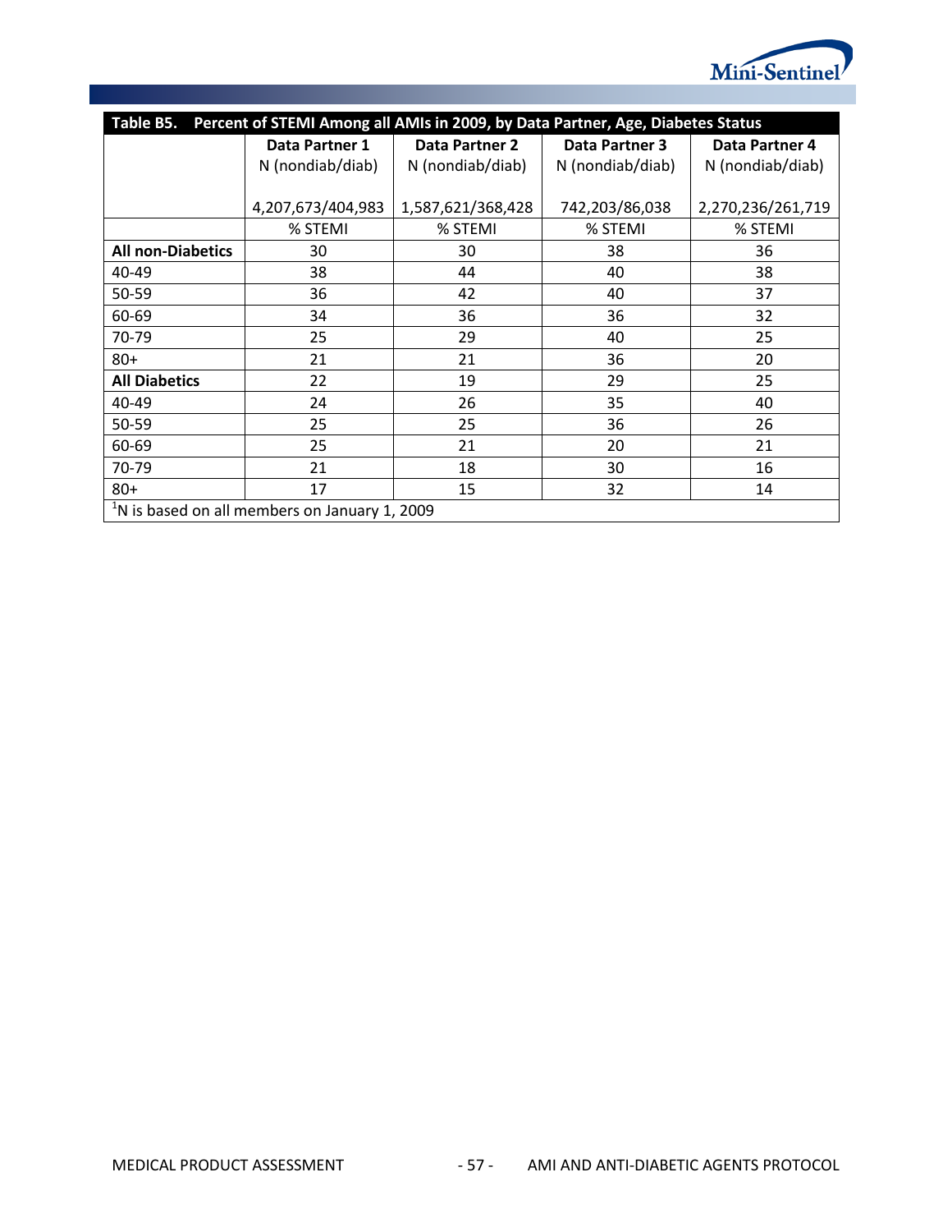| Table B5. Percent of STEMI Among all AMIs in 2009, by Data Partner, Age, Diabetes Status | | | | |
|---|---|---|---|---|
| | **Data Partner 1** N (nondiab/diab) 4,207,673/404,983 | **Data Partner 2** N (nondiab/diab) 1,587,621/368,428 | **Data Partner 3** N (nondiab/diab) 742,203/86,038 | **Data Partner 4** N (nondiab/diab) 2,270,236/261,719 |
| | % STEMI | % STEMI | % STEMI | % STEMI |
| **All non-Diabetics** | 30 | 30 | 38 | 36 |
| 40-49 | 38 | 44 | 40 | 38 |
| 50-59 | 36 | 42 | 40 | 37 |
| 60-69 | 34 | 36 | 36 | 32 |
| 70-79 | 25 | 29 | 40 | 25 |
| 80+ | 21 | 21 | 36 | 20 |
| **All Diabetics** | 22 | 19 | 29 | 25 |
| 40-49 | 24 | 26 | 35 | 40 |
| 50-59 | 25 | 25 | 36 | 26 |
| 60-69 | 25 | 21 | 20 | 21 |
| 70-79 | 21 | 18 | 30 | 16 |
| 80+ | 17 | 15 | 32 | 14 |

[1]N is based on all members on January 1, 2009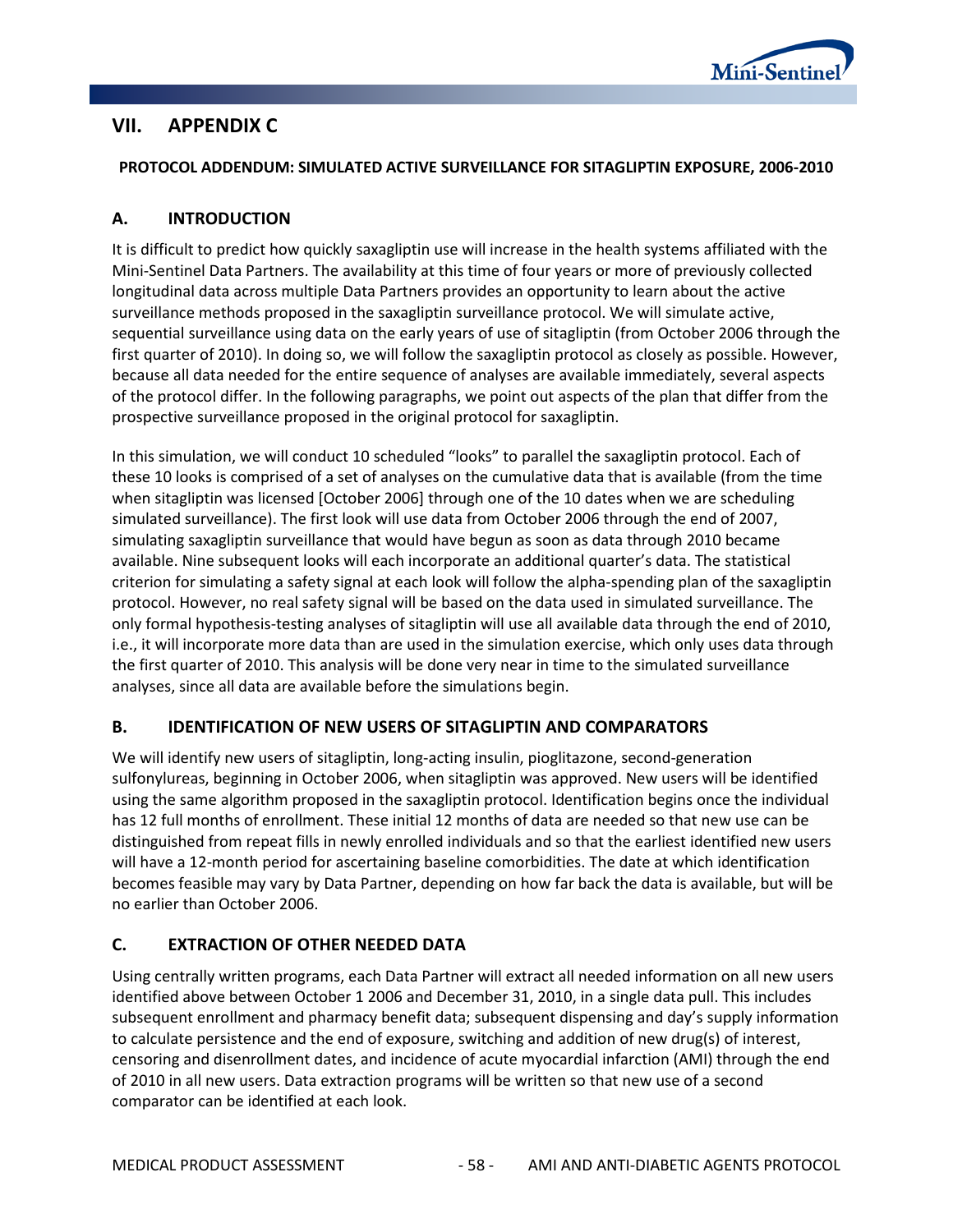# VII. APPENDIX C

**PROTOCOL ADDENDUM: SIMULATED ACTIVE SURVEILLANCE FOR SITAGLIPTIN EXPOSURE, 2006-2010**

## A. INTRODUCTION

It is difficult to predict how quickly saxagliptin use will increase in the health systems affiliated with the Mini-Sentinel Data Partners. The availability at this time of four years or more of previously collected longitudinal data across multiple Data Partners provides an opportunity to learn about the active surveillance methods proposed in the saxagliptin surveillance protocol. We will simulate active, sequential surveillance using data on the early years of use of sitagliptin (from October 2006 through the first quarter of 2010). In doing so, we will follow the saxagliptin protocol as closely as possible. However, because all data needed for the entire sequence of analyses are available immediately, several aspects of the protocol differ. In the following paragraphs, we point out aspects of the plan that differ from the prospective surveillance proposed in the original protocol for saxagliptin.

In this simulation, we will conduct 10 scheduled "looks" to parallel the saxagliptin protocol. Each of these 10 looks is comprised of a set of analyses on the cumulative data that is available (from the time when sitagliptin was licensed [October 2006] through one of the 10 dates when we are scheduling simulated surveillance). The first look will use data from October 2006 through the end of 2007, simulating saxagliptin surveillance that would have begun as soon as data through 2010 became available. Nine subsequent looks will each incorporate an additional quarter's data. The statistical criterion for simulating a safety signal at each look will follow the alpha-spending plan of the saxagliptin protocol. However, no real safety signal will be based on the data used in simulated surveillance. The only formal hypothesis-testing analyses of sitagliptin will use all available data through the end of 2010, i.e., it will incorporate more data than are used in the simulation exercise, which only uses data through the first quarter of 2010. This analysis will be done very near in time to the simulated surveillance analyses, since all data are available before the simulations begin.

## B. IDENTIFICATION OF NEW USERS OF SITAGLIPTIN AND COMPARATORS

We will identify new users of sitagliptin, long-acting insulin, pioglitazone, second-generation sulfonylureas, beginning in October 2006, when sitagliptin was approved. New users will be identified using the same algorithm proposed in the saxagliptin protocol. Identification begins once the individual has 12 full months of enrollment. These initial 12 months of data are needed so that new use can be distinguished from repeat fills in newly enrolled individuals and so that the earliest identified new users will have a 12-month period for ascertaining baseline comorbidities. The date at which identification becomes feasible may vary by Data Partner, depending on how far back the data is available, but will be no earlier than October 2006.

## C. EXTRACTION OF OTHER NEEDED DATA

Using centrally written programs, each Data Partner will extract all needed information on all new users identified above between October 1 2006 and December 31, 2010, in a single data pull. This includes subsequent enrollment and pharmacy benefit data; subsequent dispensing and day's supply information to calculate persistence and the end of exposure, switching and addition of new drug(s) of interest, censoring and disenrollment dates, and incidence of acute myocardial infarction (AMI) through the end of 2010 in all new users. Data extraction programs will be written so that new use of a second comparator can be identified at each look.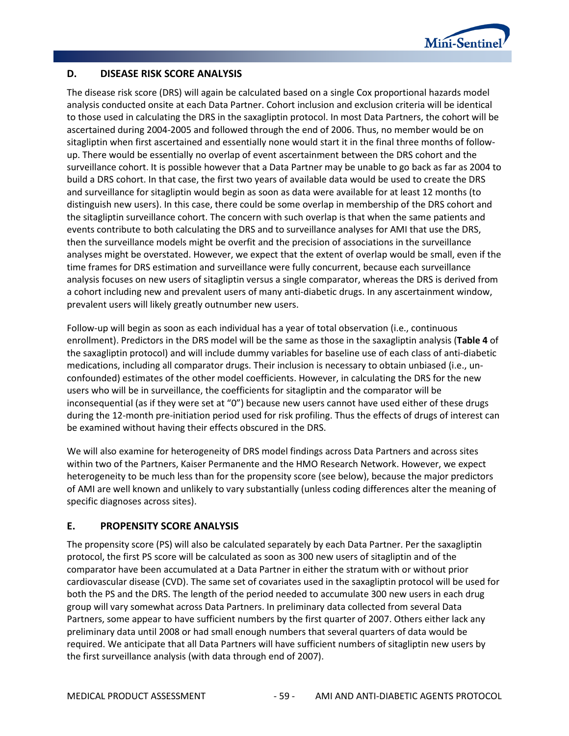## D. DISEASE RISK SCORE ANALYSIS

The disease risk score (DRS) will again be calculated based on a single Cox proportional hazards model analysis conducted onsite at each Data Partner. Cohort inclusion and exclusion criteria will be identical to those used in calculating the DRS in the saxagliptin protocol. In most Data Partners, the cohort will be ascertained during 2004-2005 and followed through the end of 2006. Thus, no member would be on sitagliptin when first ascertained and essentially none would start it in the final three months of follow-up. There would be essentially no overlap of event ascertainment between the DRS cohort and the surveillance cohort. It is possible however that a Data Partner may be unable to go back as far as 2004 to build a DRS cohort. In that case, the first two years of available data would be used to create the DRS and surveillance for sitagliptin would begin as soon as data were available for at least 12 months (to distinguish new users). In this case, there could be some overlap in membership of the DRS cohort and the sitagliptin surveillance cohort. The concern with such overlap is that when the same patients and events contribute to both calculating the DRS and to surveillance analyses for AMI that use the DRS, then the surveillance models might be overfit and the precision of associations in the surveillance analyses might be overstated. However, we expect that the extent of overlap would be small, even if the time frames for DRS estimation and surveillance were fully concurrent, because each surveillance analysis focuses on new users of sitagliptin versus a single comparator, whereas the DRS is derived from a cohort including new and prevalent users of many anti-diabetic drugs. In any ascertainment window, prevalent users will likely greatly outnumber new users.

Follow-up will begin as soon as each individual has a year of total observation (i.e., continuous enrollment). Predictors in the DRS model will be the same as those in the saxagliptin analysis (**Table 4** of the saxagliptin protocol) and will include dummy variables for baseline use of each class of anti-diabetic medications, including all comparator drugs. Their inclusion is necessary to obtain unbiased (i.e., un-confounded) estimates of the other model coefficients. However, in calculating the DRS for the new users who will be in surveillance, the coefficients for sitagliptin and the comparator will be inconsequential (as if they were set at "0") because new users cannot have used either of these drugs during the 12-month pre-initiation period used for risk profiling. Thus the effects of drugs of interest can be examined without having their effects obscured in the DRS.

We will also examine for heterogeneity of DRS model findings across Data Partners and across sites within two of the Partners, Kaiser Permanente and the HMO Research Network. However, we expect heterogeneity to be much less than for the propensity score (see below), because the major predictors of AMI are well known and unlikely to vary substantially (unless coding differences alter the meaning of specific diagnoses across sites).

## E. PROPENSITY SCORE ANALYSIS

The propensity score (PS) will also be calculated separately by each Data Partner. Per the saxagliptin protocol, the first PS score will be calculated as soon as 300 new users of sitagliptin and of the comparator have been accumulated at a Data Partner in either the stratum with or without prior cardiovascular disease (CVD). The same set of covariates used in the saxagliptin protocol will be used for both the PS and the DRS. The length of the period needed to accumulate 300 new users in each drug group will vary somewhat across Data Partners. In preliminary data collected from several Data Partners, some appear to have sufficient numbers by the first quarter of 2007. Others either lack any preliminary data until 2008 or had small enough numbers that several quarters of data would be required. We anticipate that all Data Partners will have sufficient numbers of sitagliptin new users by the first surveillance analysis (with data through end of 2007).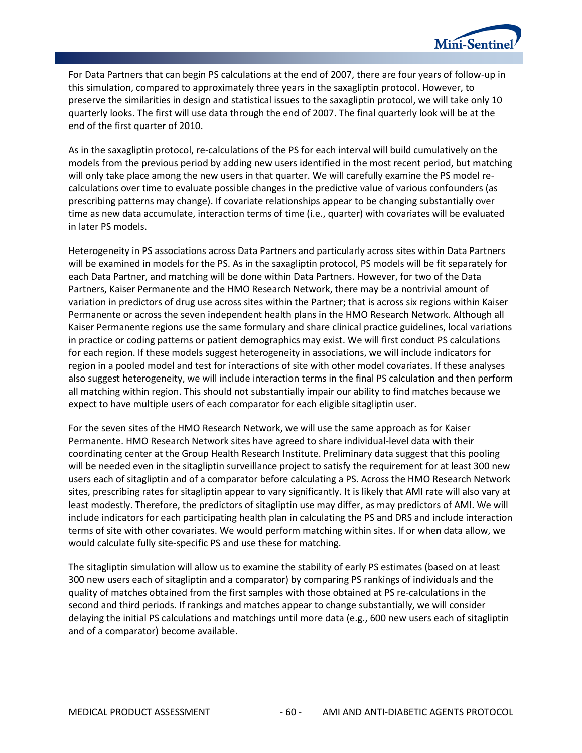For Data Partners that can begin PS calculations at the end of 2007, there are four years of follow-up in this simulation, compared to approximately three years in the saxagliptin protocol. However, to preserve the similarities in design and statistical issues to the saxagliptin protocol, we will take only 10 quarterly looks. The first will use data through the end of 2007. The final quarterly look will be at the end of the first quarter of 2010.

As in the saxagliptin protocol, re-calculations of the PS for each interval will build cumulatively on the models from the previous period by adding new users identified in the most recent period, but matching will only take place among the new users in that quarter. We will carefully examine the PS model re-calculations over time to evaluate possible changes in the predictive value of various confounders (as prescribing patterns may change). If covariate relationships appear to be changing substantially over time as new data accumulate, interaction terms of time (i.e., quarter) with covariates will be evaluated in later PS models.

Heterogeneity in PS associations across Data Partners and particularly across sites within Data Partners will be examined in models for the PS. As in the saxagliptin protocol, PS models will be fit separately for each Data Partner, and matching will be done within Data Partners. However, for two of the Data Partners, Kaiser Permanente and the HMO Research Network, there may be a nontrivial amount of variation in predictors of drug use across sites within the Partner; that is across six regions within Kaiser Permanente or across the seven independent health plans in the HMO Research Network. Although all Kaiser Permanente regions use the same formulary and share clinical practice guidelines, local variations in practice or coding patterns or patient demographics may exist. We will first conduct PS calculations for each region. If these models suggest heterogeneity in associations, we will include indicators for region in a pooled model and test for interactions of site with other model covariates. If these analyses also suggest heterogeneity, we will include interaction terms in the final PS calculation and then perform all matching within region. This should not substantially impair our ability to find matches because we expect to have multiple users of each comparator for each eligible sitagliptin user.

For the seven sites of the HMO Research Network, we will use the same approach as for Kaiser Permanente. HMO Research Network sites have agreed to share individual-level data with their coordinating center at the Group Health Research Institute. Preliminary data suggest that this pooling will be needed even in the sitagliptin surveillance project to satisfy the requirement for at least 300 new users each of sitagliptin and of a comparator before calculating a PS. Across the HMO Research Network sites, prescribing rates for sitagliptin appear to vary significantly. It is likely that AMI rate will also vary at least modestly. Therefore, the predictors of sitagliptin use may differ, as may predictors of AMI. We will include indicators for each participating health plan in calculating the PS and DRS and include interaction terms of site with other covariates. We would perform matching within sites. If or when data allow, we would calculate fully site-specific PS and use these for matching.

The sitagliptin simulation will allow us to examine the stability of early PS estimates (based on at least 300 new users each of sitagliptin and a comparator) by comparing PS rankings of individuals and the quality of matches obtained from the first samples with those obtained at PS re-calculations in the second and third periods. If rankings and matches appear to change substantially, we will consider delaying the initial PS calculations and matchings until more data (e.g., 600 new users each of sitagliptin and of a comparator) become available.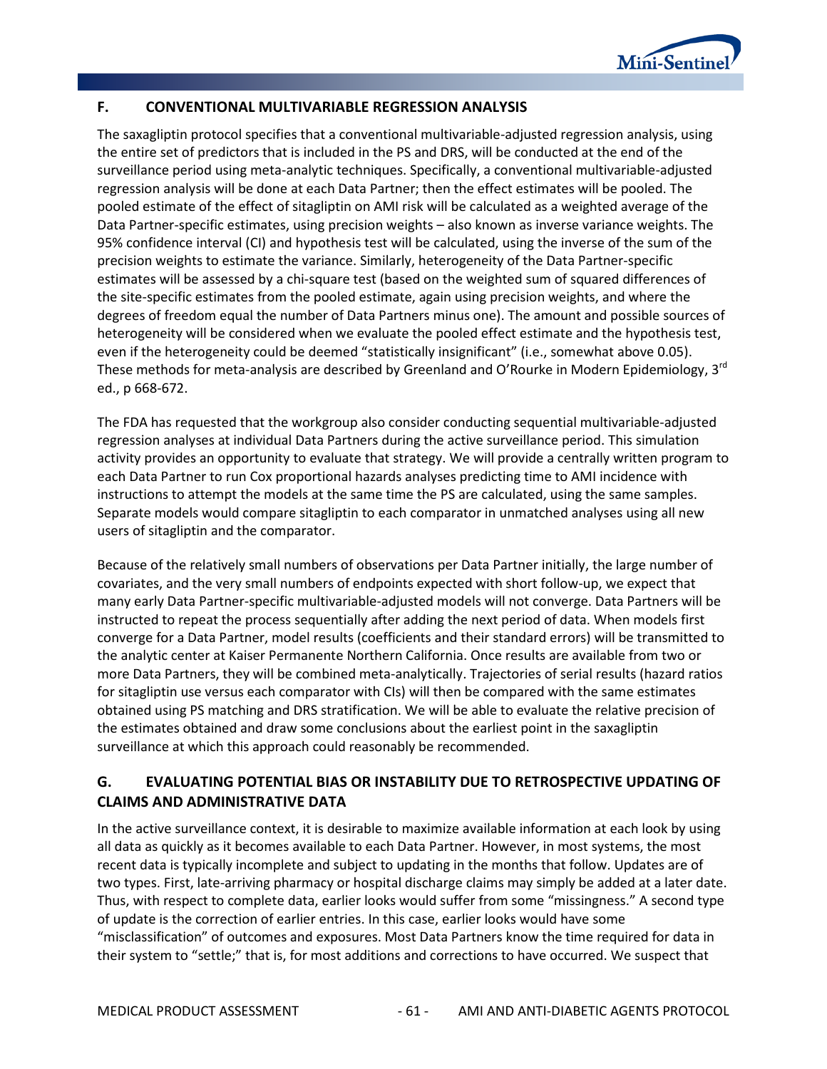## F. CONVENTIONAL MULTIVARIABLE REGRESSION ANALYSIS

The saxagliptin protocol specifies that a conventional multivariable-adjusted regression analysis, using the entire set of predictors that is included in the PS and DRS, will be conducted at the end of the surveillance period using meta-analytic techniques. Specifically, a conventional multivariable-adjusted regression analysis will be done at each Data Partner; then the effect estimates will be pooled. The pooled estimate of the effect of sitagliptin on AMI risk will be calculated as a weighted average of the Data Partner-specific estimates, using precision weights – also known as inverse variance weights. The 95% confidence interval (CI) and hypothesis test will be calculated, using the inverse of the sum of the precision weights to estimate the variance. Similarly, heterogeneity of the Data Partner-specific estimates will be assessed by a chi-square test (based on the weighted sum of squared differences of the site-specific estimates from the pooled estimate, again using precision weights, and where the degrees of freedom equal the number of Data Partners minus one). The amount and possible sources of heterogeneity will be considered when we evaluate the pooled effect estimate and the hypothesis test, even if the heterogeneity could be deemed "statistically insignificant" (i.e., somewhat above 0.05). These methods for meta-analysis are described by Greenland and O'Rourke in Modern Epidemiology, 3rd ed., p 668-672.

The FDA has requested that the workgroup also consider conducting sequential multivariable-adjusted regression analyses at individual Data Partners during the active surveillance period. This simulation activity provides an opportunity to evaluate that strategy. We will provide a centrally written program to each Data Partner to run Cox proportional hazards analyses predicting time to AMI incidence with instructions to attempt the models at the same time the PS are calculated, using the same samples. Separate models would compare sitagliptin to each comparator in unmatched analyses using all new users of sitagliptin and the comparator.

Because of the relatively small numbers of observations per Data Partner initially, the large number of covariates, and the very small numbers of endpoints expected with short follow-up, we expect that many early Data Partner-specific multivariable-adjusted models will not converge. Data Partners will be instructed to repeat the process sequentially after adding the next period of data. When models first converge for a Data Partner, model results (coefficients and their standard errors) will be transmitted to the analytic center at Kaiser Permanente Northern California. Once results are available from two or more Data Partners, they will be combined meta-analytically. Trajectories of serial results (hazard ratios for sitagliptin use versus each comparator with CIs) will then be compared with the same estimates obtained using PS matching and DRS stratification. We will be able to evaluate the relative precision of the estimates obtained and draw some conclusions about the earliest point in the saxagliptin surveillance at which this approach could reasonably be recommended.

## G. EVALUATING POTENTIAL BIAS OR INSTABILITY DUE TO RETROSPECTIVE UPDATING OF CLAIMS AND ADMINISTRATIVE DATA

In the active surveillance context, it is desirable to maximize available information at each look by using all data as quickly as it becomes available to each Data Partner. However, in most systems, the most recent data is typically incomplete and subject to updating in the months that follow. Updates are of two types. First, late-arriving pharmacy or hospital discharge claims may simply be added at a later date. Thus, with respect to complete data, earlier looks would suffer from some "missingness." A second type of update is the correction of earlier entries. In this case, earlier looks would have some "misclassification" of outcomes and exposures. Most Data Partners know the time required for data in their system to "settle;" that is, for most additions and corrections to have occurred. We suspect that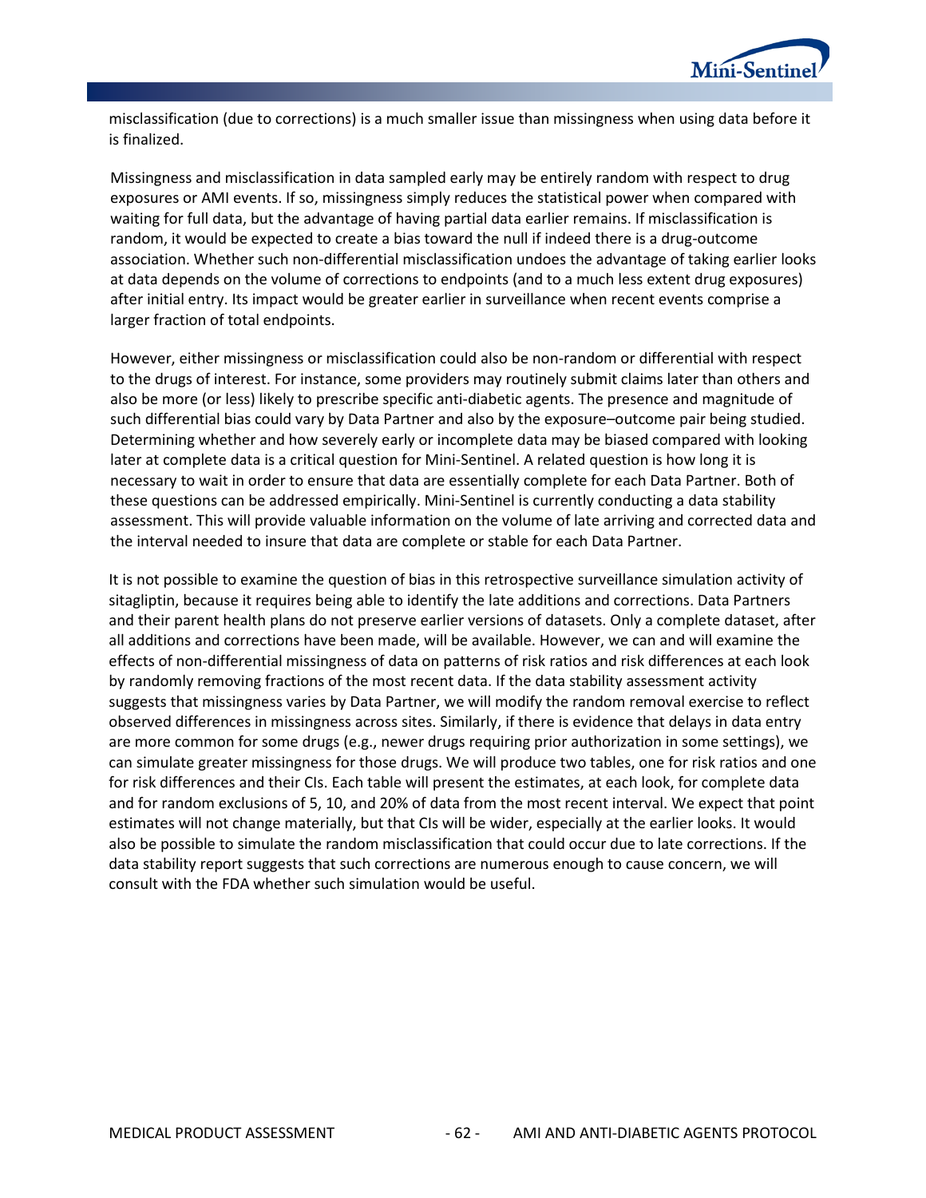misclassification (due to corrections) is a much smaller issue than missingness when using data before it is finalized.

Missingness and misclassification in data sampled early may be entirely random with respect to drug exposures or AMI events. If so, missingness simply reduces the statistical power when compared with waiting for full data, but the advantage of having partial data earlier remains. If misclassification is random, it would be expected to create a bias toward the null if indeed there is a drug-outcome association. Whether such non-differential misclassification undoes the advantage of taking earlier looks at data depends on the volume of corrections to endpoints (and to a much less extent drug exposures) after initial entry. Its impact would be greater earlier in surveillance when recent events comprise a larger fraction of total endpoints.

However, either missingness or misclassification could also be non-random or differential with respect to the drugs of interest. For instance, some providers may routinely submit claims later than others and also be more (or less) likely to prescribe specific anti-diabetic agents. The presence and magnitude of such differential bias could vary by Data Partner and also by the exposure–outcome pair being studied. Determining whether and how severely early or incomplete data may be biased compared with looking later at complete data is a critical question for Mini-Sentinel. A related question is how long it is necessary to wait in order to ensure that data are essentially complete for each Data Partner. Both of these questions can be addressed empirically. Mini-Sentinel is currently conducting a data stability assessment. This will provide valuable information on the volume of late arriving and corrected data and the interval needed to insure that data are complete or stable for each Data Partner.

It is not possible to examine the question of bias in this retrospective surveillance simulation activity of sitagliptin, because it requires being able to identify the late additions and corrections. Data Partners and their parent health plans do not preserve earlier versions of datasets. Only a complete dataset, after all additions and corrections have been made, will be available. However, we can and will examine the effects of non-differential missingness of data on patterns of risk ratios and risk differences at each look by randomly removing fractions of the most recent data. If the data stability assessment activity suggests that missingness varies by Data Partner, we will modify the random removal exercise to reflect observed differences in missingness across sites. Similarly, if there is evidence that delays in data entry are more common for some drugs (e.g., newer drugs requiring prior authorization in some settings), we can simulate greater missingness for those drugs. We will produce two tables, one for risk ratios and one for risk differences and their CIs. Each table will present the estimates, at each look, for complete data and for random exclusions of 5, 10, and 20% of data from the most recent interval. We expect that point estimates will not change materially, but that CIs will be wider, especially at the earlier looks. It would also be possible to simulate the random misclassification that could occur due to late corrections. If the data stability report suggests that such corrections are numerous enough to cause concern, we will consult with the FDA whether such simulation would be useful.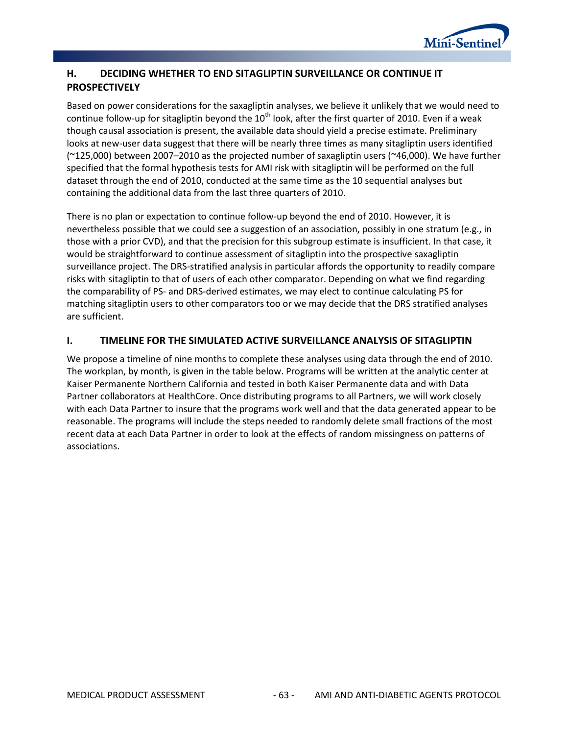## H. DECIDING WHETHER TO END SITAGLIPTIN SURVEILLANCE OR CONTINUE IT PROSPECTIVELY

Based on power considerations for the saxagliptin analyses, we believe it unlikely that we would need to continue follow-up for sitagliptin beyond the 10th look, after the first quarter of 2010. Even if a weak though causal association is present, the available data should yield a precise estimate. Preliminary looks at new-user data suggest that there will be nearly three times as many sitagliptin users identified (~125,000) between 2007–2010 as the projected number of saxagliptin users (~46,000). We have further specified that the formal hypothesis tests for AMI risk with sitagliptin will be performed on the full dataset through the end of 2010, conducted at the same time as the 10 sequential analyses but containing the additional data from the last three quarters of 2010.

There is no plan or expectation to continue follow-up beyond the end of 2010. However, it is nevertheless possible that we could see a suggestion of an association, possibly in one stratum (e.g., in those with a prior CVD), and that the precision for this subgroup estimate is insufficient. In that case, it would be straightforward to continue assessment of sitagliptin into the prospective saxagliptin surveillance project. The DRS-stratified analysis in particular affords the opportunity to readily compare risks with sitagliptin to that of users of each other comparator. Depending on what we find regarding the comparability of PS- and DRS-derived estimates, we may elect to continue calculating PS for matching sitagliptin users to other comparators too or we may decide that the DRS stratified analyses are sufficient.

## I. TIMELINE FOR THE SIMULATED ACTIVE SURVEILLANCE ANALYSIS OF SITAGLIPTIN

We propose a timeline of nine months to complete these analyses using data through the end of 2010. The workplan, by month, is given in the table below. Programs will be written at the analytic center at Kaiser Permanente Northern California and tested in both Kaiser Permanente data and with Data Partner collaborators at HealthCore. Once distributing programs to all Partners, we will work closely with each Data Partner to insure that the programs work well and that the data generated appear to be reasonable. The programs will include the steps needed to randomly delete small fractions of the most recent data at each Data Partner in order to look at the effects of random missingness on patterns of associations.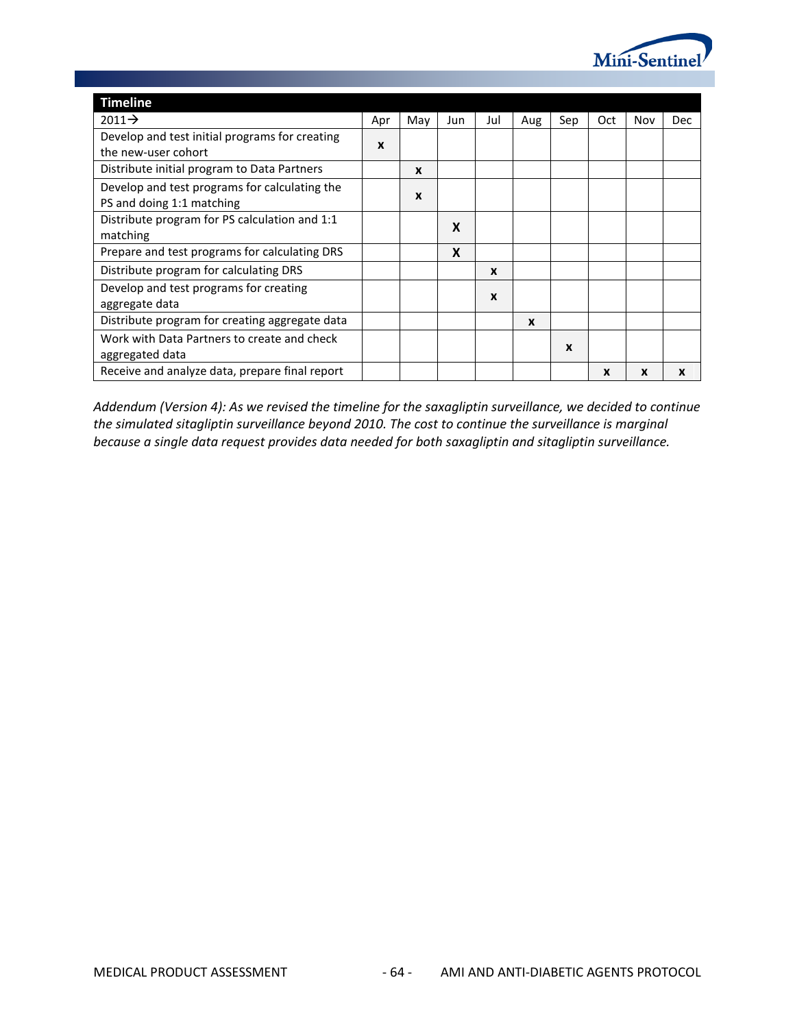| Timeline | | | | | | | | | |
|---|---|---|---|---|---|---|---|---|---|
| 2011→ | Apr | May | Jun | Jul | Aug | Sep | Oct | Nov | Dec |
| Develop and test initial programs for creating the new-user cohort | x | | | | | | | | |
| Distribute initial program to Data Partners | | x | | | | | | | |
| Develop and test programs for calculating the PS and doing 1:1 matching | | x | | | | | | | |
| Distribute program for PS calculation and 1:1 matching | | | X | | | | | | |
| Prepare and test programs for calculating DRS | | | X | | | | | | |
| Distribute program for calculating DRS | | | | x | | | | | |
| Develop and test programs for creating aggregate data | | | | x | | | | | |
| Distribute program for creating aggregate data | | | | | x | | | | |
| Work with Data Partners to create and check aggregated data | | | | | | x | | | |
| Receive and analyze data, prepare final report | | | | | | | x | x | x |

*Addendum (Version 4): As we revised the timeline for the saxagliptin surveillance, we decided to continue the simulated sitagliptin surveillance beyond 2010. The cost to continue the surveillance is marginal because a single data request provides data needed for both saxagliptin and sitagliptin surveillance.*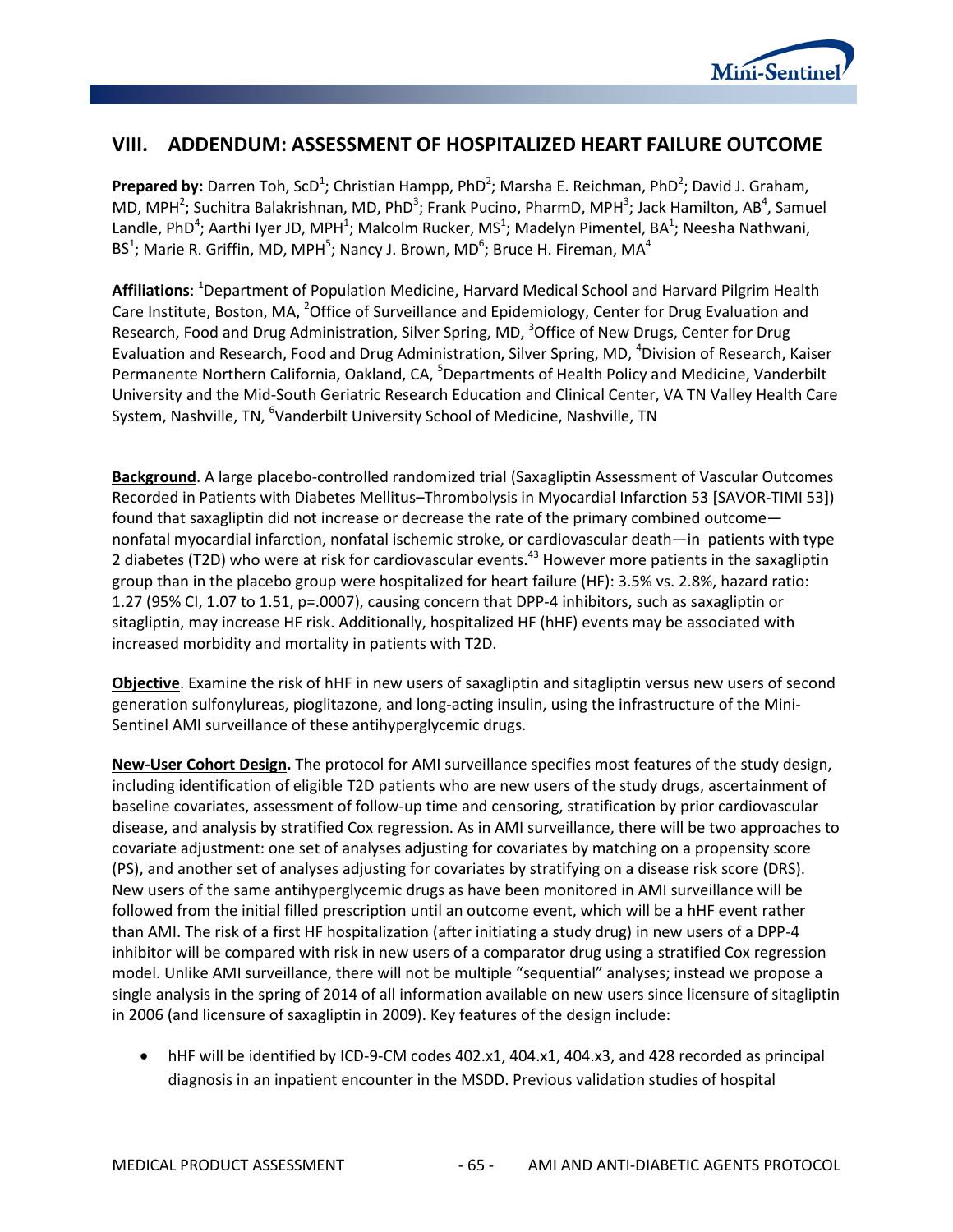## VIII. ADDENDUM: ASSESSMENT OF HOSPITALIZED HEART FAILURE OUTCOME

**Prepared by:** Darren Toh, ScD[1]; Christian Hampp, PhD[2]; Marsha E. Reichman, PhD[2]; David J. Graham, MD, MPH[2]; Suchitra Balakrishnan, MD, PhD[3]; Frank Pucino, PharmD, MPH[3]; Jack Hamilton, AB[4], Samuel Landle, PhD[4]; Aarthi Iyer JD, MPH[1]; Malcolm Rucker, MS[1]; Madelyn Pimentel, BA[1]; Neesha Nathwani, BS[1]; Marie R. Griffin, MD, MPH[5]; Nancy J. Brown, MD[6]; Bruce H. Fireman, MA[4]

**Affiliations**: [1]Department of Population Medicine, Harvard Medical School and Harvard Pilgrim Health Care Institute, Boston, MA, [2]Office of Surveillance and Epidemiology, Center for Drug Evaluation and Research, Food and Drug Administration, Silver Spring, MD, [3]Office of New Drugs, Center for Drug Evaluation and Research, Food and Drug Administration, Silver Spring, MD, [4]Division of Research, Kaiser Permanente Northern California, Oakland, CA, [5]Departments of Health Policy and Medicine, Vanderbilt University and the Mid-South Geriatric Research Education and Clinical Center, VA TN Valley Health Care System, Nashville, TN, [6]Vanderbilt University School of Medicine, Nashville, TN

**Background**. A large placebo-controlled randomized trial (Saxagliptin Assessment of Vascular Outcomes Recorded in Patients with Diabetes Mellitus–Thrombolysis in Myocardial Infarction 53 [SAVOR-TIMI 53]) found that saxagliptin did not increase or decrease the rate of the primary combined outcome—nonfatal myocardial infarction, nonfatal ischemic stroke, or cardiovascular death—in patients with type 2 diabetes (T2D) who were at risk for cardiovascular events.[43] However more patients in the saxagliptin group than in the placebo group were hospitalized for heart failure (HF): 3.5% vs. 2.8%, hazard ratio: 1.27 (95% CI, 1.07 to 1.51, p=.0007), causing concern that DPP-4 inhibitors, such as saxagliptin or sitagliptin, may increase HF risk. Additionally, hospitalized HF (hHF) events may be associated with increased morbidity and mortality in patients with T2D.

**Objective**. Examine the risk of hHF in new users of saxagliptin and sitagliptin versus new users of second generation sulfonylureas, pioglitazone, and long-acting insulin, using the infrastructure of the Mini-Sentinel AMI surveillance of these antihyperglycemic drugs.

**New-User Cohort Design.** The protocol for AMI surveillance specifies most features of the study design, including identification of eligible T2D patients who are new users of the study drugs, ascertainment of baseline covariates, assessment of follow-up time and censoring, stratification by prior cardiovascular disease, and analysis by stratified Cox regression. As in AMI surveillance, there will be two approaches to covariate adjustment: one set of analyses adjusting for covariates by matching on a propensity score (PS), and another set of analyses adjusting for covariates by stratifying on a disease risk score (DRS). New users of the same antihyperglycemic drugs as have been monitored in AMI surveillance will be followed from the initial filled prescription until an outcome event, which will be a hHF event rather than AMI. The risk of a first HF hospitalization (after initiating a study drug) in new users of a DPP-4 inhibitor will be compared with risk in new users of a comparator drug using a stratified Cox regression model. Unlike AMI surveillance, there will not be multiple "sequential" analyses; instead we propose a single analysis in the spring of 2014 of all information available on new users since licensure of sitagliptin in 2006 (and licensure of saxagliptin in 2009). Key features of the design include:

- hHF will be identified by ICD-9-CM codes 402.x1, 404.x1, 404.x3, and 428 recorded as principal diagnosis in an inpatient encounter in the MSDD. Previous validation studies of hospital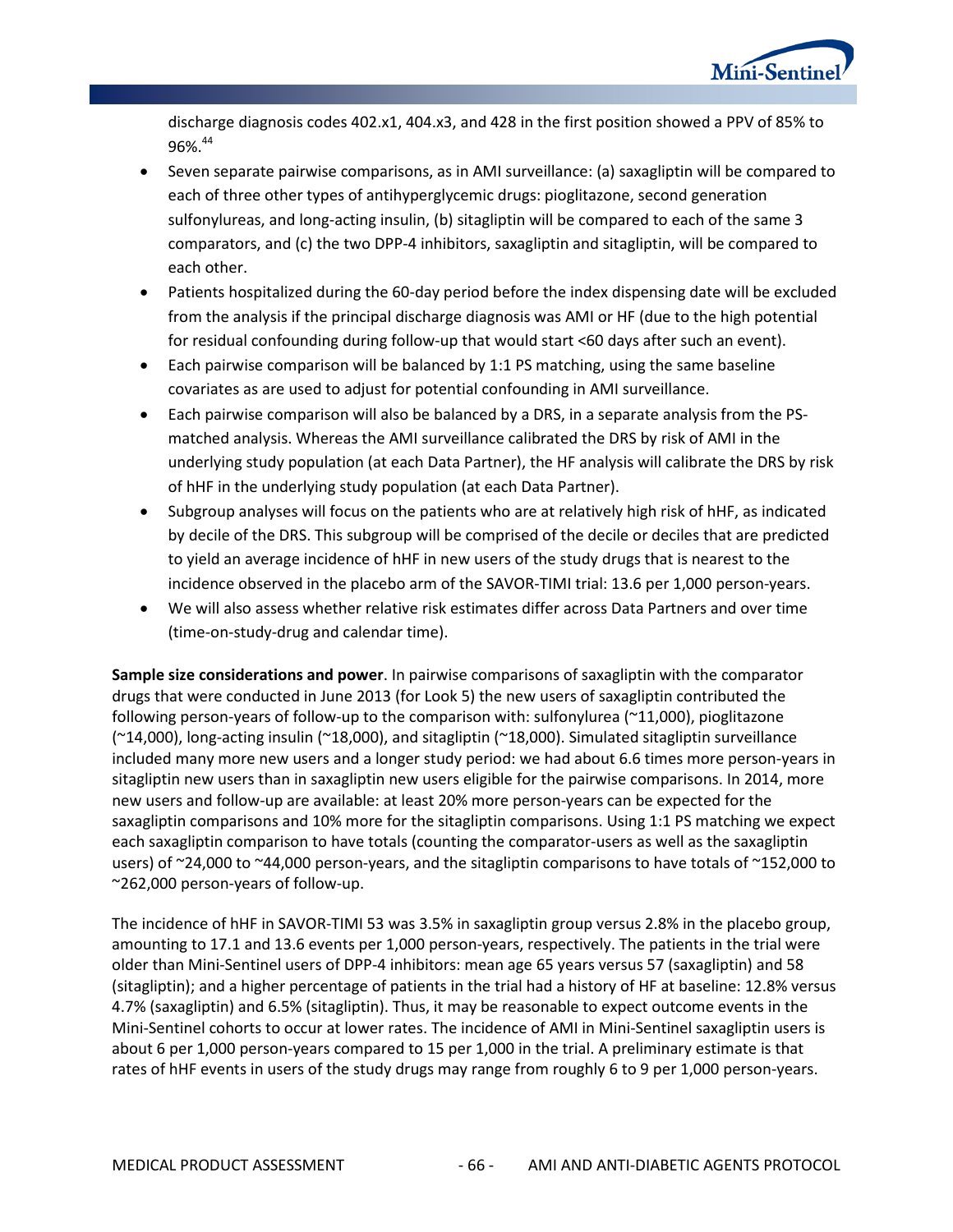discharge diagnosis codes 402.x1, 404.x3, and 428 in the first position showed a PPV of 85% to 96%.[44]

- Seven separate pairwise comparisons, as in AMI surveillance: (a) saxagliptin will be compared to each of three other types of antihyperglycemic drugs: pioglitazone, second generation sulfonylureas, and long-acting insulin, (b) sitagliptin will be compared to each of the same 3 comparators, and (c) the two DPP-4 inhibitors, saxagliptin and sitagliptin, will be compared to each other.
- Patients hospitalized during the 60-day period before the index dispensing date will be excluded from the analysis if the principal discharge diagnosis was AMI or HF (due to the high potential for residual confounding during follow-up that would start <60 days after such an event).
- Each pairwise comparison will be balanced by 1:1 PS matching, using the same baseline covariates as are used to adjust for potential confounding in AMI surveillance.
- Each pairwise comparison will also be balanced by a DRS, in a separate analysis from the PS-matched analysis. Whereas the AMI surveillance calibrated the DRS by risk of AMI in the underlying study population (at each Data Partner), the HF analysis will calibrate the DRS by risk of hHF in the underlying study population (at each Data Partner).
- Subgroup analyses will focus on the patients who are at relatively high risk of hHF, as indicated by decile of the DRS. This subgroup will be comprised of the decile or deciles that are predicted to yield an average incidence of hHF in new users of the study drugs that is nearest to the incidence observed in the placebo arm of the SAVOR-TIMI trial: 13.6 per 1,000 person-years.
- We will also assess whether relative risk estimates differ across Data Partners and over time (time-on-study-drug and calendar time).

**Sample size considerations and power**. In pairwise comparisons of saxagliptin with the comparator drugs that were conducted in June 2013 (for Look 5) the new users of saxagliptin contributed the following person-years of follow-up to the comparison with: sulfonylurea (~11,000), pioglitazone (~14,000), long-acting insulin (~18,000), and sitagliptin (~18,000). Simulated sitagliptin surveillance included many more new users and a longer study period: we had about 6.6 times more person-years in sitagliptin new users than in saxagliptin new users eligible for the pairwise comparisons. In 2014, more new users and follow-up are available: at least 20% more person-years can be expected for the saxagliptin comparisons and 10% more for the sitagliptin comparisons. Using 1:1 PS matching we expect each saxagliptin comparison to have totals (counting the comparator-users as well as the saxagliptin users) of ~24,000 to ~44,000 person-years, and the sitagliptin comparisons to have totals of ~152,000 to ~262,000 person-years of follow-up.

The incidence of hHF in SAVOR-TIMI 53 was 3.5% in saxagliptin group versus 2.8% in the placebo group, amounting to 17.1 and 13.6 events per 1,000 person-years, respectively. The patients in the trial were older than Mini-Sentinel users of DPP-4 inhibitors: mean age 65 years versus 57 (saxagliptin) and 58 (sitagliptin); and a higher percentage of patients in the trial had a history of HF at baseline: 12.8% versus 4.7% (saxagliptin) and 6.5% (sitagliptin). Thus, it may be reasonable to expect outcome events in the Mini-Sentinel cohorts to occur at lower rates. The incidence of AMI in Mini-Sentinel saxagliptin users is about 6 per 1,000 person-years compared to 15 per 1,000 in the trial. A preliminary estimate is that rates of hHF events in users of the study drugs may range from roughly 6 to 9 per 1,000 person-years.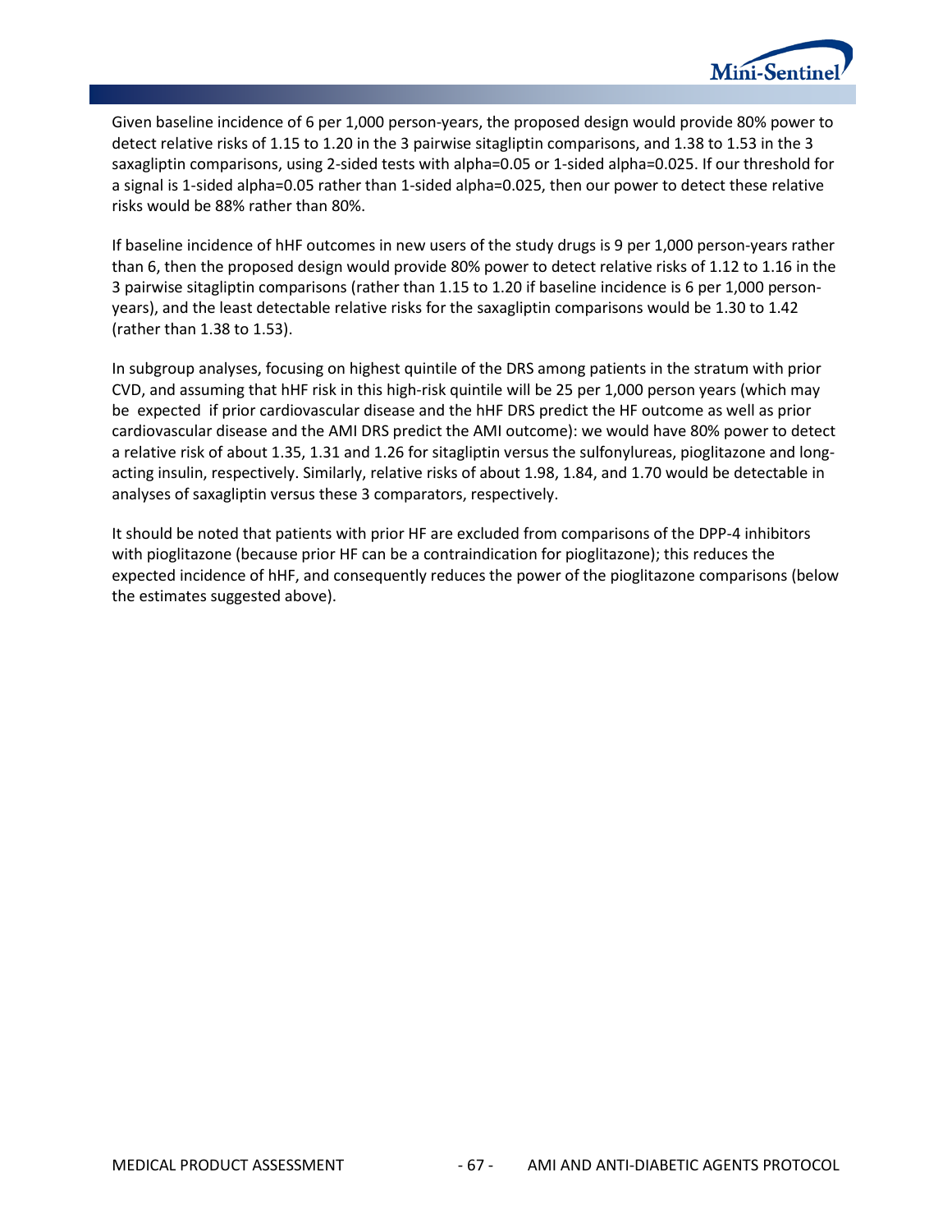Given baseline incidence of 6 per 1,000 person-years, the proposed design would provide 80% power to detect relative risks of 1.15 to 1.20 in the 3 pairwise sitagliptin comparisons, and 1.38 to 1.53 in the 3 saxagliptin comparisons, using 2-sided tests with alpha=0.05 or 1-sided alpha=0.025. If our threshold for a signal is 1-sided alpha=0.05 rather than 1-sided alpha=0.025, then our power to detect these relative risks would be 88% rather than 80%.

If baseline incidence of hHF outcomes in new users of the study drugs is 9 per 1,000 person-years rather than 6, then the proposed design would provide 80% power to detect relative risks of 1.12 to 1.16 in the 3 pairwise sitagliptin comparisons (rather than 1.15 to 1.20 if baseline incidence is 6 per 1,000 person-years), and the least detectable relative risks for the saxagliptin comparisons would be 1.30 to 1.42 (rather than 1.38 to 1.53).

In subgroup analyses, focusing on highest quintile of the DRS among patients in the stratum with prior CVD, and assuming that hHF risk in this high-risk quintile will be 25 per 1,000 person years (which may be expected if prior cardiovascular disease and the hHF DRS predict the HF outcome as well as prior cardiovascular disease and the AMI DRS predict the AMI outcome): we would have 80% power to detect a relative risk of about 1.35, 1.31 and 1.26 for sitagliptin versus the sulfonylureas, pioglitazone and long-acting insulin, respectively. Similarly, relative risks of about 1.98, 1.84, and 1.70 would be detectable in analyses of saxagliptin versus these 3 comparators, respectively.

It should be noted that patients with prior HF are excluded from comparisons of the DPP-4 inhibitors with pioglitazone (because prior HF can be a contraindication for pioglitazone); this reduces the expected incidence of hHF, and consequently reduces the power of the pioglitazone comparisons (below the estimates suggested above).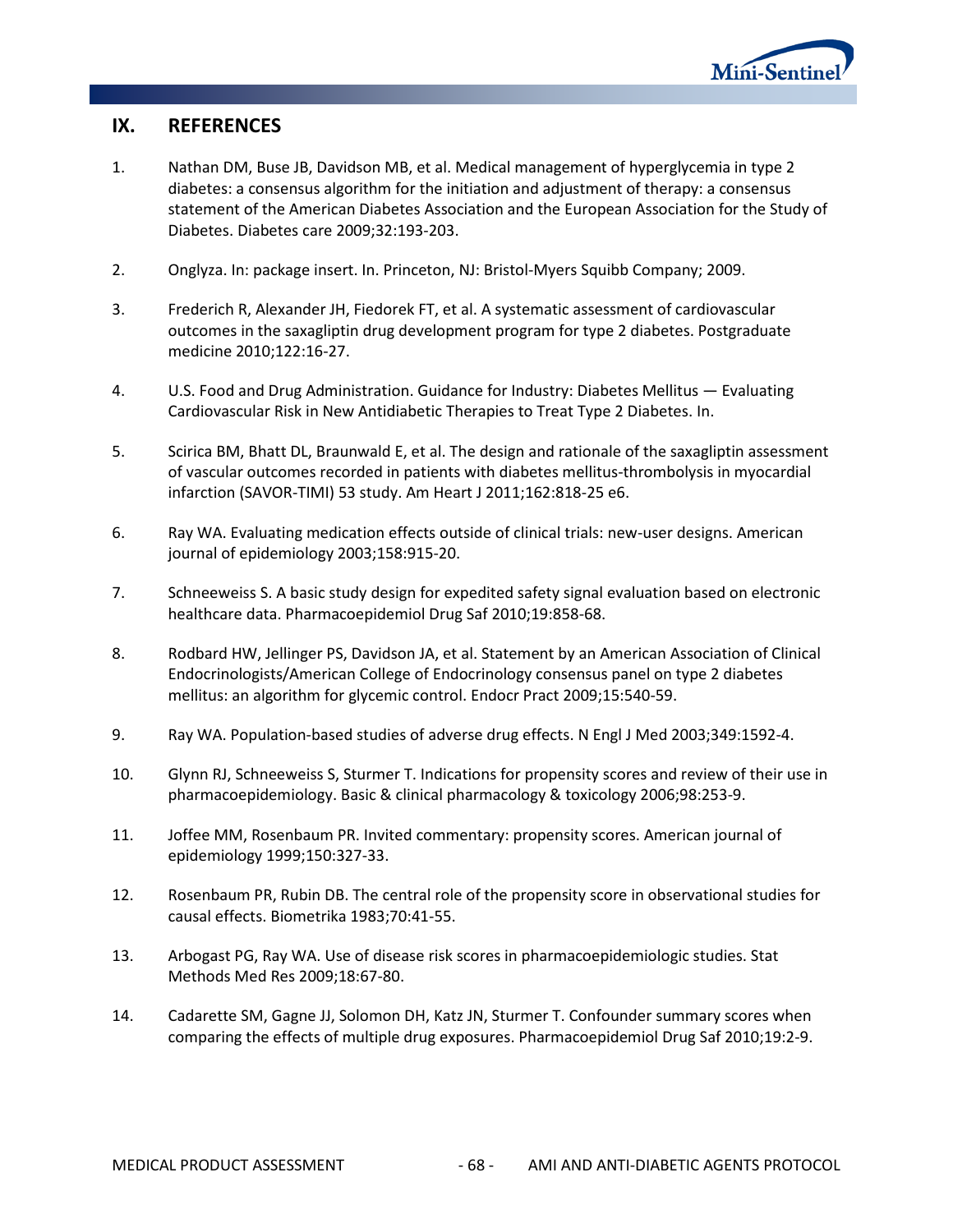## IX. REFERENCES

1. Nathan DM, Buse JB, Davidson MB, et al. Medical management of hyperglycemia in type 2 diabetes: a consensus algorithm for the initiation and adjustment of therapy: a consensus statement of the American Diabetes Association and the European Association for the Study of Diabetes. Diabetes care 2009;32:193-203.

2. Onglyza. In: package insert. In. Princeton, NJ: Bristol-Myers Squibb Company; 2009.

3. Frederich R, Alexander JH, Fiedorek FT, et al. A systematic assessment of cardiovascular outcomes in the saxagliptin drug development program for type 2 diabetes. Postgraduate medicine 2010;122:16-27.

4. U.S. Food and Drug Administration. Guidance for Industry: Diabetes Mellitus — Evaluating Cardiovascular Risk in New Antidiabetic Therapies to Treat Type 2 Diabetes. In.

5. Scirica BM, Bhatt DL, Braunwald E, et al. The design and rationale of the saxagliptin assessment of vascular outcomes recorded in patients with diabetes mellitus-thrombolysis in myocardial infarction (SAVOR-TIMI) 53 study. Am Heart J 2011;162:818-25 e6.

6. Ray WA. Evaluating medication effects outside of clinical trials: new-user designs. American journal of epidemiology 2003;158:915-20.

7. Schneeweiss S. A basic study design for expedited safety signal evaluation based on electronic healthcare data. Pharmacoepidemiol Drug Saf 2010;19:858-68.

8. Rodbard HW, Jellinger PS, Davidson JA, et al. Statement by an American Association of Clinical Endocrinologists/American College of Endocrinology consensus panel on type 2 diabetes mellitus: an algorithm for glycemic control. Endocr Pract 2009;15:540-59.

9. Ray WA. Population-based studies of adverse drug effects. N Engl J Med 2003;349:1592-4.

10. Glynn RJ, Schneeweiss S, Sturmer T. Indications for propensity scores and review of their use in pharmacoepidemiology. Basic & clinical pharmacology & toxicology 2006;98:253-9.

11. Joffee MM, Rosenbaum PR. Invited commentary: propensity scores. American journal of epidemiology 1999;150:327-33.

12. Rosenbaum PR, Rubin DB. The central role of the propensity score in observational studies for causal effects. Biometrika 1983;70:41-55.

13. Arbogast PG, Ray WA. Use of disease risk scores in pharmacoepidemiologic studies. Stat Methods Med Res 2009;18:67-80.

14. Cadarette SM, Gagne JJ, Solomon DH, Katz JN, Sturmer T. Confounder summary scores when comparing the effects of multiple drug exposures. Pharmacoepidemiol Drug Saf 2010;19:2-9.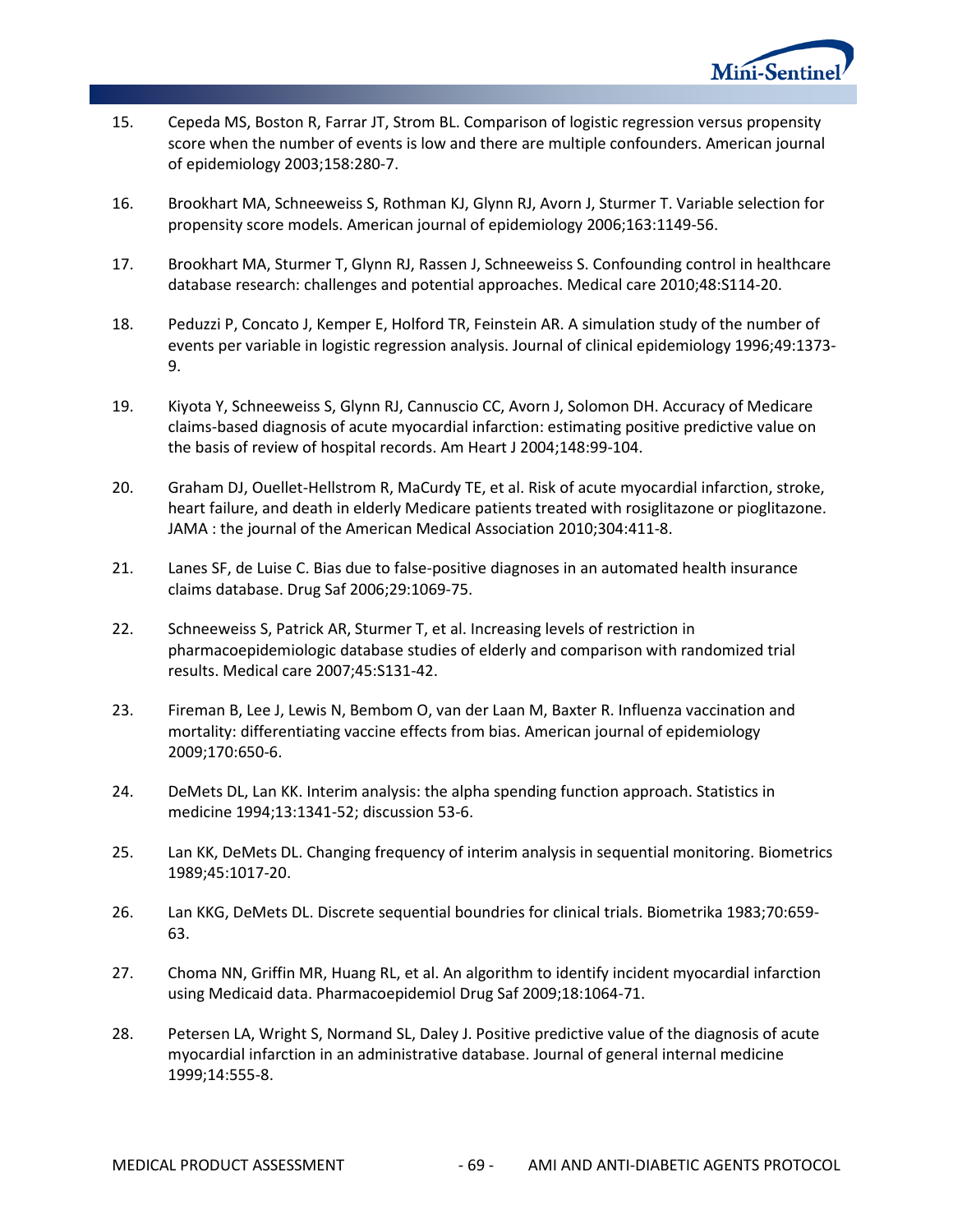15. Cepeda MS, Boston R, Farrar JT, Strom BL. Comparison of logistic regression versus propensity score when the number of events is low and there are multiple confounders. American journal of epidemiology 2003;158:280-7.

16. Brookhart MA, Schneeweiss S, Rothman KJ, Glynn RJ, Avorn J, Sturmer T. Variable selection for propensity score models. American journal of epidemiology 2006;163:1149-56.

17. Brookhart MA, Sturmer T, Glynn RJ, Rassen J, Schneeweiss S. Confounding control in healthcare database research: challenges and potential approaches. Medical care 2010;48:S114-20.

18. Peduzzi P, Concato J, Kemper E, Holford TR, Feinstein AR. A simulation study of the number of events per variable in logistic regression analysis. Journal of clinical epidemiology 1996;49:1373-9.

19. Kiyota Y, Schneeweiss S, Glynn RJ, Cannuscio CC, Avorn J, Solomon DH. Accuracy of Medicare claims-based diagnosis of acute myocardial infarction: estimating positive predictive value on the basis of review of hospital records. Am Heart J 2004;148:99-104.

20. Graham DJ, Ouellet-Hellstrom R, MaCurdy TE, et al. Risk of acute myocardial infarction, stroke, heart failure, and death in elderly Medicare patients treated with rosiglitazone or pioglitazone. JAMA : the journal of the American Medical Association 2010;304:411-8.

21. Lanes SF, de Luise C. Bias due to false-positive diagnoses in an automated health insurance claims database. Drug Saf 2006;29:1069-75.

22. Schneeweiss S, Patrick AR, Sturmer T, et al. Increasing levels of restriction in pharmacoepidemiologic database studies of elderly and comparison with randomized trial results. Medical care 2007;45:S131-42.

23. Fireman B, Lee J, Lewis N, Bembom O, van der Laan M, Baxter R. Influenza vaccination and mortality: differentiating vaccine effects from bias. American journal of epidemiology 2009;170:650-6.

24. DeMets DL, Lan KK. Interim analysis: the alpha spending function approach. Statistics in medicine 1994;13:1341-52; discussion 53-6.

25. Lan KK, DeMets DL. Changing frequency of interim analysis in sequential monitoring. Biometrics 1989;45:1017-20.

26. Lan KKG, DeMets DL. Discrete sequential boundries for clinical trials. Biometrika 1983;70:659-63.

27. Choma NN, Griffin MR, Huang RL, et al. An algorithm to identify incident myocardial infarction using Medicaid data. Pharmacoepidemiol Drug Saf 2009;18:1064-71.

28. Petersen LA, Wright S, Normand SL, Daley J. Positive predictive value of the diagnosis of acute myocardial infarction in an administrative database. Journal of general internal medicine 1999;14:555-8.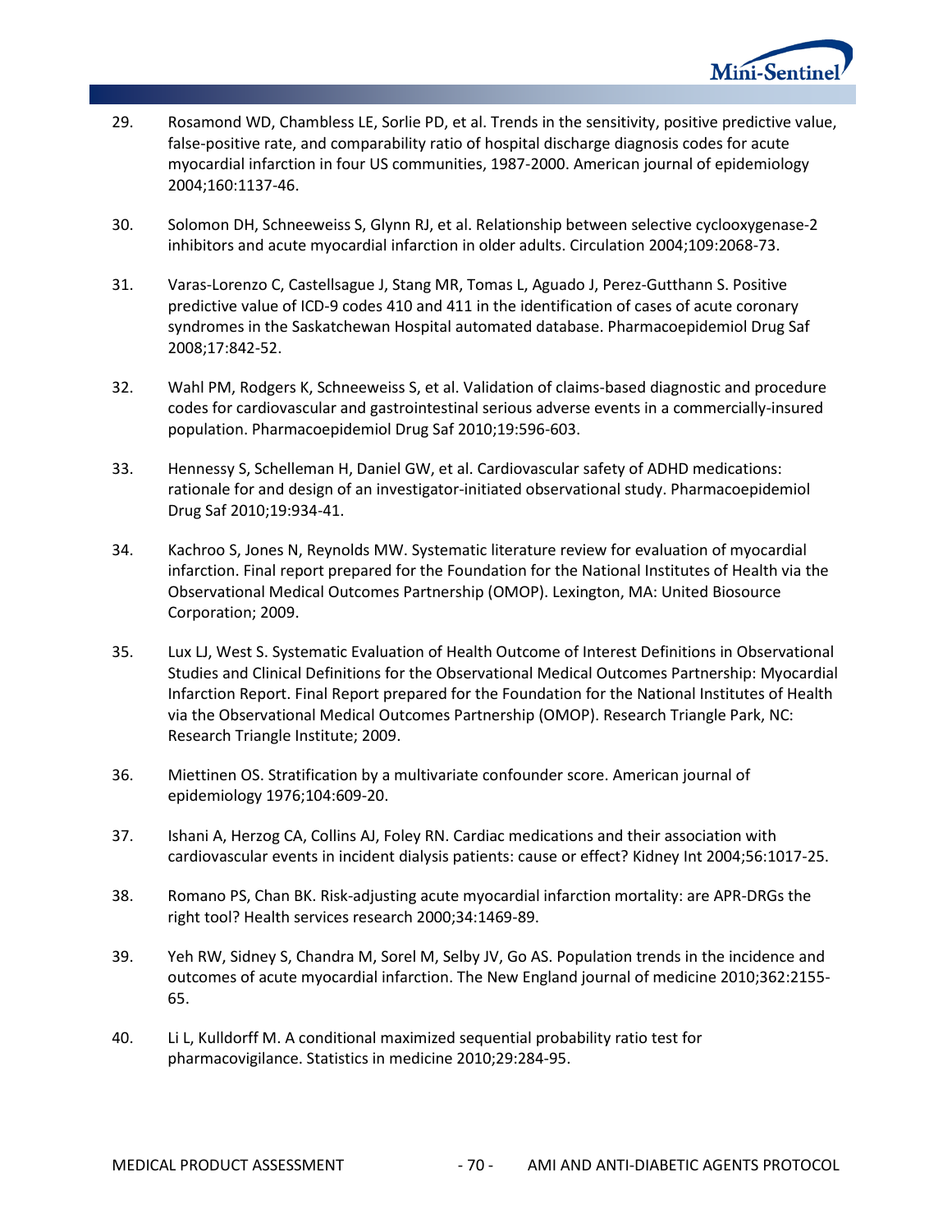29. Rosamond WD, Chambless LE, Sorlie PD, et al. Trends in the sensitivity, positive predictive value, false-positive rate, and comparability ratio of hospital discharge diagnosis codes for acute myocardial infarction in four US communities, 1987-2000. American journal of epidemiology 2004;160:1137-46.

30. Solomon DH, Schneeweiss S, Glynn RJ, et al. Relationship between selective cyclooxygenase-2 inhibitors and acute myocardial infarction in older adults. Circulation 2004;109:2068-73.

31. Varas-Lorenzo C, Castellsague J, Stang MR, Tomas L, Aguado J, Perez-Gutthann S. Positive predictive value of ICD-9 codes 410 and 411 in the identification of cases of acute coronary syndromes in the Saskatchewan Hospital automated database. Pharmacoepidemiol Drug Saf 2008;17:842-52.

32. Wahl PM, Rodgers K, Schneeweiss S, et al. Validation of claims-based diagnostic and procedure codes for cardiovascular and gastrointestinal serious adverse events in a commercially-insured population. Pharmacoepidemiol Drug Saf 2010;19:596-603.

33. Hennessy S, Schelleman H, Daniel GW, et al. Cardiovascular safety of ADHD medications: rationale for and design of an investigator-initiated observational study. Pharmacoepidemiol Drug Saf 2010;19:934-41.

34. Kachroo S, Jones N, Reynolds MW. Systematic literature review for evaluation of myocardial infarction. Final report prepared for the Foundation for the National Institutes of Health via the Observational Medical Outcomes Partnership (OMOP). Lexington, MA: United Biosource Corporation; 2009.

35. Lux LJ, West S. Systematic Evaluation of Health Outcome of Interest Definitions in Observational Studies and Clinical Definitions for the Observational Medical Outcomes Partnership: Myocardial Infarction Report. Final Report prepared for the Foundation for the National Institutes of Health via the Observational Medical Outcomes Partnership (OMOP). Research Triangle Park, NC: Research Triangle Institute; 2009.

36. Miettinen OS. Stratification by a multivariate confounder score. American journal of epidemiology 1976;104:609-20.

37. Ishani A, Herzog CA, Collins AJ, Foley RN. Cardiac medications and their association with cardiovascular events in incident dialysis patients: cause or effect? Kidney Int 2004;56:1017-25.

38. Romano PS, Chan BK. Risk-adjusting acute myocardial infarction mortality: are APR-DRGs the right tool? Health services research 2000;34:1469-89.

39. Yeh RW, Sidney S, Chandra M, Sorel M, Selby JV, Go AS. Population trends in the incidence and outcomes of acute myocardial infarction. The New England journal of medicine 2010;362:2155-65.

40. Li L, Kulldorff M. A conditional maximized sequential probability ratio test for pharmacovigilance. Statistics in medicine 2010;29:284-95.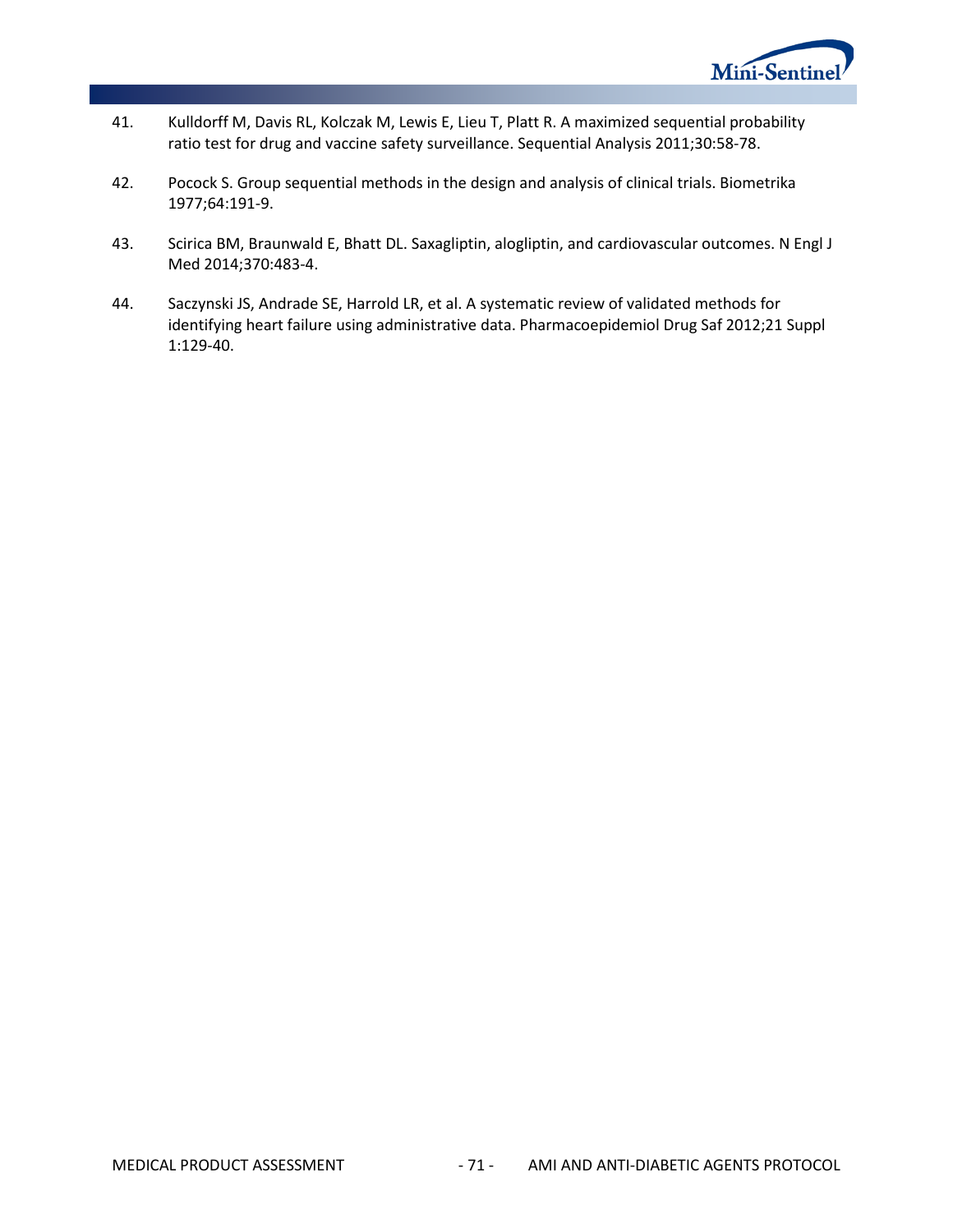41. Kulldorff M, Davis RL, Kolczak M, Lewis E, Lieu T, Platt R. A maximized sequential probability ratio test for drug and vaccine safety surveillance. Sequential Analysis 2011;30:58-78.

42. Pocock S. Group sequential methods in the design and analysis of clinical trials. Biometrika 1977;64:191-9.

43. Scirica BM, Braunwald E, Bhatt DL. Saxagliptin, alogliptin, and cardiovascular outcomes. N Engl J Med 2014;370:483-4.

44. Saczynski JS, Andrade SE, Harrold LR, et al. A systematic review of validated methods for identifying heart failure using administrative data. Pharmacoepidemiol Drug Saf 2012;21 Suppl 1:129-40.